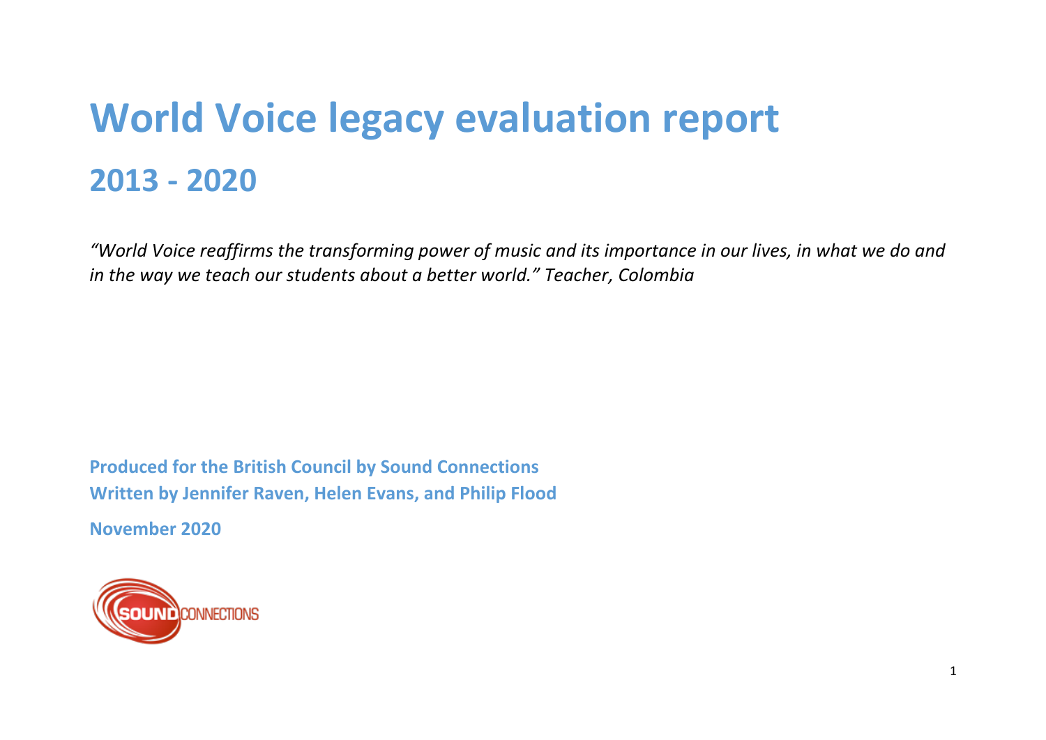# World Voice legacy evaluation report

## 2013 - 2020

*"World Voice reaffirms the transforming power of music and its importance in our lives, in what we do and in the way we teach our students about a better world." Teacher, Colombia*

**Produced for the British Council by Sound Connections**
**Written by Jennifer Raven, Helen Evans, and Philip Flood**

**November 2020**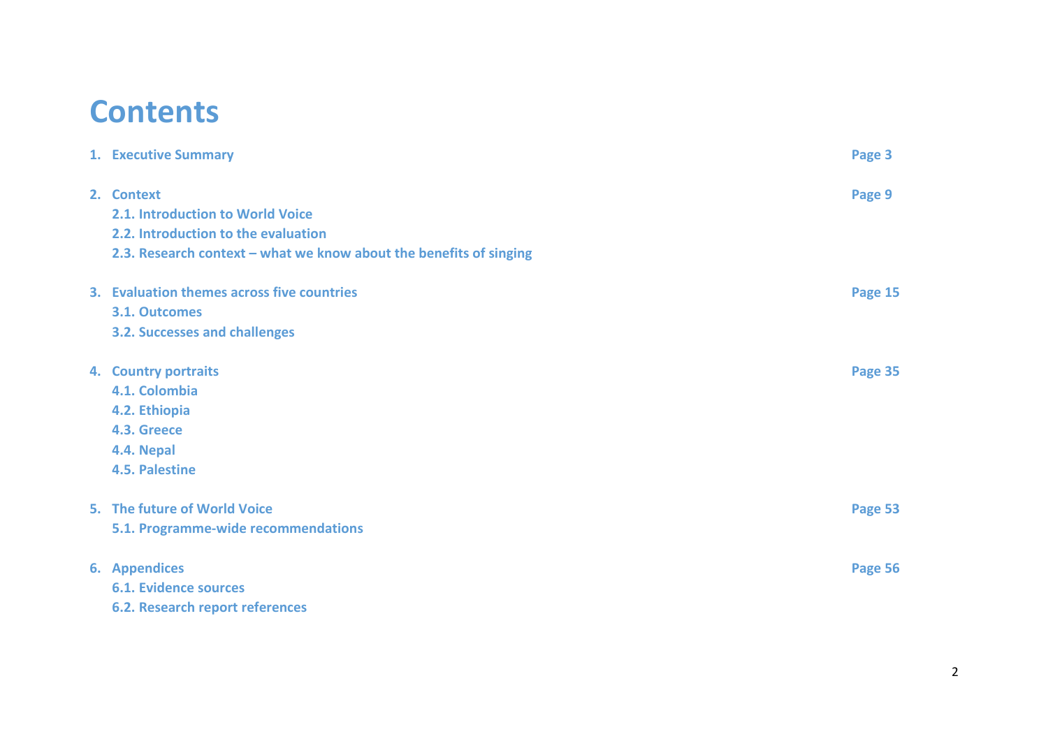# Contents

| | |
|---|---|
| **1. Executive Summary** | **Page 3** |
| **2. Context** | **Page 9** |
| **2.1. Introduction to World Voice** | |
| **2.2. Introduction to the evaluation** | |
| **2.3. Research context – what we know about the benefits of singing** | |
| **3. Evaluation themes across five countries** | **Page 15** |
| **3.1. Outcomes** | |
| **3.2. Successes and challenges** | |
| **4. Country portraits** | **Page 35** |
| **4.1. Colombia** | |
| **4.2. Ethiopia** | |
| **4.3. Greece** | |
| **4.4. Nepal** | |
| **4.5. Palestine** | |
| **5. The future of World Voice** | **Page 53** |
| **5.1. Programme-wide recommendations** | |
| **6. Appendices** | **Page 56** |
| **6.1. Evidence sources** | |
| **6.2. Research report references** | |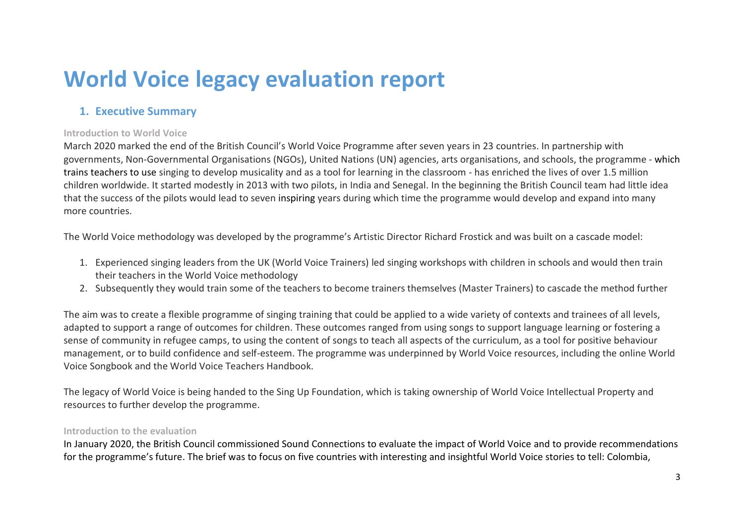# World Voice legacy evaluation report

## 1. Executive Summary

### Introduction to World Voice

March 2020 marked the end of the British Council's World Voice Programme after seven years in 23 countries. In partnership with governments, Non-Governmental Organisations (NGOs), United Nations (UN) agencies, arts organisations, and schools, the programme - which trains teachers to use singing to develop musicality and as a tool for learning in the classroom - has enriched the lives of over 1.5 million children worldwide. It started modestly in 2013 with two pilots, in India and Senegal. In the beginning the British Council team had little idea that the success of the pilots would lead to seven inspiring years during which time the programme would develop and expand into many more countries.

The World Voice methodology was developed by the programme's Artistic Director Richard Frostick and was built on a cascade model:

1. Experienced singing leaders from the UK (World Voice Trainers) led singing workshops with children in schools and would then train their teachers in the World Voice methodology
2. Subsequently they would train some of the teachers to become trainers themselves (Master Trainers) to cascade the method further

The aim was to create a flexible programme of singing training that could be applied to a wide variety of contexts and trainees of all levels, adapted to support a range of outcomes for children. These outcomes ranged from using songs to support language learning or fostering a sense of community in refugee camps, to using the content of songs to teach all aspects of the curriculum, as a tool for positive behaviour management, or to build confidence and self-esteem. The programme was underpinned by World Voice resources, including the online World Voice Songbook and the World Voice Teachers Handbook.

The legacy of World Voice is being handed to the Sing Up Foundation, which is taking ownership of World Voice Intellectual Property and resources to further develop the programme.

### Introduction to the evaluation

In January 2020, the British Council commissioned Sound Connections to evaluate the impact of World Voice and to provide recommendations for the programme's future. The brief was to focus on five countries with interesting and insightful World Voice stories to tell: Colombia,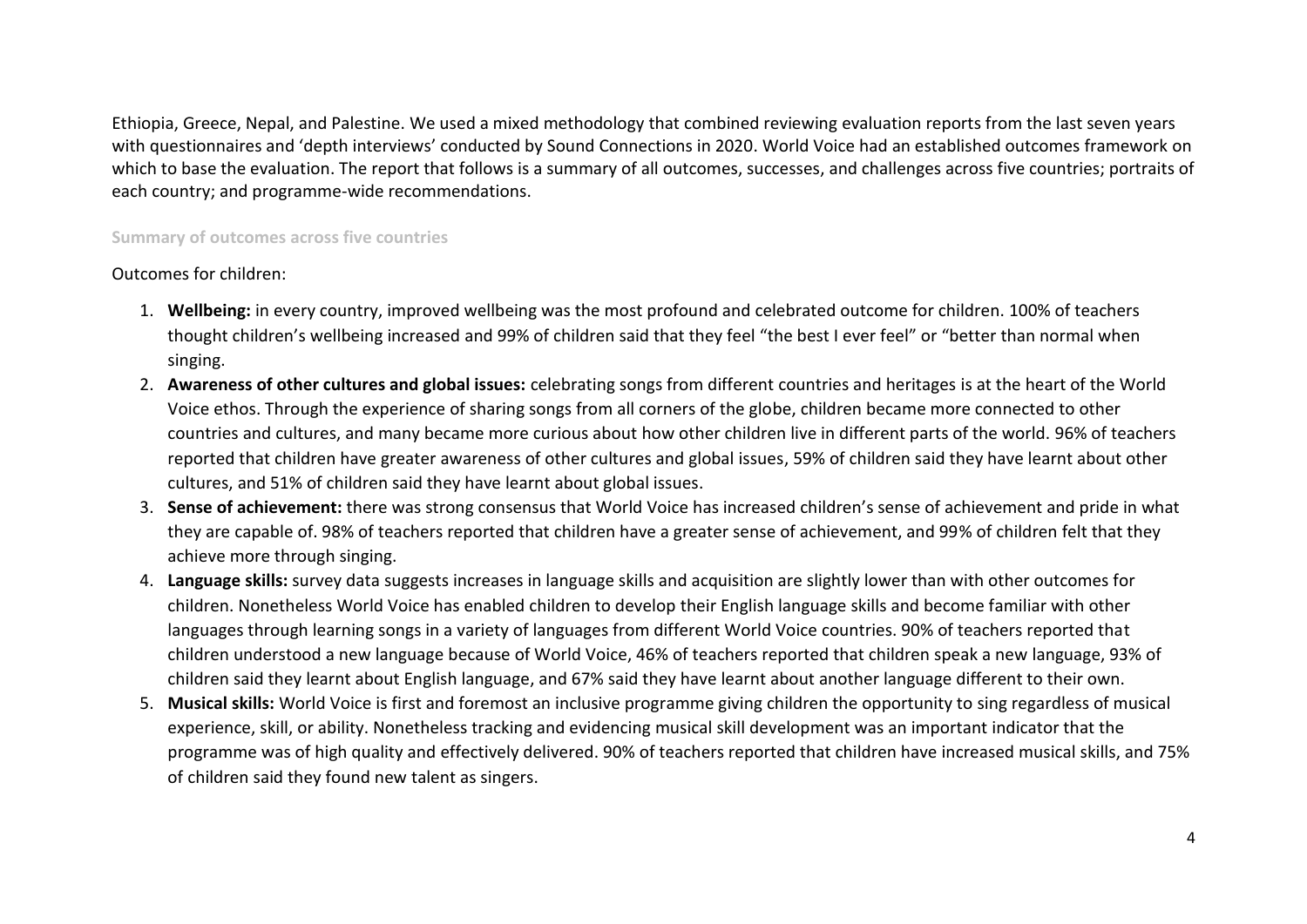Ethiopia, Greece, Nepal, and Palestine. We used a mixed methodology that combined reviewing evaluation reports from the last seven years with questionnaires and 'depth interviews' conducted by Sound Connections in 2020. World Voice had an established outcomes framework on which to base the evaluation. The report that follows is a summary of all outcomes, successes, and challenges across five countries; portraits of each country; and programme-wide recommendations.

### Summary of outcomes across five countries

Outcomes for children:

1. **Wellbeing:** in every country, improved wellbeing was the most profound and celebrated outcome for children. 100% of teachers thought children's wellbeing increased and 99% of children said that they feel "the best I ever feel" or "better than normal when singing.
2. **Awareness of other cultures and global issues:** celebrating songs from different countries and heritages is at the heart of the World Voice ethos. Through the experience of sharing songs from all corners of the globe, children became more connected to other countries and cultures, and many became more curious about how other children live in different parts of the world. 96% of teachers reported that children have greater awareness of other cultures and global issues, 59% of children said they have learnt about other cultures, and 51% of children said they have learnt about global issues.
3. **Sense of achievement:** there was strong consensus that World Voice has increased children's sense of achievement and pride in what they are capable of. 98% of teachers reported that children have a greater sense of achievement, and 99% of children felt that they achieve more through singing.
4. **Language skills:** survey data suggests increases in language skills and acquisition are slightly lower than with other outcomes for children. Nonetheless World Voice has enabled children to develop their English language skills and become familiar with other languages through learning songs in a variety of languages from different World Voice countries. 90% of teachers reported that children understood a new language because of World Voice, 46% of teachers reported that children speak a new language, 93% of children said they learnt about English language, and 67% said they have learnt about another language different to their own.
5. **Musical skills:** World Voice is first and foremost an inclusive programme giving children the opportunity to sing regardless of musical experience, skill, or ability. Nonetheless tracking and evidencing musical skill development was an important indicator that the programme was of high quality and effectively delivered. 90% of teachers reported that children have increased musical skills, and 75% of children said they found new talent as singers.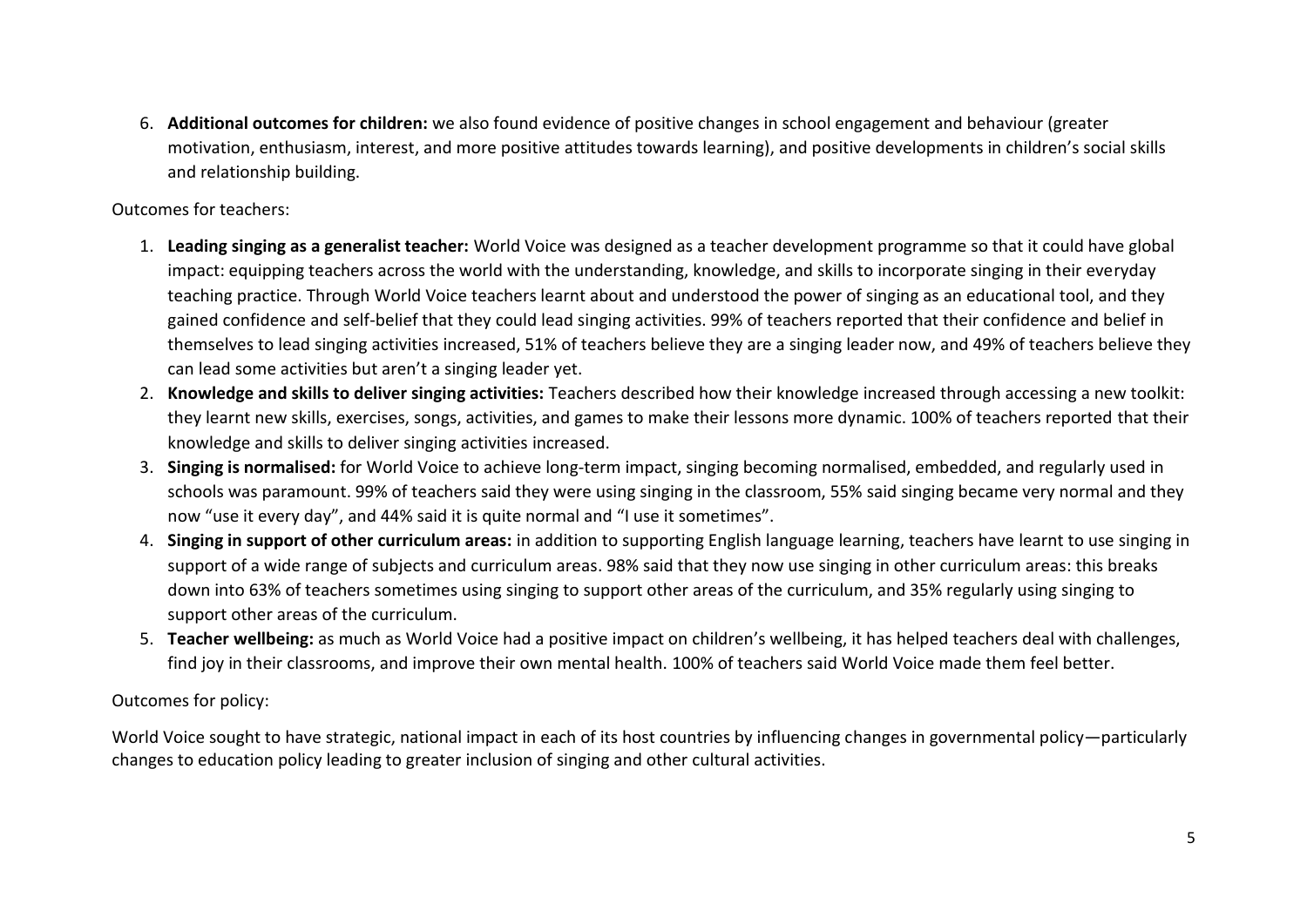6. **Additional outcomes for children:** we also found evidence of positive changes in school engagement and behaviour (greater motivation, enthusiasm, interest, and more positive attitudes towards learning), and positive developments in children's social skills and relationship building.

Outcomes for teachers:

1. **Leading singing as a generalist teacher:** World Voice was designed as a teacher development programme so that it could have global impact: equipping teachers across the world with the understanding, knowledge, and skills to incorporate singing in their everyday teaching practice. Through World Voice teachers learnt about and understood the power of singing as an educational tool, and they gained confidence and self-belief that they could lead singing activities. 99% of teachers reported that their confidence and belief in themselves to lead singing activities increased, 51% of teachers believe they are a singing leader now, and 49% of teachers believe they can lead some activities but aren't a singing leader yet.
2. **Knowledge and skills to deliver singing activities:** Teachers described how their knowledge increased through accessing a new toolkit: they learnt new skills, exercises, songs, activities, and games to make their lessons more dynamic. 100% of teachers reported that their knowledge and skills to deliver singing activities increased.
3. **Singing is normalised:** for World Voice to achieve long-term impact, singing becoming normalised, embedded, and regularly used in schools was paramount. 99% of teachers said they were using singing in the classroom, 55% said singing became very normal and they now "use it every day", and 44% said it is quite normal and "I use it sometimes".
4. **Singing in support of other curriculum areas:** in addition to supporting English language learning, teachers have learnt to use singing in support of a wide range of subjects and curriculum areas. 98% said that they now use singing in other curriculum areas: this breaks down into 63% of teachers sometimes using singing to support other areas of the curriculum, and 35% regularly using singing to support other areas of the curriculum.
5. **Teacher wellbeing:** as much as World Voice had a positive impact on children's wellbeing, it has helped teachers deal with challenges, find joy in their classrooms, and improve their own mental health. 100% of teachers said World Voice made them feel better.

Outcomes for policy:

World Voice sought to have strategic, national impact in each of its host countries by influencing changes in governmental policy—particularly changes to education policy leading to greater inclusion of singing and other cultural activities.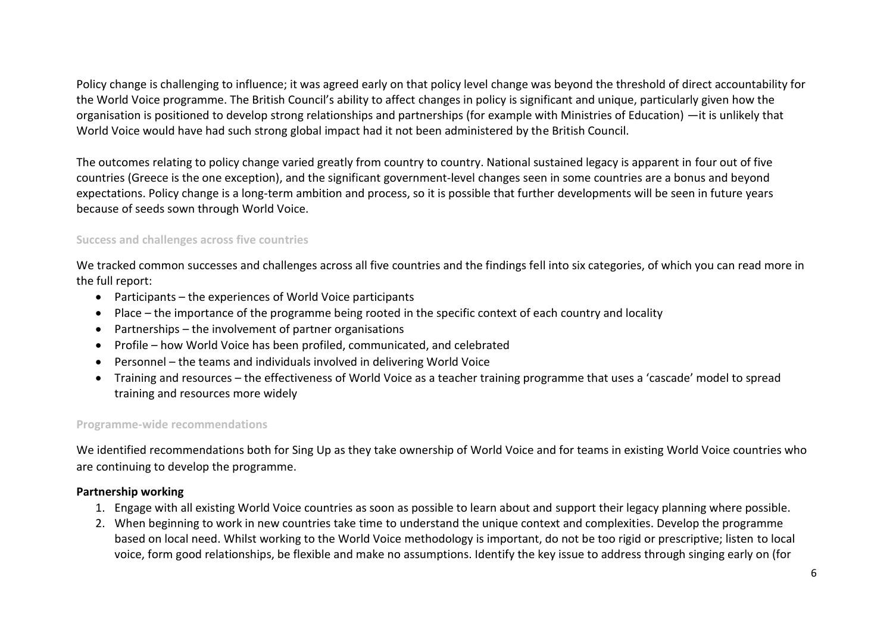Policy change is challenging to influence; it was agreed early on that policy level change was beyond the threshold of direct accountability for the World Voice programme. The British Council's ability to affect changes in policy is significant and unique, particularly given how the organisation is positioned to develop strong relationships and partnerships (for example with Ministries of Education) —it is unlikely that World Voice would have had such strong global impact had it not been administered by the British Council.

The outcomes relating to policy change varied greatly from country to country. National sustained legacy is apparent in four out of five countries (Greece is the one exception), and the significant government-level changes seen in some countries are a bonus and beyond expectations. Policy change is a long-term ambition and process, so it is possible that further developments will be seen in future years because of seeds sown through World Voice.

### Success and challenges across five countries

We tracked common successes and challenges across all five countries and the findings fell into six categories, of which you can read more in the full report:

- Participants – the experiences of World Voice participants
- Place – the importance of the programme being rooted in the specific context of each country and locality
- Partnerships – the involvement of partner organisations
- Profile – how World Voice has been profiled, communicated, and celebrated
- Personnel – the teams and individuals involved in delivering World Voice
- Training and resources – the effectiveness of World Voice as a teacher training programme that uses a 'cascade' model to spread training and resources more widely

### Programme-wide recommendations

We identified recommendations both for Sing Up as they take ownership of World Voice and for teams in existing World Voice countries who are continuing to develop the programme.

**Partnership working**

1. Engage with all existing World Voice countries as soon as possible to learn about and support their legacy planning where possible.
2. When beginning to work in new countries take time to understand the unique context and complexities. Develop the programme based on local need. Whilst working to the World Voice methodology is important, do not be too rigid or prescriptive; listen to local voice, form good relationships, be flexible and make no assumptions. Identify the key issue to address through singing early on (for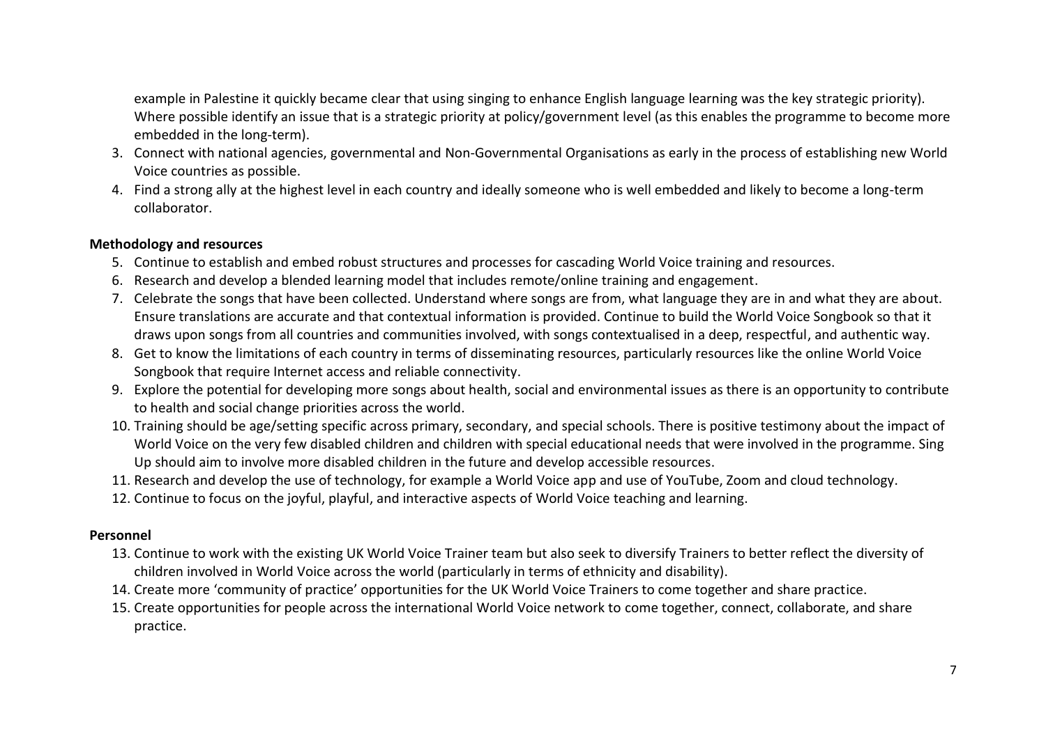example in Palestine it quickly became clear that using singing to enhance English language learning was the key strategic priority). Where possible identify an issue that is a strategic priority at policy/government level (as this enables the programme to become more embedded in the long-term).

3. Connect with national agencies, governmental and Non-Governmental Organisations as early in the process of establishing new World Voice countries as possible.
4. Find a strong ally at the highest level in each country and ideally someone who is well embedded and likely to become a long-term collaborator.

**Methodology and resources**

5. Continue to establish and embed robust structures and processes for cascading World Voice training and resources.
6. Research and develop a blended learning model that includes remote/online training and engagement.
7. Celebrate the songs that have been collected. Understand where songs are from, what language they are in and what they are about. Ensure translations are accurate and that contextual information is provided. Continue to build the World Voice Songbook so that it draws upon songs from all countries and communities involved, with songs contextualised in a deep, respectful, and authentic way.
8. Get to know the limitations of each country in terms of disseminating resources, particularly resources like the online World Voice Songbook that require Internet access and reliable connectivity.
9. Explore the potential for developing more songs about health, social and environmental issues as there is an opportunity to contribute to health and social change priorities across the world.
10. Training should be age/setting specific across primary, secondary, and special schools. There is positive testimony about the impact of World Voice on the very few disabled children and children with special educational needs that were involved in the programme. Sing Up should aim to involve more disabled children in the future and develop accessible resources.
11. Research and develop the use of technology, for example a World Voice app and use of YouTube, Zoom and cloud technology.
12. Continue to focus on the joyful, playful, and interactive aspects of World Voice teaching and learning.

**Personnel**

13. Continue to work with the existing UK World Voice Trainer team but also seek to diversify Trainers to better reflect the diversity of children involved in World Voice across the world (particularly in terms of ethnicity and disability).
14. Create more 'community of practice' opportunities for the UK World Voice Trainers to come together and share practice.
15. Create opportunities for people across the international World Voice network to come together, connect, collaborate, and share practice.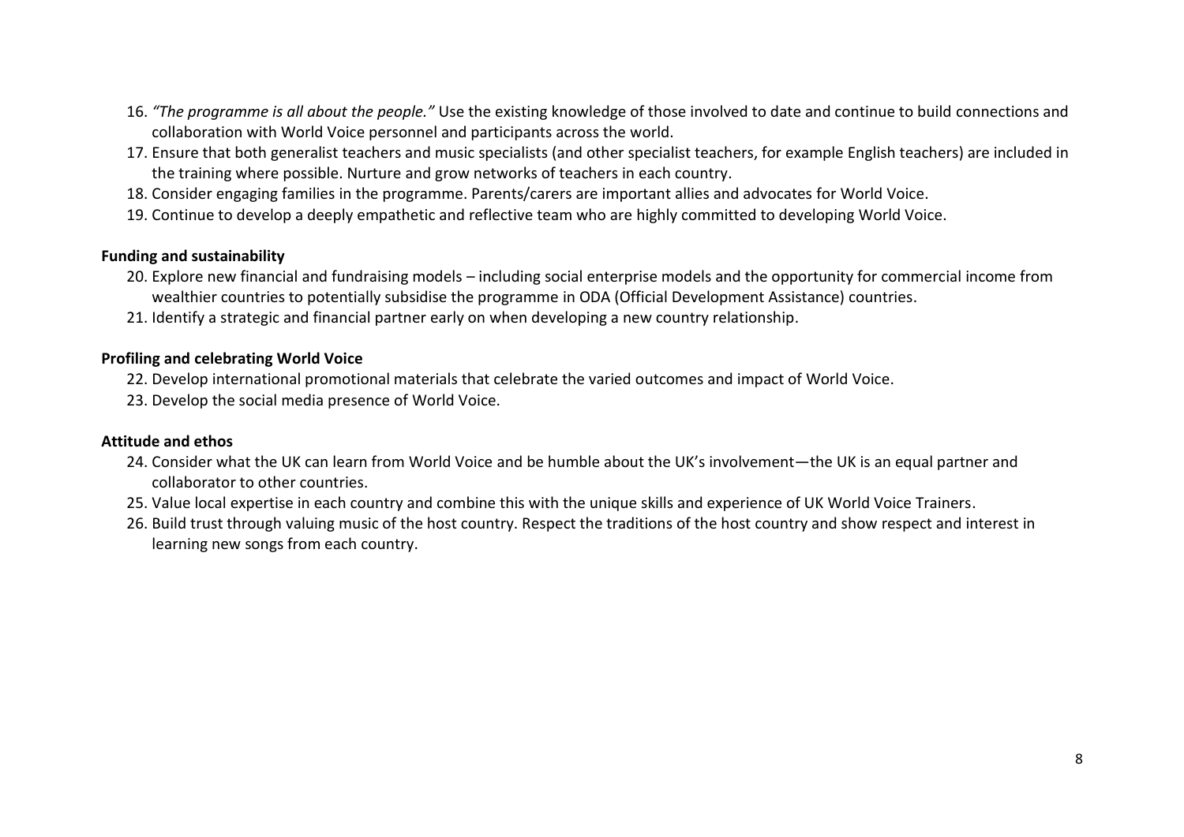16. *"The programme is all about the people."* Use the existing knowledge of those involved to date and continue to build connections and collaboration with World Voice personnel and participants across the world.
17. Ensure that both generalist teachers and music specialists (and other specialist teachers, for example English teachers) are included in the training where possible. Nurture and grow networks of teachers in each country.
18. Consider engaging families in the programme. Parents/carers are important allies and advocates for World Voice.
19. Continue to develop a deeply empathetic and reflective team who are highly committed to developing World Voice.

**Funding and sustainability**

20. Explore new financial and fundraising models – including social enterprise models and the opportunity for commercial income from wealthier countries to potentially subsidise the programme in ODA (Official Development Assistance) countries.
21. Identify a strategic and financial partner early on when developing a new country relationship.

**Profiling and celebrating World Voice**

22. Develop international promotional materials that celebrate the varied outcomes and impact of World Voice.
23. Develop the social media presence of World Voice.

**Attitude and ethos**

24. Consider what the UK can learn from World Voice and be humble about the UK's involvement—the UK is an equal partner and collaborator to other countries.
25. Value local expertise in each country and combine this with the unique skills and experience of UK World Voice Trainers.
26. Build trust through valuing music of the host country. Respect the traditions of the host country and show respect and interest in learning new songs from each country.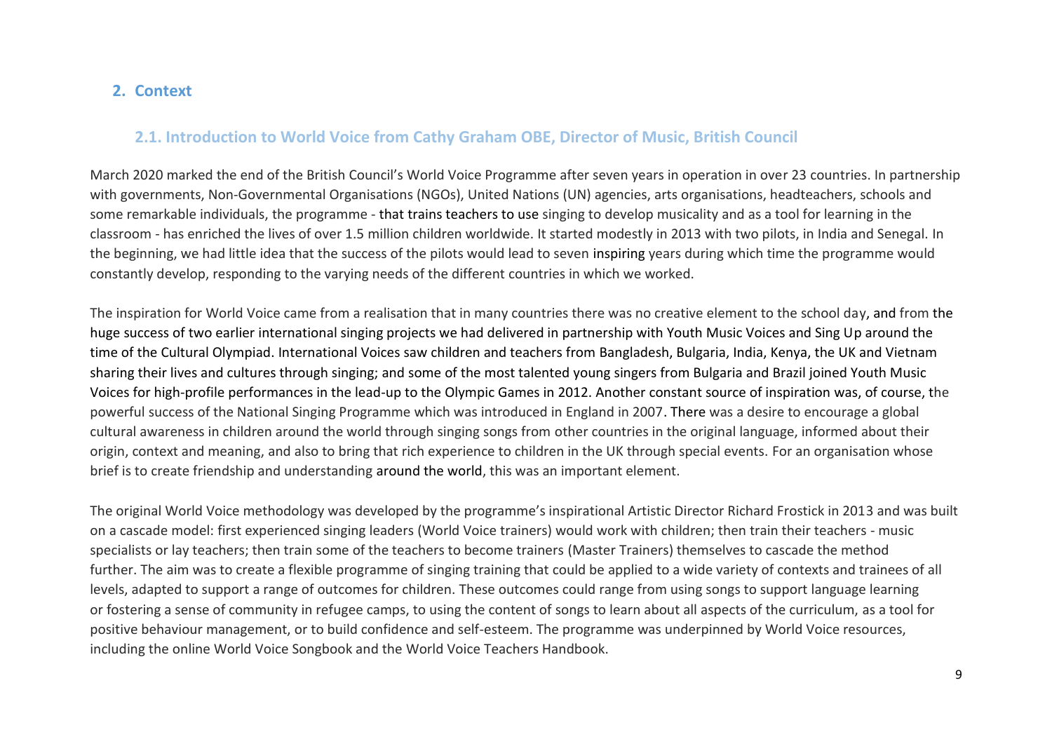## 2. Context

### 2.1. Introduction to World Voice from Cathy Graham OBE, Director of Music, British Council

March 2020 marked the end of the British Council's World Voice Programme after seven years in operation in over 23 countries. In partnership with governments, Non-Governmental Organisations (NGOs), United Nations (UN) agencies, arts organisations, headteachers, schools and some remarkable individuals, the programme - that trains teachers to use singing to develop musicality and as a tool for learning in the classroom - has enriched the lives of over 1.5 million children worldwide. It started modestly in 2013 with two pilots, in India and Senegal. In the beginning, we had little idea that the success of the pilots would lead to seven inspiring years during which time the programme would constantly develop, responding to the varying needs of the different countries in which we worked.

The inspiration for World Voice came from a realisation that in many countries there was no creative element to the school day, and from the huge success of two earlier international singing projects we had delivered in partnership with Youth Music Voices and Sing Up around the time of the Cultural Olympiad. International Voices saw children and teachers from Bangladesh, Bulgaria, India, Kenya, the UK and Vietnam sharing their lives and cultures through singing; and some of the most talented young singers from Bulgaria and Brazil joined Youth Music Voices for high-profile performances in the lead-up to the Olympic Games in 2012. Another constant source of inspiration was, of course, the powerful success of the National Singing Programme which was introduced in England in 2007. There was a desire to encourage a global cultural awareness in children around the world through singing songs from other countries in the original language, informed about their origin, context and meaning, and also to bring that rich experience to children in the UK through special events. For an organisation whose brief is to create friendship and understanding around the world, this was an important element.

The original World Voice methodology was developed by the programme's inspirational Artistic Director Richard Frostick in 2013 and was built on a cascade model: first experienced singing leaders (World Voice trainers) would work with children; then train their teachers - music specialists or lay teachers; then train some of the teachers to become trainers (Master Trainers) themselves to cascade the method further. The aim was to create a flexible programme of singing training that could be applied to a wide variety of contexts and trainees of all levels, adapted to support a range of outcomes for children. These outcomes could range from using songs to support language learning or fostering a sense of community in refugee camps, to using the content of songs to learn about all aspects of the curriculum, as a tool for positive behaviour management, or to build confidence and self-esteem. The programme was underpinned by World Voice resources, including the online World Voice Songbook and the World Voice Teachers Handbook.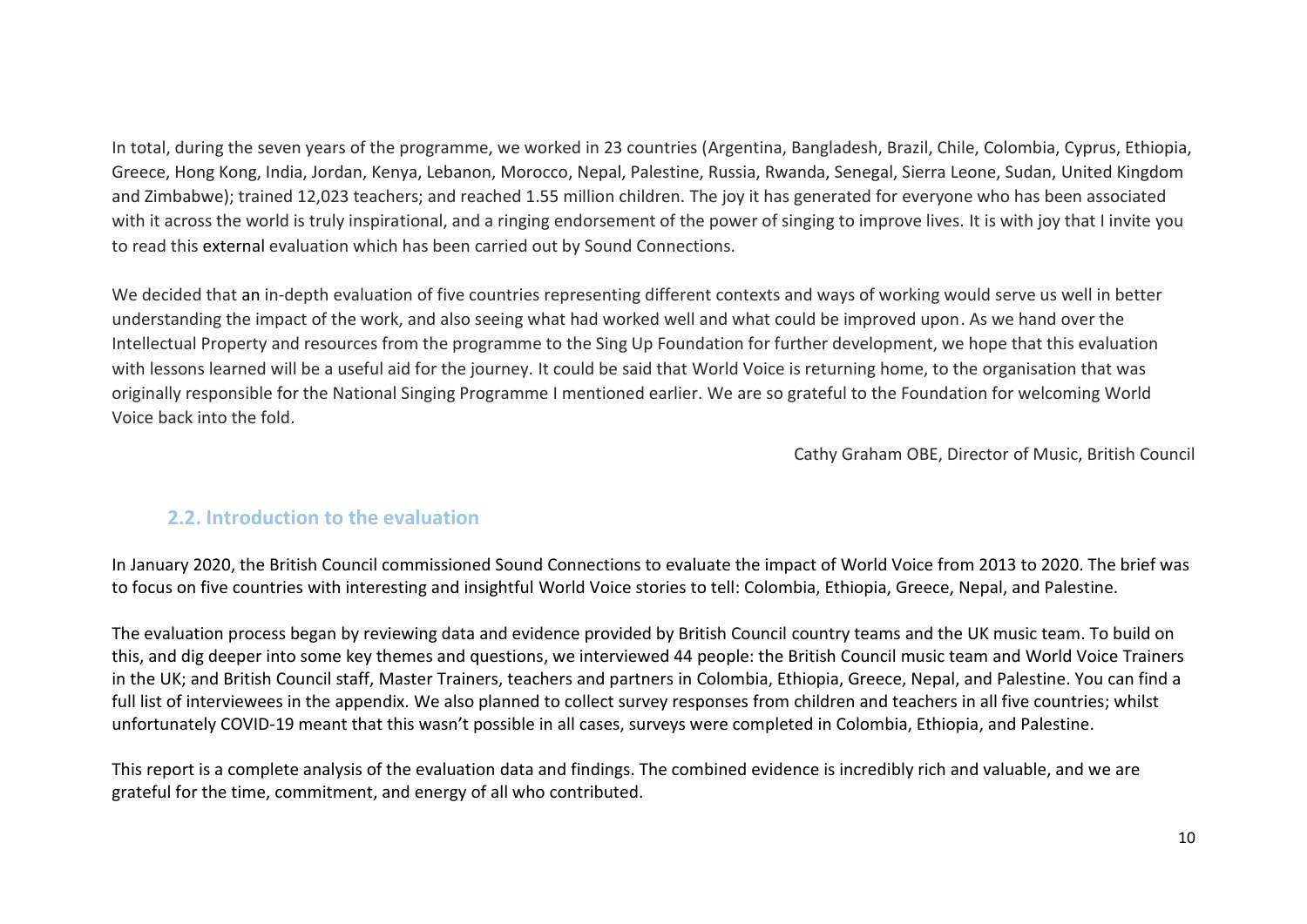In total, during the seven years of the programme, we worked in 23 countries (Argentina, Bangladesh, Brazil, Chile, Colombia, Cyprus, Ethiopia, Greece, Hong Kong, India, Jordan, Kenya, Lebanon, Morocco, Nepal, Palestine, Russia, Rwanda, Senegal, Sierra Leone, Sudan, United Kingdom and Zimbabwe); trained 12,023 teachers; and reached 1.55 million children. The joy it has generated for everyone who has been associated with it across the world is truly inspirational, and a ringing endorsement of the power of singing to improve lives. It is with joy that I invite you to read this external evaluation which has been carried out by Sound Connections.

We decided that an in-depth evaluation of five countries representing different contexts and ways of working would serve us well in better understanding the impact of the work, and also seeing what had worked well and what could be improved upon. As we hand over the Intellectual Property and resources from the programme to the Sing Up Foundation for further development, we hope that this evaluation with lessons learned will be a useful aid for the journey. It could be said that World Voice is returning home, to the organisation that was originally responsible for the National Singing Programme I mentioned earlier. We are so grateful to the Foundation for welcoming World Voice back into the fold.

Cathy Graham OBE, Director of Music, British Council

## 2.2. Introduction to the evaluation

In January 2020, the British Council commissioned Sound Connections to evaluate the impact of World Voice from 2013 to 2020. The brief was to focus on five countries with interesting and insightful World Voice stories to tell: Colombia, Ethiopia, Greece, Nepal, and Palestine.

The evaluation process began by reviewing data and evidence provided by British Council country teams and the UK music team. To build on this, and dig deeper into some key themes and questions, we interviewed 44 people: the British Council music team and World Voice Trainers in the UK; and British Council staff, Master Trainers, teachers and partners in Colombia, Ethiopia, Greece, Nepal, and Palestine. You can find a full list of interviewees in the appendix. We also planned to collect survey responses from children and teachers in all five countries; whilst unfortunately COVID-19 meant that this wasn't possible in all cases, surveys were completed in Colombia, Ethiopia, and Palestine.

This report is a complete analysis of the evaluation data and findings. The combined evidence is incredibly rich and valuable, and we are grateful for the time, commitment, and energy of all who contributed.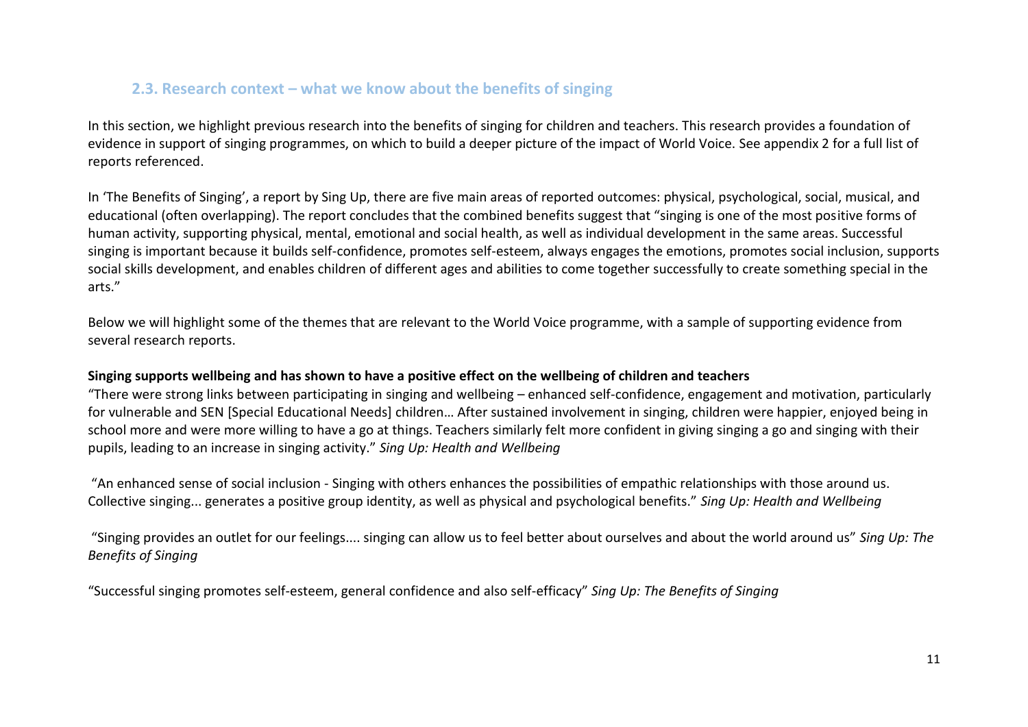## 2.3. Research context – what we know about the benefits of singing

In this section, we highlight previous research into the benefits of singing for children and teachers. This research provides a foundation of evidence in support of singing programmes, on which to build a deeper picture of the impact of World Voice. See appendix 2 for a full list of reports referenced.

In 'The Benefits of Singing', a report by Sing Up, there are five main areas of reported outcomes: physical, psychological, social, musical, and educational (often overlapping). The report concludes that the combined benefits suggest that "singing is one of the most positive forms of human activity, supporting physical, mental, emotional and social health, as well as individual development in the same areas. Successful singing is important because it builds self-confidence, promotes self-esteem, always engages the emotions, promotes social inclusion, supports social skills development, and enables children of different ages and abilities to come together successfully to create something special in the arts."

Below we will highlight some of the themes that are relevant to the World Voice programme, with a sample of supporting evidence from several research reports.

**Singing supports wellbeing and has shown to have a positive effect on the wellbeing of children and teachers**

"There were strong links between participating in singing and wellbeing – enhanced self-confidence, engagement and motivation, particularly for vulnerable and SEN [Special Educational Needs] children… After sustained involvement in singing, children were happier, enjoyed being in school more and were more willing to have a go at things. Teachers similarly felt more confident in giving singing a go and singing with their pupils, leading to an increase in singing activity." *Sing Up: Health and Wellbeing*

"An enhanced sense of social inclusion - Singing with others enhances the possibilities of empathic relationships with those around us. Collective singing... generates a positive group identity, as well as physical and psychological benefits." *Sing Up: Health and Wellbeing*

"Singing provides an outlet for our feelings.... singing can allow us to feel better about ourselves and about the world around us" *Sing Up: The Benefits of Singing*

"Successful singing promotes self-esteem, general confidence and also self-efficacy" *Sing Up: The Benefits of Singing*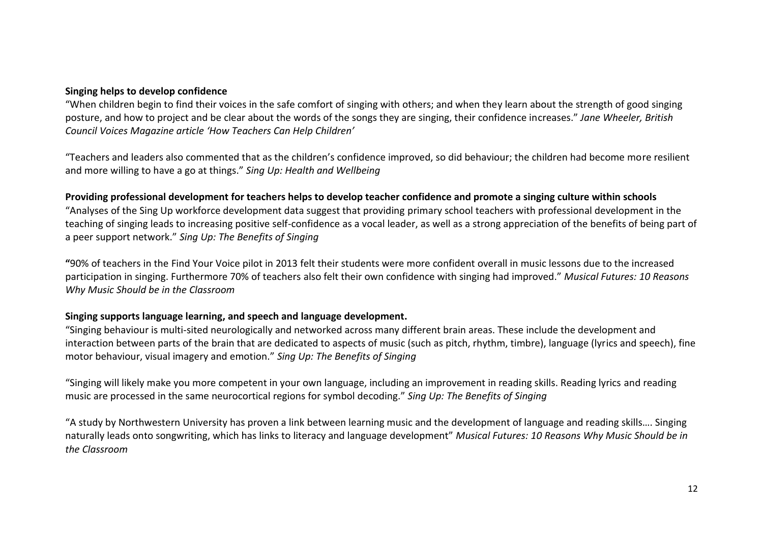**Singing helps to develop confidence**

"When children begin to find their voices in the safe comfort of singing with others; and when they learn about the strength of good singing posture, and how to project and be clear about the words of the songs they are singing, their confidence increases." *Jane Wheeler, British Council Voices Magazine article 'How Teachers Can Help Children'*

"Teachers and leaders also commented that as the children's confidence improved, so did behaviour; the children had become more resilient and more willing to have a go at things." *Sing Up: Health and Wellbeing*

**Providing professional development for teachers helps to develop teacher confidence and promote a singing culture within schools**

"Analyses of the Sing Up workforce development data suggest that providing primary school teachers with professional development in the teaching of singing leads to increasing positive self-confidence as a vocal leader, as well as a strong appreciation of the benefits of being part of a peer support network." *Sing Up: The Benefits of Singing*

**"**90% of teachers in the Find Your Voice pilot in 2013 felt their students were more confident overall in music lessons due to the increased participation in singing. Furthermore 70% of teachers also felt their own confidence with singing had improved." *Musical Futures: 10 Reasons Why Music Should be in the Classroom*

**Singing supports language learning, and speech and language development.**

"Singing behaviour is multi-sited neurologically and networked across many different brain areas. These include the development and interaction between parts of the brain that are dedicated to aspects of music (such as pitch, rhythm, timbre), language (lyrics and speech), fine motor behaviour, visual imagery and emotion." *Sing Up: The Benefits of Singing*

"Singing will likely make you more competent in your own language, including an improvement in reading skills. Reading lyrics and reading music are processed in the same neurocortical regions for symbol decoding." *Sing Up: The Benefits of Singing*

"A study by Northwestern University has proven a link between learning music and the development of language and reading skills…. Singing naturally leads onto songwriting, which has links to literacy and language development" *Musical Futures: 10 Reasons Why Music Should be in the Classroom*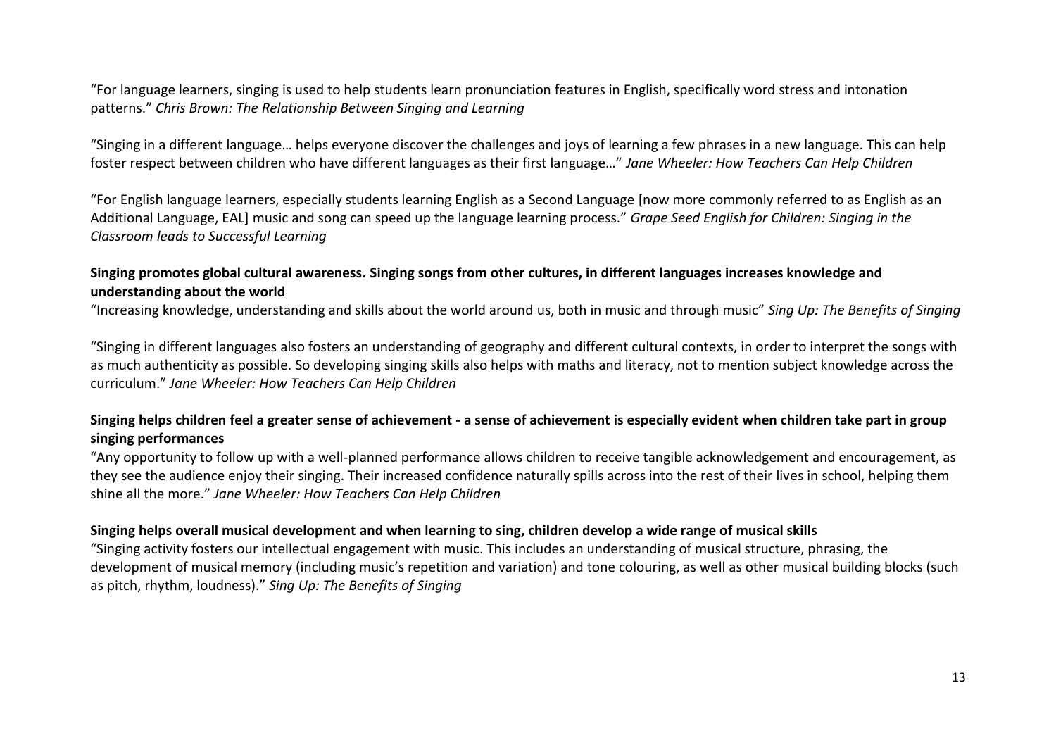"For language learners, singing is used to help students learn pronunciation features in English, specifically word stress and intonation patterns." *Chris Brown: The Relationship Between Singing and Learning*

"Singing in a different language… helps everyone discover the challenges and joys of learning a few phrases in a new language. This can help foster respect between children who have different languages as their first language…" *Jane Wheeler: How Teachers Can Help Children*

"For English language learners, especially students learning English as a Second Language [now more commonly referred to as English as an Additional Language, EAL] music and song can speed up the language learning process." *Grape Seed English for Children: Singing in the Classroom leads to Successful Learning*

**Singing promotes global cultural awareness. Singing songs from other cultures, in different languages increases knowledge and understanding about the world**

"Increasing knowledge, understanding and skills about the world around us, both in music and through music" *Sing Up: The Benefits of Singing*

"Singing in different languages also fosters an understanding of geography and different cultural contexts, in order to interpret the songs with as much authenticity as possible. So developing singing skills also helps with maths and literacy, not to mention subject knowledge across the curriculum." *Jane Wheeler: How Teachers Can Help Children*

**Singing helps children feel a greater sense of achievement - a sense of achievement is especially evident when children take part in group singing performances**

"Any opportunity to follow up with a well-planned performance allows children to receive tangible acknowledgement and encouragement, as they see the audience enjoy their singing. Their increased confidence naturally spills across into the rest of their lives in school, helping them shine all the more." *Jane Wheeler: How Teachers Can Help Children*

**Singing helps overall musical development and when learning to sing, children develop a wide range of musical skills**

"Singing activity fosters our intellectual engagement with music. This includes an understanding of musical structure, phrasing, the development of musical memory (including music's repetition and variation) and tone colouring, as well as other musical building blocks (such as pitch, rhythm, loudness)." *Sing Up: The Benefits of Singing*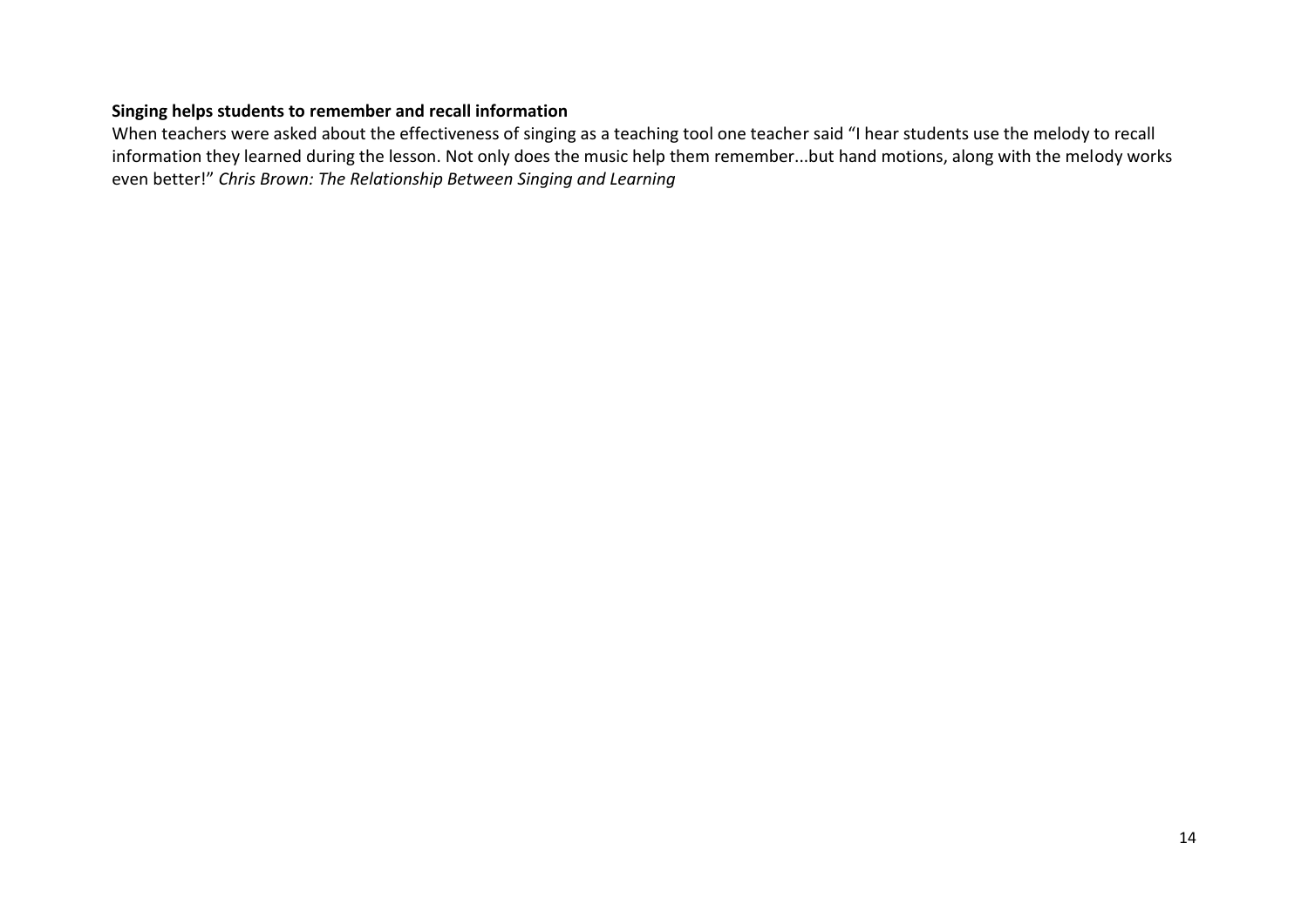**Singing helps students to remember and recall information**

When teachers were asked about the effectiveness of singing as a teaching tool one teacher said "I hear students use the melody to recall information they learned during the lesson. Not only does the music help them remember...but hand motions, along with the melody works even better!" *Chris Brown: The Relationship Between Singing and Learning*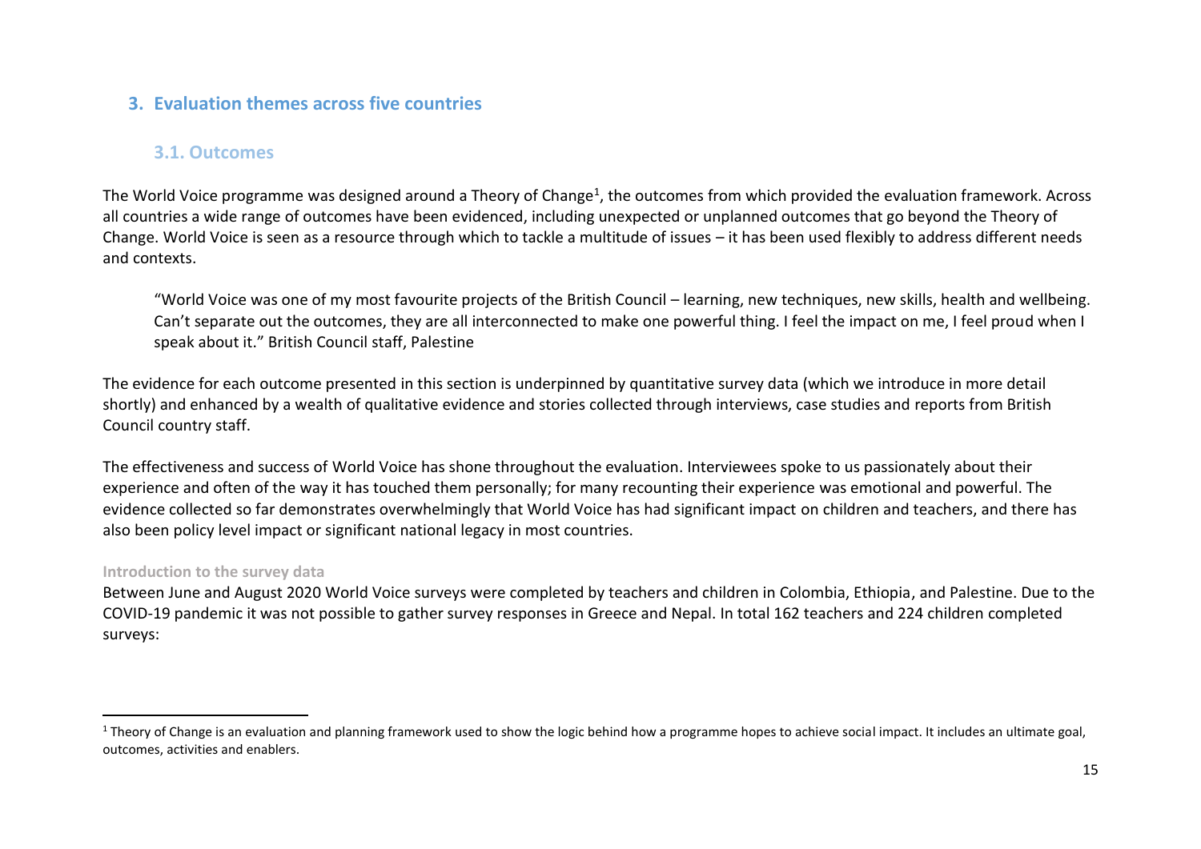## 3. Evaluation themes across five countries

### 3.1. Outcomes

The World Voice programme was designed around a Theory of Change[1], the outcomes from which provided the evaluation framework. Across all countries a wide range of outcomes have been evidenced, including unexpected or unplanned outcomes that go beyond the Theory of Change. World Voice is seen as a resource through which to tackle a multitude of issues – it has been used flexibly to address different needs and contexts.

> "World Voice was one of my most favourite projects of the British Council – learning, new techniques, new skills, health and wellbeing. Can't separate out the outcomes, they are all interconnected to make one powerful thing. I feel the impact on me, I feel proud when I speak about it." British Council staff, Palestine

The evidence for each outcome presented in this section is underpinned by quantitative survey data (which we introduce in more detail shortly) and enhanced by a wealth of qualitative evidence and stories collected through interviews, case studies and reports from British Council country staff.

The effectiveness and success of World Voice has shone throughout the evaluation. Interviewees spoke to us passionately about their experience and often of the way it has touched them personally; for many recounting their experience was emotional and powerful. The evidence collected so far demonstrates overwhelmingly that World Voice has had significant impact on children and teachers, and there has also been policy level impact or significant national legacy in most countries.

#### Introduction to the survey data

Between June and August 2020 World Voice surveys were completed by teachers and children in Colombia, Ethiopia, and Palestine. Due to the COVID-19 pandemic it was not possible to gather survey responses in Greece and Nepal. In total 162 teachers and 224 children completed surveys:

---

[1] Theory of Change is an evaluation and planning framework used to show the logic behind how a programme hopes to achieve social impact. It includes an ultimate goal, outcomes, activities and enablers.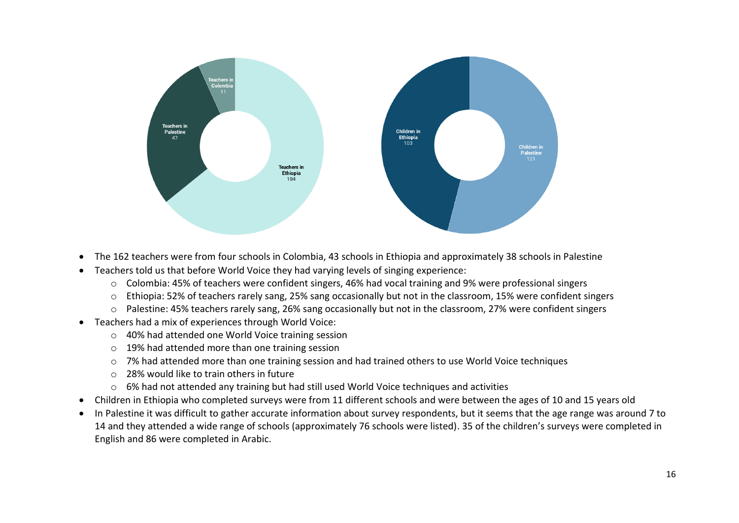Teachers in Colombia 11

Teachers in Palestine 47

Teachers in Ethiopia 104

Children in Ethiopia 103

Children in Palestine 121

- The 162 teachers were from four schools in Colombia, 43 schools in Ethiopia and approximately 38 schools in Palestine
- Teachers told us that before World Voice they had varying levels of singing experience:
  - Colombia: 45% of teachers were confident singers, 46% had vocal training and 9% were professional singers
  - Ethiopia: 52% of teachers rarely sang, 25% sang occasionally but not in the classroom, 15% were confident singers
  - Palestine: 45% teachers rarely sang, 26% sang occasionally but not in the classroom, 27% were confident singers
- Teachers had a mix of experiences through World Voice:
  - 40% had attended one World Voice training session
  - 19% had attended more than one training session
  - 7% had attended more than one training session and had trained others to use World Voice techniques
  - 28% would like to train others in future
  - 6% had not attended any training but had still used World Voice techniques and activities
- Children in Ethiopia who completed surveys were from 11 different schools and were between the ages of 10 and 15 years old
- In Palestine it was difficult to gather accurate information about survey respondents, but it seems that the age range was around 7 to 14 and they attended a wide range of schools (approximately 76 schools were listed). 35 of the children's surveys were completed in English and 86 were completed in Arabic.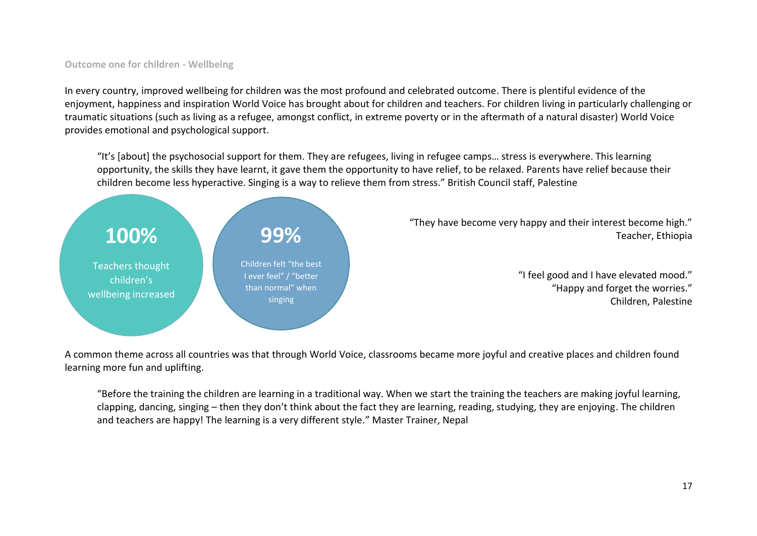### Outcome one for children - Wellbeing

In every country, improved wellbeing for children was the most profound and celebrated outcome. There is plentiful evidence of the enjoyment, happiness and inspiration World Voice has brought about for children and teachers. For children living in particularly challenging or traumatic situations (such as living as a refugee, amongst conflict, in extreme poverty or in the aftermath of a natural disaster) World Voice provides emotional and psychological support.

> "It's [about] the psychosocial support for them. They are refugees, living in refugee camps… stress is everywhere. This learning opportunity, the skills they have learnt, it gave them the opportunity to have relief, to be relaxed. Parents have relief because their children become less hyperactive. Singing is a way to relieve them from stress." British Council staff, Palestine

**100%**

Teachers thought children's wellbeing increased

**99%**

Children felt "the best I ever feel" / "better than normal" when singing

> "They have become very happy and their interest become high."
> Teacher, Ethiopia

> "I feel good and I have elevated mood."
> "Happy and forget the worries."
> Children, Palestine

A common theme across all countries was that through World Voice, classrooms became more joyful and creative places and children found learning more fun and uplifting.

> "Before the training the children are learning in a traditional way. When we start the training the teachers are making joyful learning, clapping, dancing, singing – then they don't think about the fact they are learning, reading, studying, they are enjoying. The children and teachers are happy! The learning is a very different style." Master Trainer, Nepal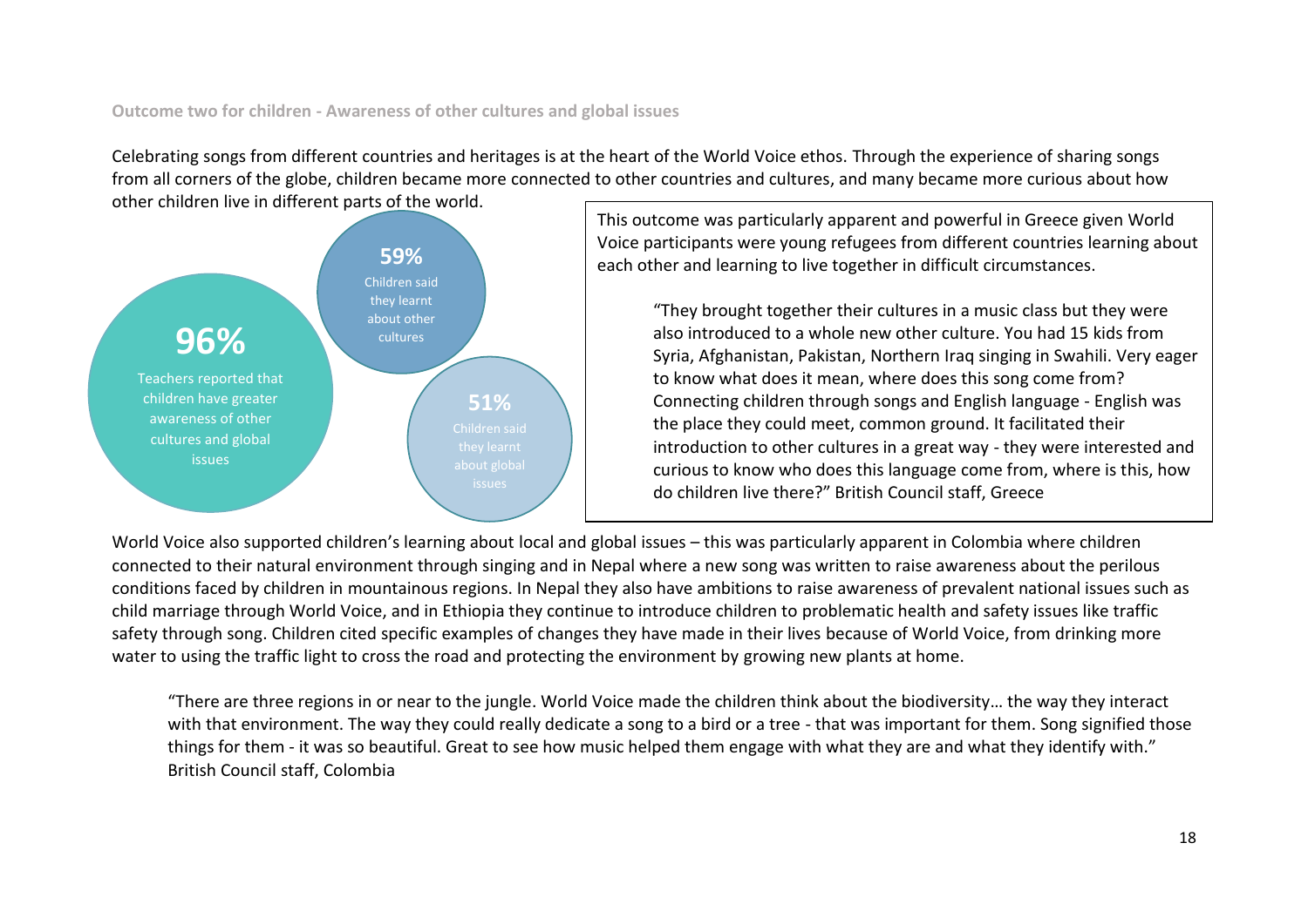### Outcome two for children - Awareness of other cultures and global issues

Celebrating songs from different countries and heritages is at the heart of the World Voice ethos. Through the experience of sharing songs from all corners of the globe, children became more connected to other countries and cultures, and many became more curious about how other children live in different parts of the world.

**96%**
Teachers reported that children have greater awareness of other cultures and global issues

**59%**
Children said they learnt about other cultures

**51%**
Children said they learnt about global issues

This outcome was particularly apparent and powerful in Greece given World Voice participants were young refugees from different countries learning about each other and learning to live together in difficult circumstances.

> "They brought together their cultures in a music class but they were also introduced to a whole new other culture. You had 15 kids from Syria, Afghanistan, Pakistan, Northern Iraq singing in Swahili. Very eager to know what does it mean, where does this song come from? Connecting children through songs and English language - English was the place they could meet, common ground. It facilitated their introduction to other cultures in a great way - they were interested and curious to know who does this language come from, where is this, how do children live there?" British Council staff, Greece

World Voice also supported children's learning about local and global issues – this was particularly apparent in Colombia where children connected to their natural environment through singing and in Nepal where a new song was written to raise awareness about the perilous conditions faced by children in mountainous regions. In Nepal they also have ambitions to raise awareness of prevalent national issues such as child marriage through World Voice, and in Ethiopia they continue to introduce children to problematic health and safety issues like traffic safety through song. Children cited specific examples of changes they have made in their lives because of World Voice, from drinking more water to using the traffic light to cross the road and protecting the environment by growing new plants at home.

> "There are three regions in or near to the jungle. World Voice made the children think about the biodiversity… the way they interact with that environment. The way they could really dedicate a song to a bird or a tree - that was important for them. Song signified those things for them - it was so beautiful. Great to see how music helped them engage with what they are and what they identify with." British Council staff, Colombia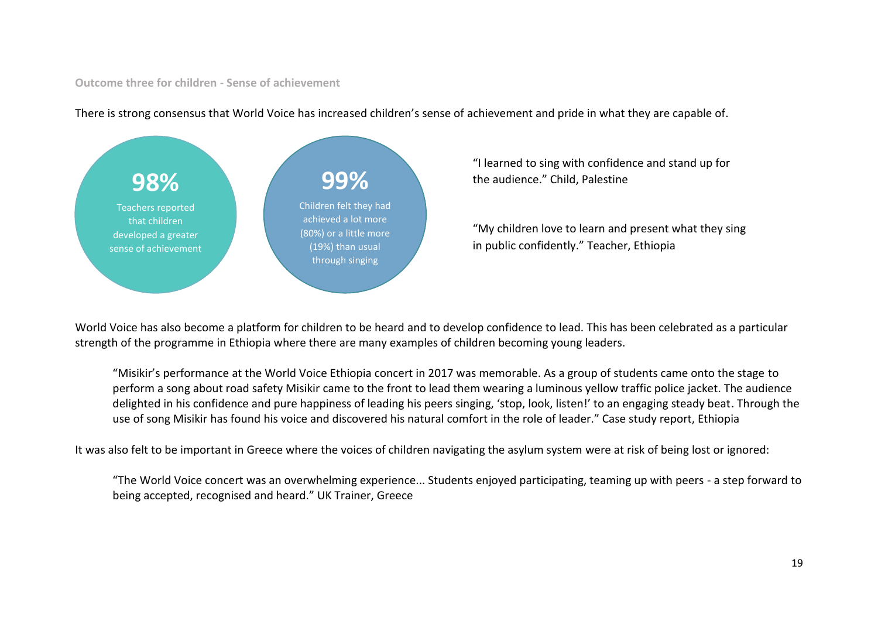### Outcome three for children - Sense of achievement

There is strong consensus that World Voice has increased children's sense of achievement and pride in what they are capable of.

**98%**

Teachers reported that children developed a greater sense of achievement

**99%**

Children felt they had achieved a lot more (80%) or a little more (19%) than usual through singing

"I learned to sing with confidence and stand up for the audience." Child, Palestine

"My children love to learn and present what they sing in public confidently." Teacher, Ethiopia

World Voice has also become a platform for children to be heard and to develop confidence to lead. This has been celebrated as a particular strength of the programme in Ethiopia where there are many examples of children becoming young leaders.

> "Misikir's performance at the World Voice Ethiopia concert in 2017 was memorable. As a group of students came onto the stage to perform a song about road safety Misikir came to the front to lead them wearing a luminous yellow traffic police jacket. The audience delighted in his confidence and pure happiness of leading his peers singing, 'stop, look, listen!' to an engaging steady beat. Through the use of song Misikir has found his voice and discovered his natural comfort in the role of leader." Case study report, Ethiopia

It was also felt to be important in Greece where the voices of children navigating the asylum system were at risk of being lost or ignored:

> "The World Voice concert was an overwhelming experience... Students enjoyed participating, teaming up with peers - a step forward to being accepted, recognised and heard." UK Trainer, Greece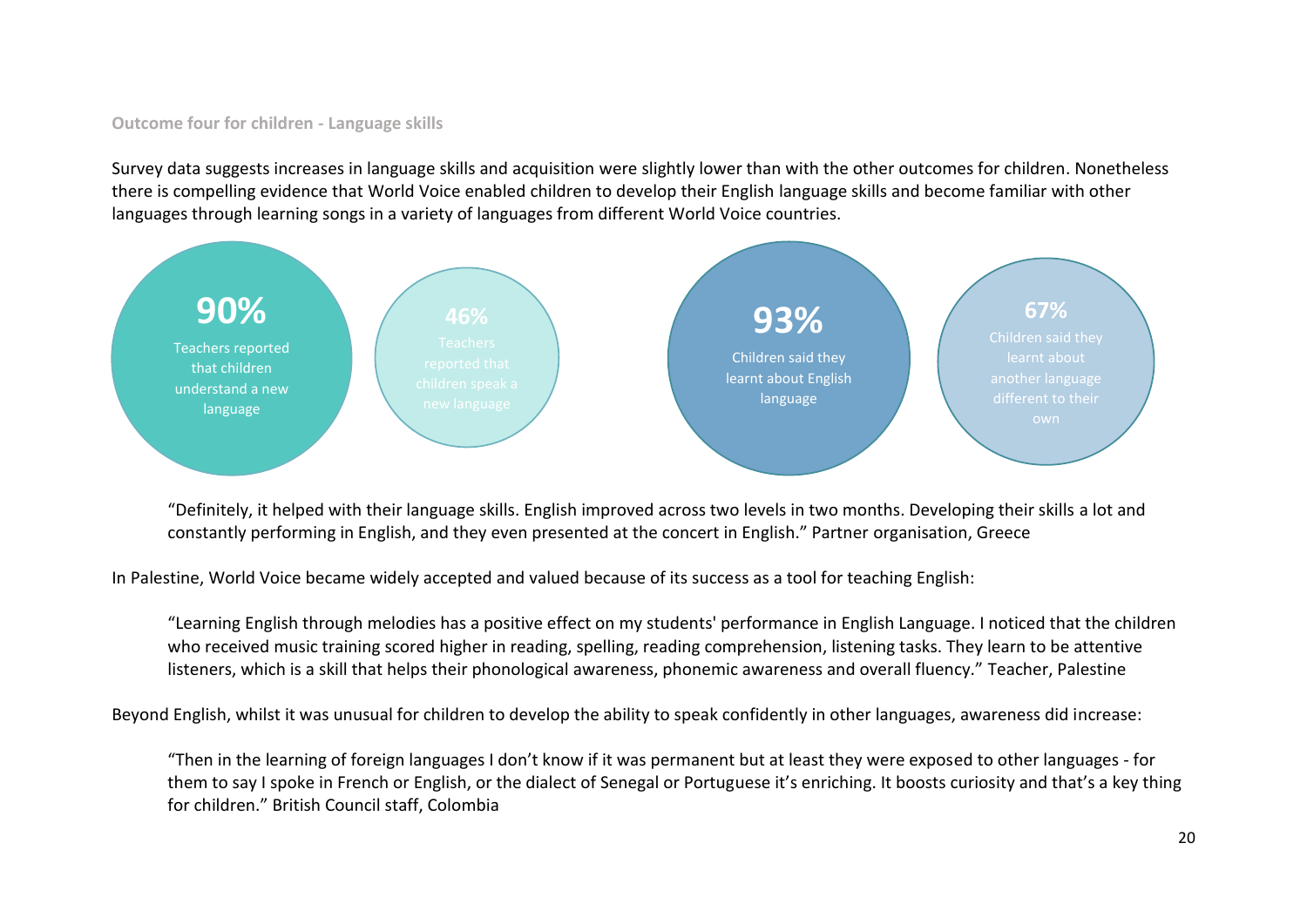### Outcome four for children - Language skills

Survey data suggests increases in language skills and acquisition were slightly lower than with the other outcomes for children. Nonetheless there is compelling evidence that World Voice enabled children to develop their English language skills and become familiar with other languages through learning songs in a variety of languages from different World Voice countries.

**90%** Teachers reported that children understand a new language

**46%** Teachers reported that children speak a new language

**93%** Children said they learnt about English language

**67%** Children said they learnt about another language different to their own

> "Definitely, it helped with their language skills. English improved across two levels in two months. Developing their skills a lot and constantly performing in English, and they even presented at the concert in English." Partner organisation, Greece

In Palestine, World Voice became widely accepted and valued because of its success as a tool for teaching English:

> "Learning English through melodies has a positive effect on my students' performance in English Language. I noticed that the children who received music training scored higher in reading, spelling, reading comprehension, listening tasks. They learn to be attentive listeners, which is a skill that helps their phonological awareness, phonemic awareness and overall fluency." Teacher, Palestine

Beyond English, whilst it was unusual for children to develop the ability to speak confidently in other languages, awareness did increase:

> "Then in the learning of foreign languages I don't know if it was permanent but at least they were exposed to other languages - for them to say I spoke in French or English, or the dialect of Senegal or Portuguese it's enriching. It boosts curiosity and that's a key thing for children." British Council staff, Colombia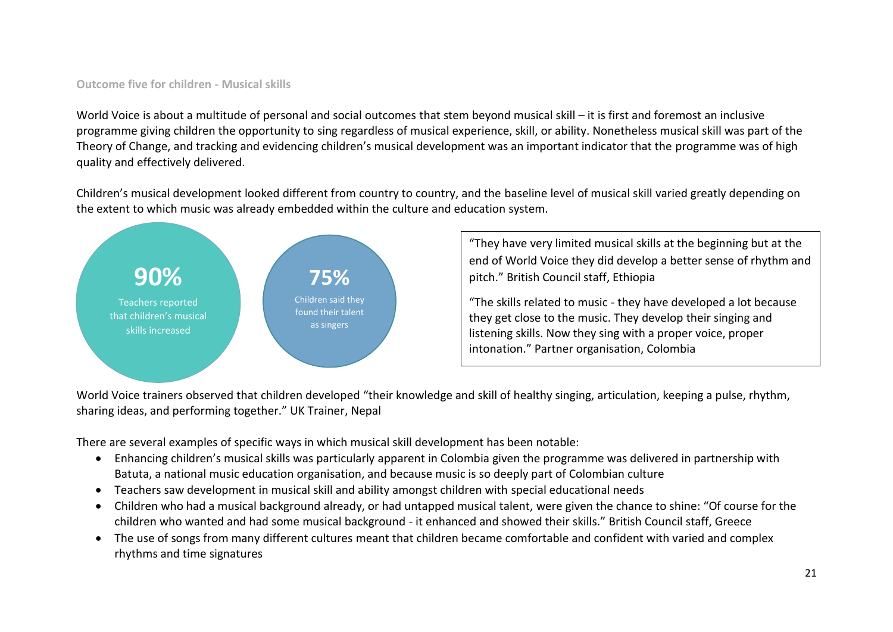### Outcome five for children - Musical skills

World Voice is about a multitude of personal and social outcomes that stem beyond musical skill – it is first and foremost an inclusive programme giving children the opportunity to sing regardless of musical experience, skill, or ability. Nonetheless musical skill was part of the Theory of Change, and tracking and evidencing children's musical development was an important indicator that the programme was of high quality and effectively delivered.

Children's musical development looked different from country to country, and the baseline level of musical skill varied greatly depending on the extent to which music was already embedded within the culture and education system.

**90%**

Teachers reported that children's musical skills increased

**75%**

Children said they found their talent as singers

> "They have very limited musical skills at the beginning but at the end of World Voice they did develop a better sense of rhythm and pitch." British Council staff, Ethiopia
>
> "The skills related to music - they have developed a lot because they get close to the music. They develop their singing and listening skills. Now they sing with a proper voice, proper intonation." Partner organisation, Colombia

World Voice trainers observed that children developed "their knowledge and skill of healthy singing, articulation, keeping a pulse, rhythm, sharing ideas, and performing together." UK Trainer, Nepal

There are several examples of specific ways in which musical skill development has been notable:

- Enhancing children's musical skills was particularly apparent in Colombia given the programme was delivered in partnership with Batuta, a national music education organisation, and because music is so deeply part of Colombian culture
- Teachers saw development in musical skill and ability amongst children with special educational needs
- Children who had a musical background already, or had untapped musical talent, were given the chance to shine: "Of course for the children who wanted and had some musical background - it enhanced and showed their skills." British Council staff, Greece
- The use of songs from many different cultures meant that children became comfortable and confident with varied and complex rhythms and time signatures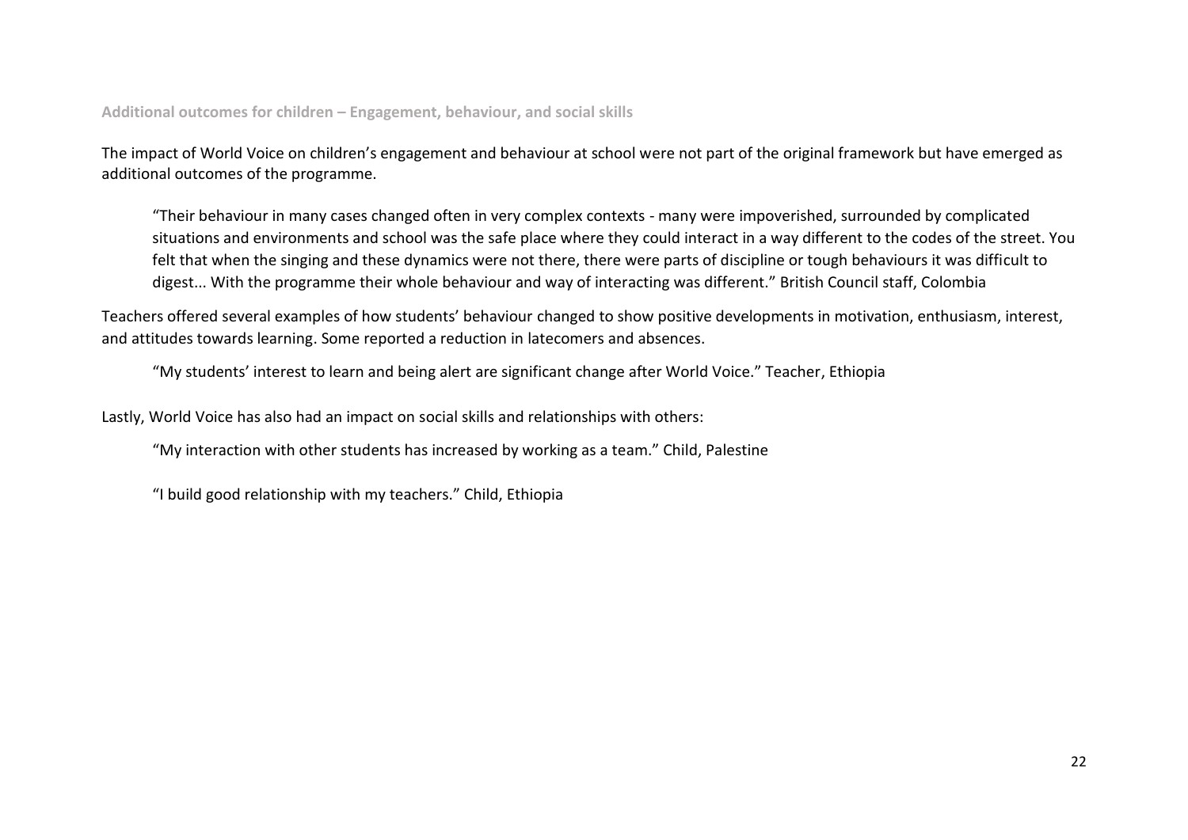### Additional outcomes for children – Engagement, behaviour, and social skills

The impact of World Voice on children's engagement and behaviour at school were not part of the original framework but have emerged as additional outcomes of the programme.

> "Their behaviour in many cases changed often in very complex contexts - many were impoverished, surrounded by complicated situations and environments and school was the safe place where they could interact in a way different to the codes of the street. You felt that when the singing and these dynamics were not there, there were parts of discipline or tough behaviours it was difficult to digest... With the programme their whole behaviour and way of interacting was different." British Council staff, Colombia

Teachers offered several examples of how students' behaviour changed to show positive developments in motivation, enthusiasm, interest, and attitudes towards learning. Some reported a reduction in latecomers and absences.

> "My students' interest to learn and being alert are significant change after World Voice." Teacher, Ethiopia

Lastly, World Voice has also had an impact on social skills and relationships with others:

> "My interaction with other students has increased by working as a team." Child, Palestine

> "I build good relationship with my teachers." Child, Ethiopia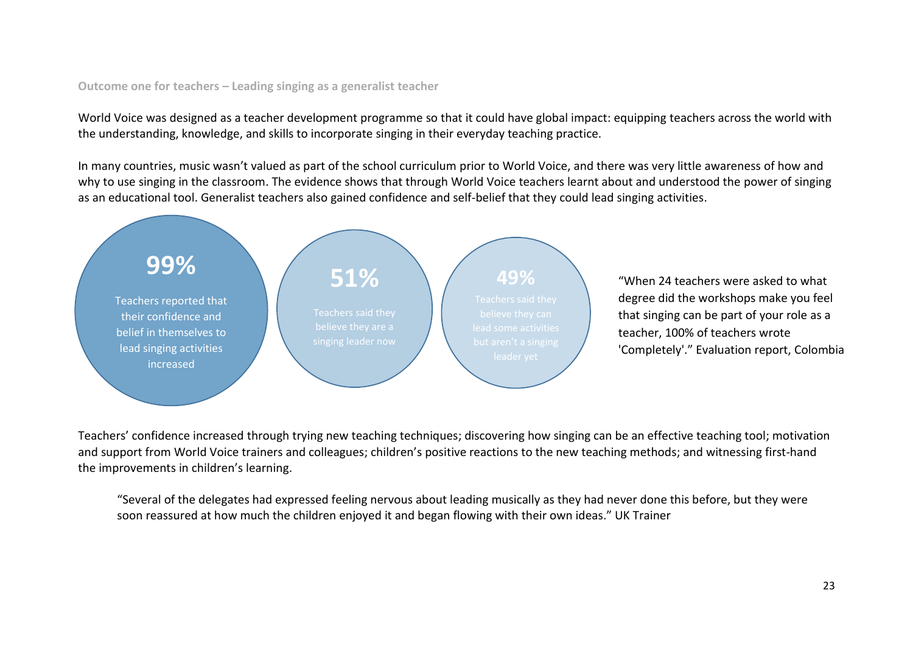### Outcome one for teachers – Leading singing as a generalist teacher

World Voice was designed as a teacher development programme so that it could have global impact: equipping teachers across the world with the understanding, knowledge, and skills to incorporate singing in their everyday teaching practice.

In many countries, music wasn't valued as part of the school curriculum prior to World Voice, and there was very little awareness of how and why to use singing in the classroom. The evidence shows that through World Voice teachers learnt about and understood the power of singing as an educational tool. Generalist teachers also gained confidence and self-belief that they could lead singing activities.

**99%**
Teachers reported that their confidence and belief in themselves to lead singing activities increased

**51%**
Teachers said they believe they are a singing leader now

**49%**
Teachers said they believe they can lead some activities but aren't a singing leader yet

"When 24 teachers were asked to what degree did the workshops make you feel that singing can be part of your role as a teacher, 100% of teachers wrote 'Completely'." Evaluation report, Colombia

Teachers' confidence increased through trying new teaching techniques; discovering how singing can be an effective teaching tool; motivation and support from World Voice trainers and colleagues; children's positive reactions to the new teaching methods; and witnessing first-hand the improvements in children's learning.

> "Several of the delegates had expressed feeling nervous about leading musically as they had never done this before, but they were soon reassured at how much the children enjoyed it and began flowing with their own ideas." UK Trainer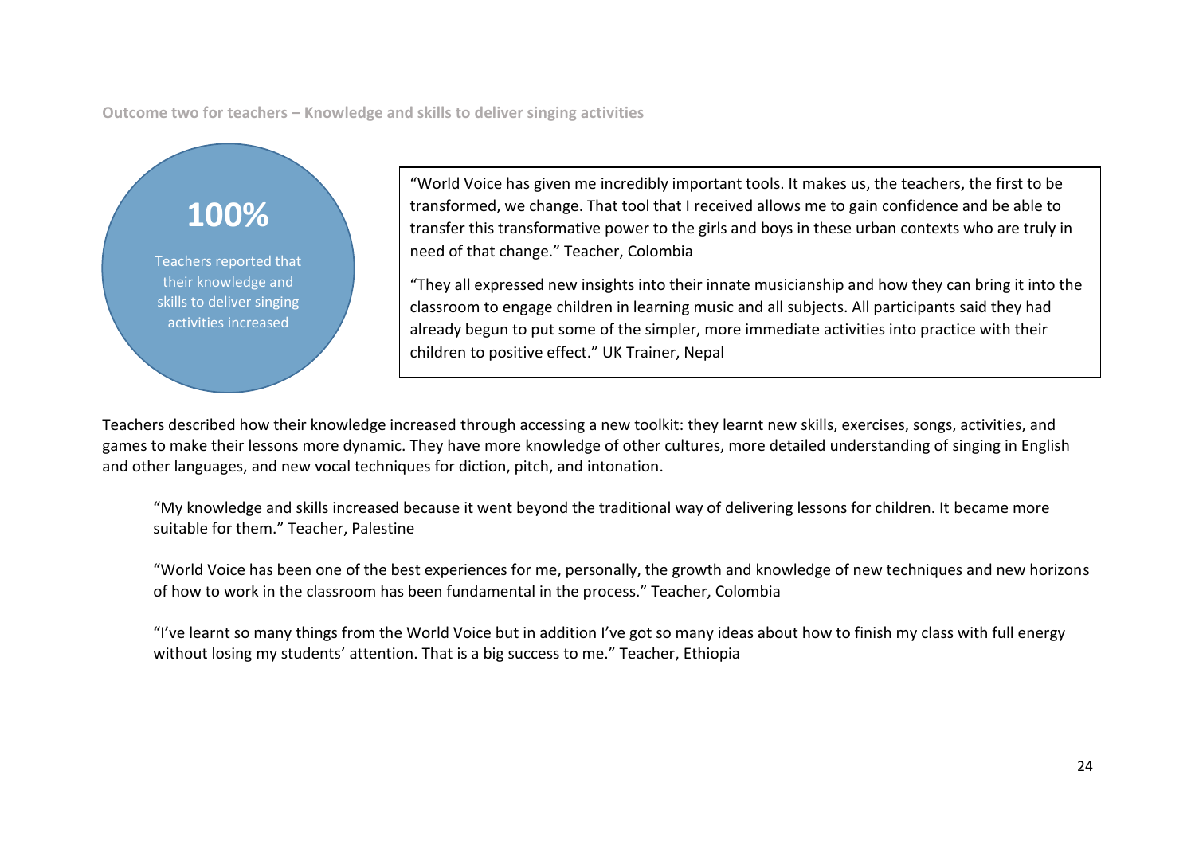### Outcome two for teachers – Knowledge and skills to deliver singing activities

**100%**

Teachers reported that their knowledge and skills to deliver singing activities increased

> “World Voice has given me incredibly important tools. It makes us, the teachers, the first to be transformed, we change. That tool that I received allows me to gain confidence and be able to transfer this transformative power to the girls and boys in these urban contexts who are truly in need of that change.” Teacher, Colombia
>
> “They all expressed new insights into their innate musicianship and how they can bring it into the classroom to engage children in learning music and all subjects. All participants said they had already begun to put some of the simpler, more immediate activities into practice with their children to positive effect.” UK Trainer, Nepal

Teachers described how their knowledge increased through accessing a new toolkit: they learnt new skills, exercises, songs, activities, and games to make their lessons more dynamic. They have more knowledge of other cultures, more detailed understanding of singing in English and other languages, and new vocal techniques for diction, pitch, and intonation.

> “My knowledge and skills increased because it went beyond the traditional way of delivering lessons for children. It became more suitable for them.” Teacher, Palestine

> “World Voice has been one of the best experiences for me, personally, the growth and knowledge of new techniques and new horizons of how to work in the classroom has been fundamental in the process.” Teacher, Colombia

> “I’ve learnt so many things from the World Voice but in addition I’ve got so many ideas about how to finish my class with full energy without losing my students’ attention. That is a big success to me.” Teacher, Ethiopia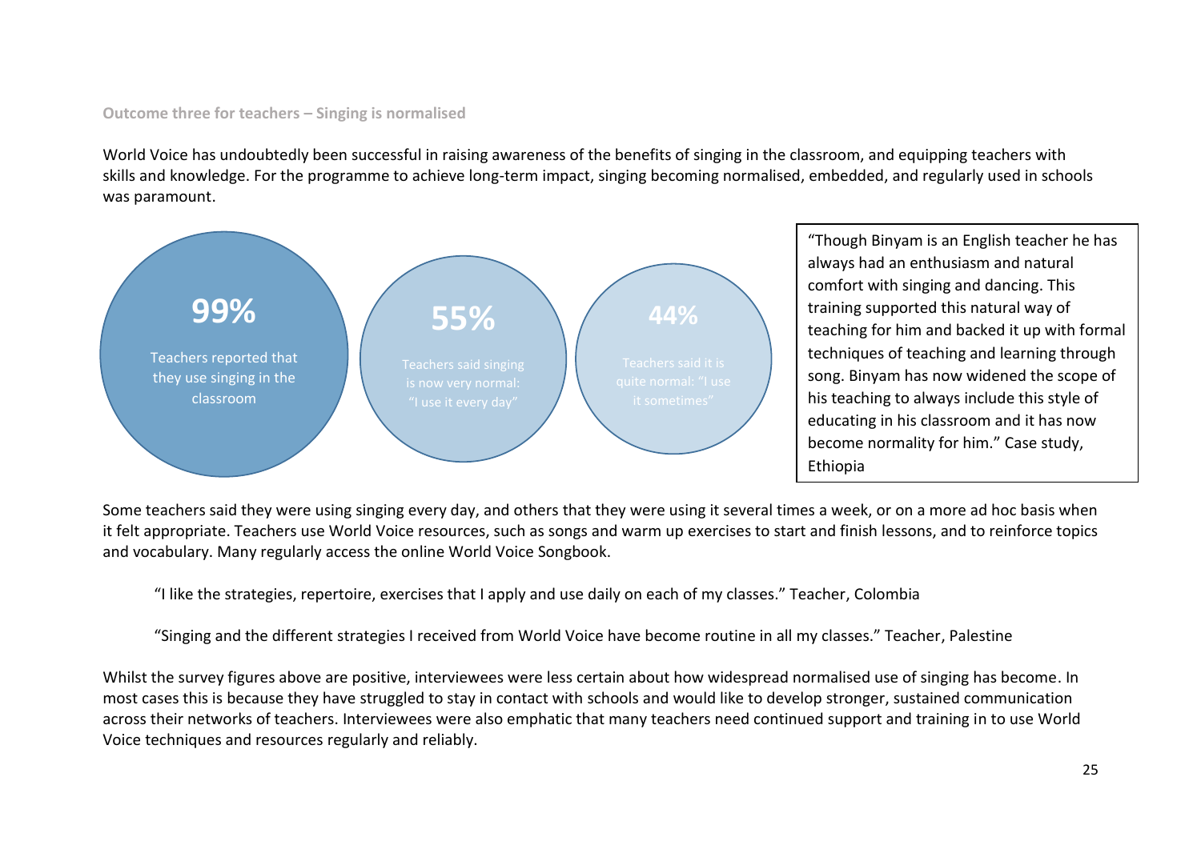### Outcome three for teachers – Singing is normalised

World Voice has undoubtedly been successful in raising awareness of the benefits of singing in the classroom, and equipping teachers with skills and knowledge. For the programme to achieve long-term impact, singing becoming normalised, embedded, and regularly used in schools was paramount.

**99%**
Teachers reported that they use singing in the classroom

**55%**
Teachers said singing is now very normal: "I use it every day"

**44%**
Teachers said it is quite normal: "I use it sometimes"

> "Though Binyam is an English teacher he has always had an enthusiasm and natural comfort with singing and dancing. This training supported this natural way of teaching for him and backed it up with formal techniques of teaching and learning through song. Binyam has now widened the scope of his teaching to always include this style of educating in his classroom and it has now become normality for him." Case study, Ethiopia

Some teachers said they were using singing every day, and others that they were using it several times a week, or on a more ad hoc basis when it felt appropriate. Teachers use World Voice resources, such as songs and warm up exercises to start and finish lessons, and to reinforce topics and vocabulary. Many regularly access the online World Voice Songbook.

> "I like the strategies, repertoire, exercises that I apply and use daily on each of my classes." Teacher, Colombia

> "Singing and the different strategies I received from World Voice have become routine in all my classes." Teacher, Palestine

Whilst the survey figures above are positive, interviewees were less certain about how widespread normalised use of singing has become. In most cases this is because they have struggled to stay in contact with schools and would like to develop stronger, sustained communication across their networks of teachers. Interviewees were also emphatic that many teachers need continued support and training in to use World Voice techniques and resources regularly and reliably.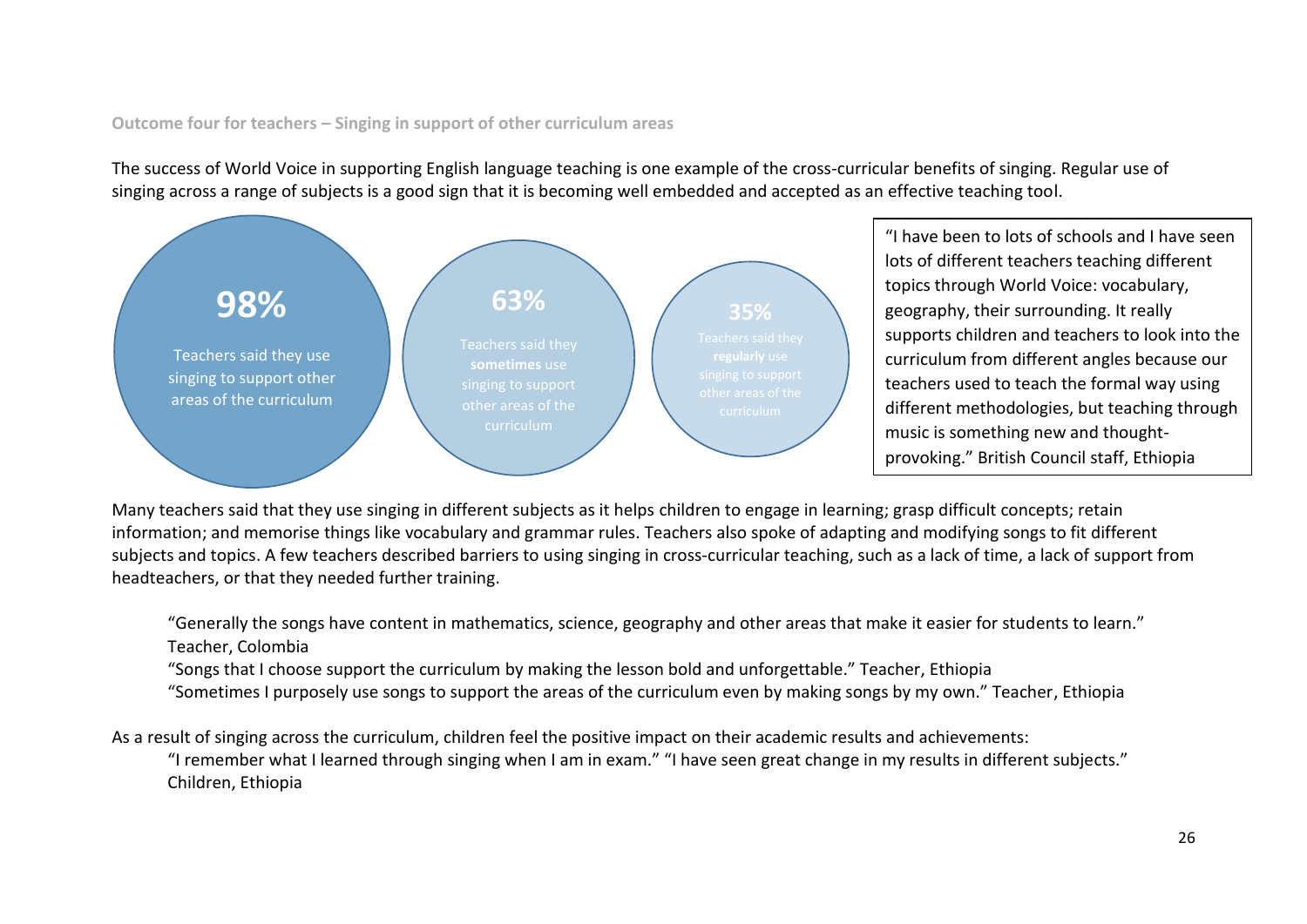### Outcome four for teachers – Singing in support of other curriculum areas

The success of World Voice in supporting English language teaching is one example of the cross-curricular benefits of singing. Regular use of singing across a range of subjects is a good sign that it is becoming well embedded and accepted as an effective teaching tool.

**98%**

Teachers said they use singing to support other areas of the curriculum

**63%**

Teachers said they **sometimes** use singing to support other areas of the curriculum

**35%**

Teachers said they **regularly** use singing to support other areas of the curriculum

> "I have been to lots of schools and I have seen lots of different teachers teaching different topics through World Voice: vocabulary, geography, their surrounding. It really supports children and teachers to look into the curriculum from different angles because our teachers used to teach the formal way using different methodologies, but teaching through music is something new and thought-provoking." British Council staff, Ethiopia

Many teachers said that they use singing in different subjects as it helps children to engage in learning; grasp difficult concepts; retain information; and memorise things like vocabulary and grammar rules. Teachers also spoke of adapting and modifying songs to fit different subjects and topics. A few teachers described barriers to using singing in cross-curricular teaching, such as a lack of time, a lack of support from headteachers, or that they needed further training.

> "Generally the songs have content in mathematics, science, geography and other areas that make it easier for students to learn." Teacher, Colombia
>
> "Songs that I choose support the curriculum by making the lesson bold and unforgettable." Teacher, Ethiopia
>
> "Sometimes I purposely use songs to support the areas of the curriculum even by making songs by my own." Teacher, Ethiopia

As a result of singing across the curriculum, children feel the positive impact on their academic results and achievements:

> "I remember what I learned through singing when I am in exam." "I have seen great change in my results in different subjects." Children, Ethiopia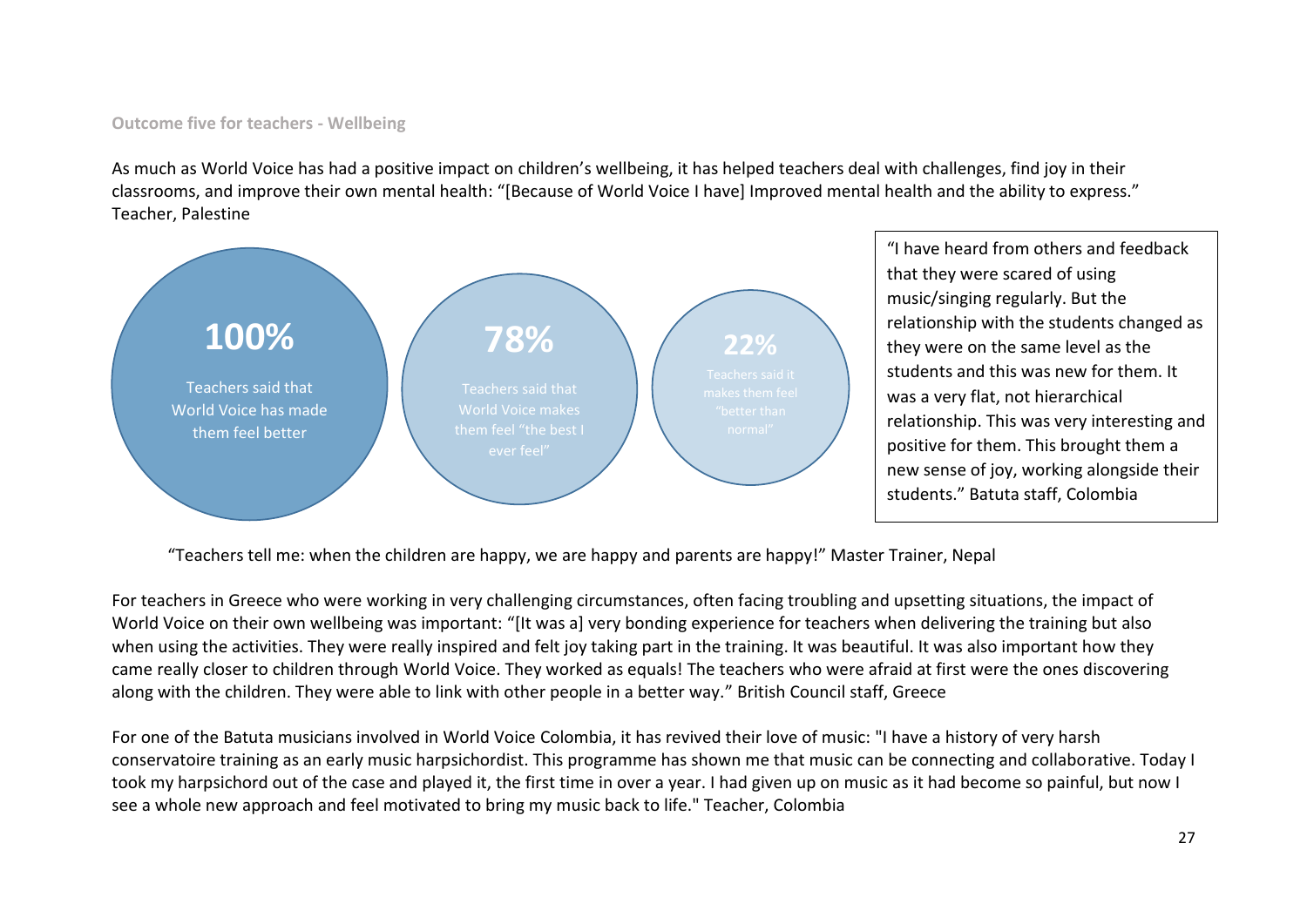### Outcome five for teachers - Wellbeing

As much as World Voice has had a positive impact on children's wellbeing, it has helped teachers deal with challenges, find joy in their classrooms, and improve their own mental health: "[Because of World Voice I have] Improved mental health and the ability to express." Teacher, Palestine

**100%**

Teachers said that World Voice has made them feel better

**78%**

Teachers said that World Voice makes them feel "the best I ever feel"

**22%**

Teachers said it makes them feel "better than normal"

> "I have heard from others and feedback that they were scared of using music/singing regularly. But the relationship with the students changed as they were on the same level as the students and this was new for them. It was a very flat, not hierarchical relationship. This was very interesting and positive for them. This brought them a new sense of joy, working alongside their students." Batuta staff, Colombia

"Teachers tell me: when the children are happy, we are happy and parents are happy!" Master Trainer, Nepal

For teachers in Greece who were working in very challenging circumstances, often facing troubling and upsetting situations, the impact of World Voice on their own wellbeing was important: "[It was a] very bonding experience for teachers when delivering the training but also when using the activities. They were really inspired and felt joy taking part in the training. It was beautiful. It was also important how they came really closer to children through World Voice. They worked as equals! The teachers who were afraid at first were the ones discovering along with the children. They were able to link with other people in a better way." British Council staff, Greece

For one of the Batuta musicians involved in World Voice Colombia, it has revived their love of music: "I have a history of very harsh conservatoire training as an early music harpsichordist. This programme has shown me that music can be connecting and collaborative. Today I took my harpsichord out of the case and played it, the first time in over a year. I had given up on music as it had become so painful, but now I see a whole new approach and feel motivated to bring my music back to life." Teacher, Colombia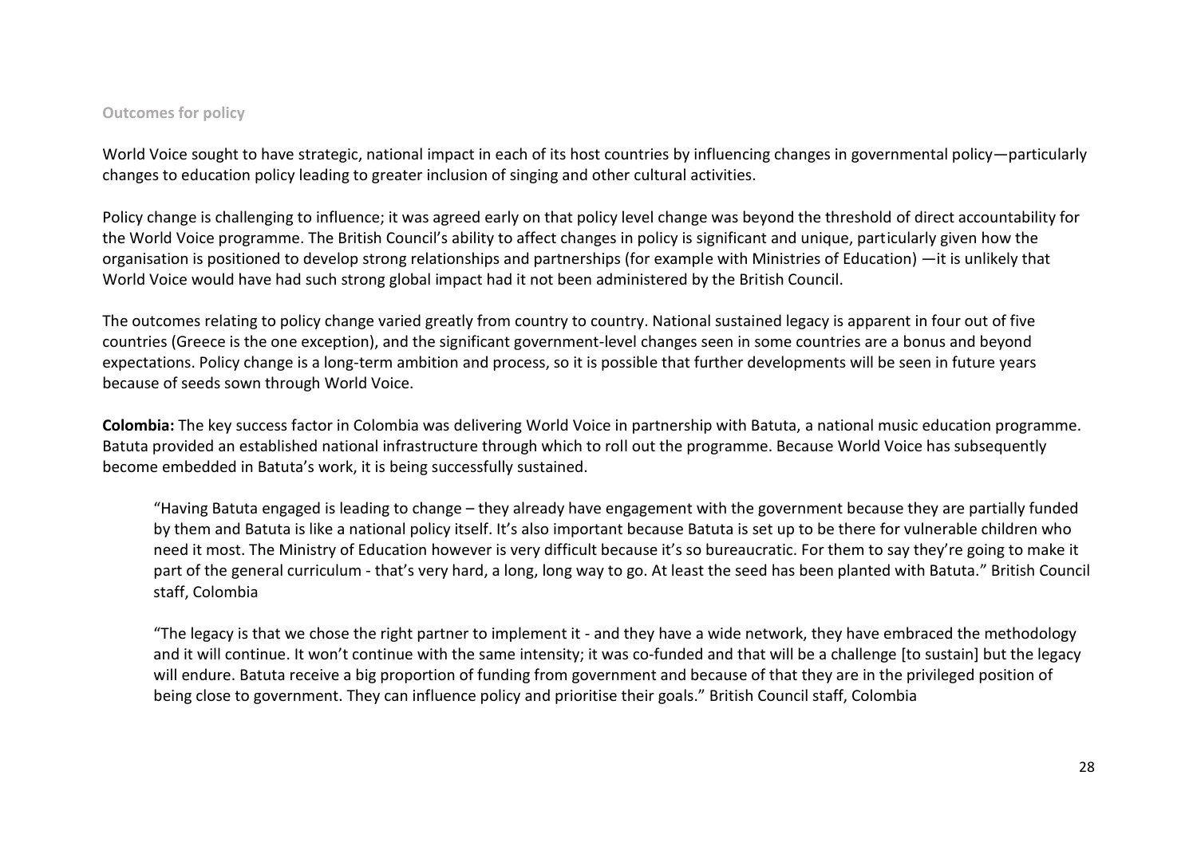### Outcomes for policy

World Voice sought to have strategic, national impact in each of its host countries by influencing changes in governmental policy—particularly changes to education policy leading to greater inclusion of singing and other cultural activities.

Policy change is challenging to influence; it was agreed early on that policy level change was beyond the threshold of direct accountability for the World Voice programme. The British Council's ability to affect changes in policy is significant and unique, particularly given how the organisation is positioned to develop strong relationships and partnerships (for example with Ministries of Education) —it is unlikely that World Voice would have had such strong global impact had it not been administered by the British Council.

The outcomes relating to policy change varied greatly from country to country. National sustained legacy is apparent in four out of five countries (Greece is the one exception), and the significant government-level changes seen in some countries are a bonus and beyond expectations. Policy change is a long-term ambition and process, so it is possible that further developments will be seen in future years because of seeds sown through World Voice.

**Colombia:** The key success factor in Colombia was delivering World Voice in partnership with Batuta, a national music education programme. Batuta provided an established national infrastructure through which to roll out the programme. Because World Voice has subsequently become embedded in Batuta's work, it is being successfully sustained.

> "Having Batuta engaged is leading to change – they already have engagement with the government because they are partially funded by them and Batuta is like a national policy itself. It's also important because Batuta is set up to be there for vulnerable children who need it most. The Ministry of Education however is very difficult because it's so bureaucratic. For them to say they're going to make it part of the general curriculum - that's very hard, a long, long way to go. At least the seed has been planted with Batuta." British Council staff, Colombia

> "The legacy is that we chose the right partner to implement it - and they have a wide network, they have embraced the methodology and it will continue. It won't continue with the same intensity; it was co-funded and that will be a challenge [to sustain] but the legacy will endure. Batuta receive a big proportion of funding from government and because of that they are in the privileged position of being close to government. They can influence policy and prioritise their goals." British Council staff, Colombia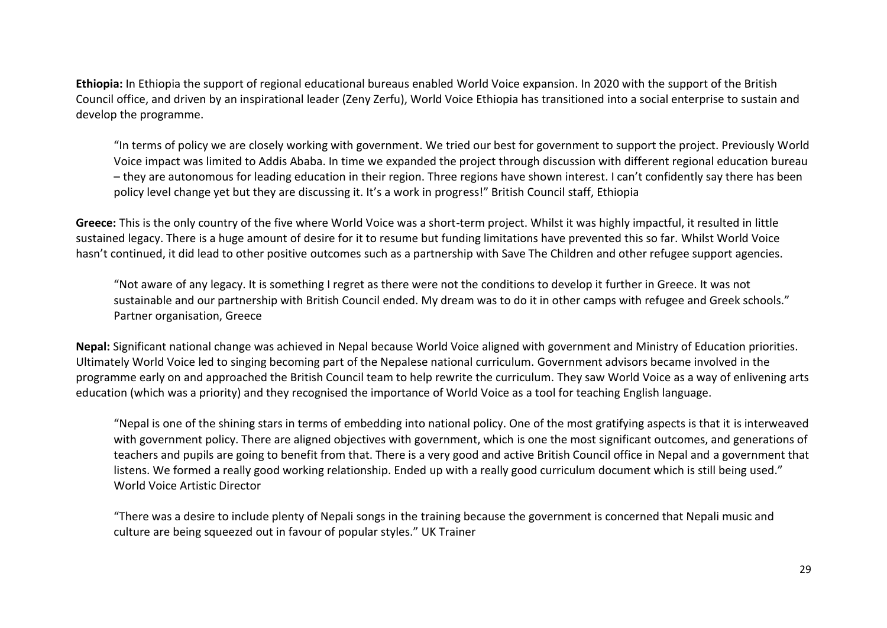**Ethiopia:** In Ethiopia the support of regional educational bureaus enabled World Voice expansion. In 2020 with the support of the British Council office, and driven by an inspirational leader (Zeny Zerfu), World Voice Ethiopia has transitioned into a social enterprise to sustain and develop the programme.

> "In terms of policy we are closely working with government. We tried our best for government to support the project. Previously World Voice impact was limited to Addis Ababa. In time we expanded the project through discussion with different regional education bureau – they are autonomous for leading education in their region. Three regions have shown interest. I can't confidently say there has been policy level change yet but they are discussing it. It's a work in progress!" British Council staff, Ethiopia

**Greece:** This is the only country of the five where World Voice was a short-term project. Whilst it was highly impactful, it resulted in little sustained legacy. There is a huge amount of desire for it to resume but funding limitations have prevented this so far. Whilst World Voice hasn't continued, it did lead to other positive outcomes such as a partnership with Save The Children and other refugee support agencies.

> "Not aware of any legacy. It is something I regret as there were not the conditions to develop it further in Greece. It was not sustainable and our partnership with British Council ended. My dream was to do it in other camps with refugee and Greek schools." Partner organisation, Greece

**Nepal:** Significant national change was achieved in Nepal because World Voice aligned with government and Ministry of Education priorities. Ultimately World Voice led to singing becoming part of the Nepalese national curriculum. Government advisors became involved in the programme early on and approached the British Council team to help rewrite the curriculum. They saw World Voice as a way of enlivening arts education (which was a priority) and they recognised the importance of World Voice as a tool for teaching English language.

> "Nepal is one of the shining stars in terms of embedding into national policy. One of the most gratifying aspects is that it is interweaved with government policy. There are aligned objectives with government, which is one the most significant outcomes, and generations of teachers and pupils are going to benefit from that. There is a very good and active British Council office in Nepal and a government that listens. We formed a really good working relationship. Ended up with a really good curriculum document which is still being used." World Voice Artistic Director

> "There was a desire to include plenty of Nepali songs in the training because the government is concerned that Nepali music and culture are being squeezed out in favour of popular styles." UK Trainer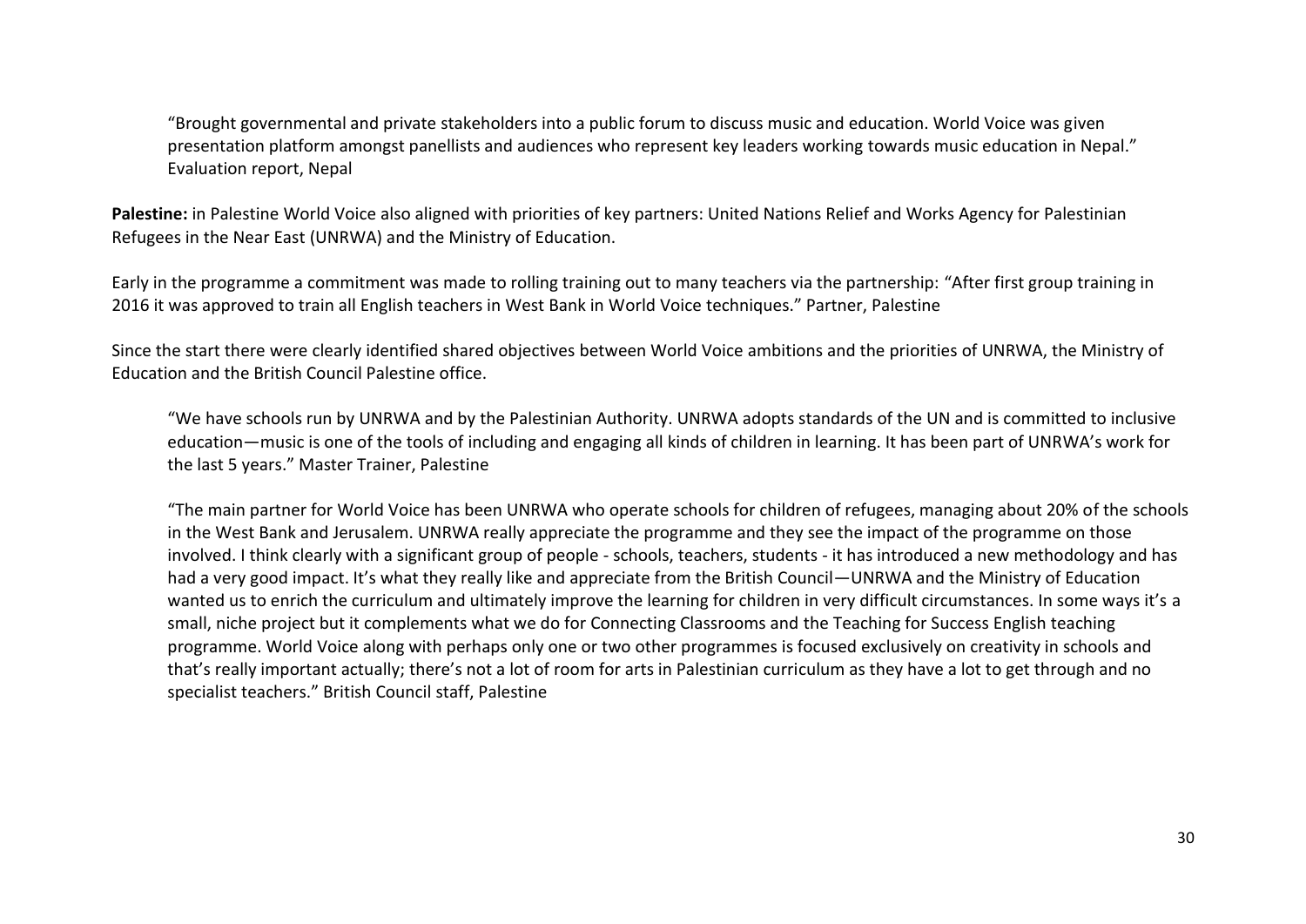> "Brought governmental and private stakeholders into a public forum to discuss music and education. World Voice was given presentation platform amongst panellists and audiences who represent key leaders working towards music education in Nepal." Evaluation report, Nepal

**Palestine:** in Palestine World Voice also aligned with priorities of key partners: United Nations Relief and Works Agency for Palestinian Refugees in the Near East (UNRWA) and the Ministry of Education.

Early in the programme a commitment was made to rolling training out to many teachers via the partnership: "After first group training in 2016 it was approved to train all English teachers in West Bank in World Voice techniques." Partner, Palestine

Since the start there were clearly identified shared objectives between World Voice ambitions and the priorities of UNRWA, the Ministry of Education and the British Council Palestine office.

> "We have schools run by UNRWA and by the Palestinian Authority. UNRWA adopts standards of the UN and is committed to inclusive education—music is one of the tools of including and engaging all kinds of children in learning. It has been part of UNRWA's work for the last 5 years." Master Trainer, Palestine

> "The main partner for World Voice has been UNRWA who operate schools for children of refugees, managing about 20% of the schools in the West Bank and Jerusalem. UNRWA really appreciate the programme and they see the impact of the programme on those involved. I think clearly with a significant group of people - schools, teachers, students - it has introduced a new methodology and has had a very good impact. It's what they really like and appreciate from the British Council—UNRWA and the Ministry of Education wanted us to enrich the curriculum and ultimately improve the learning for children in very difficult circumstances. In some ways it's a small, niche project but it complements what we do for Connecting Classrooms and the Teaching for Success English teaching programme. World Voice along with perhaps only one or two other programmes is focused exclusively on creativity in schools and that's really important actually; there's not a lot of room for arts in Palestinian curriculum as they have a lot to get through and no specialist teachers." British Council staff, Palestine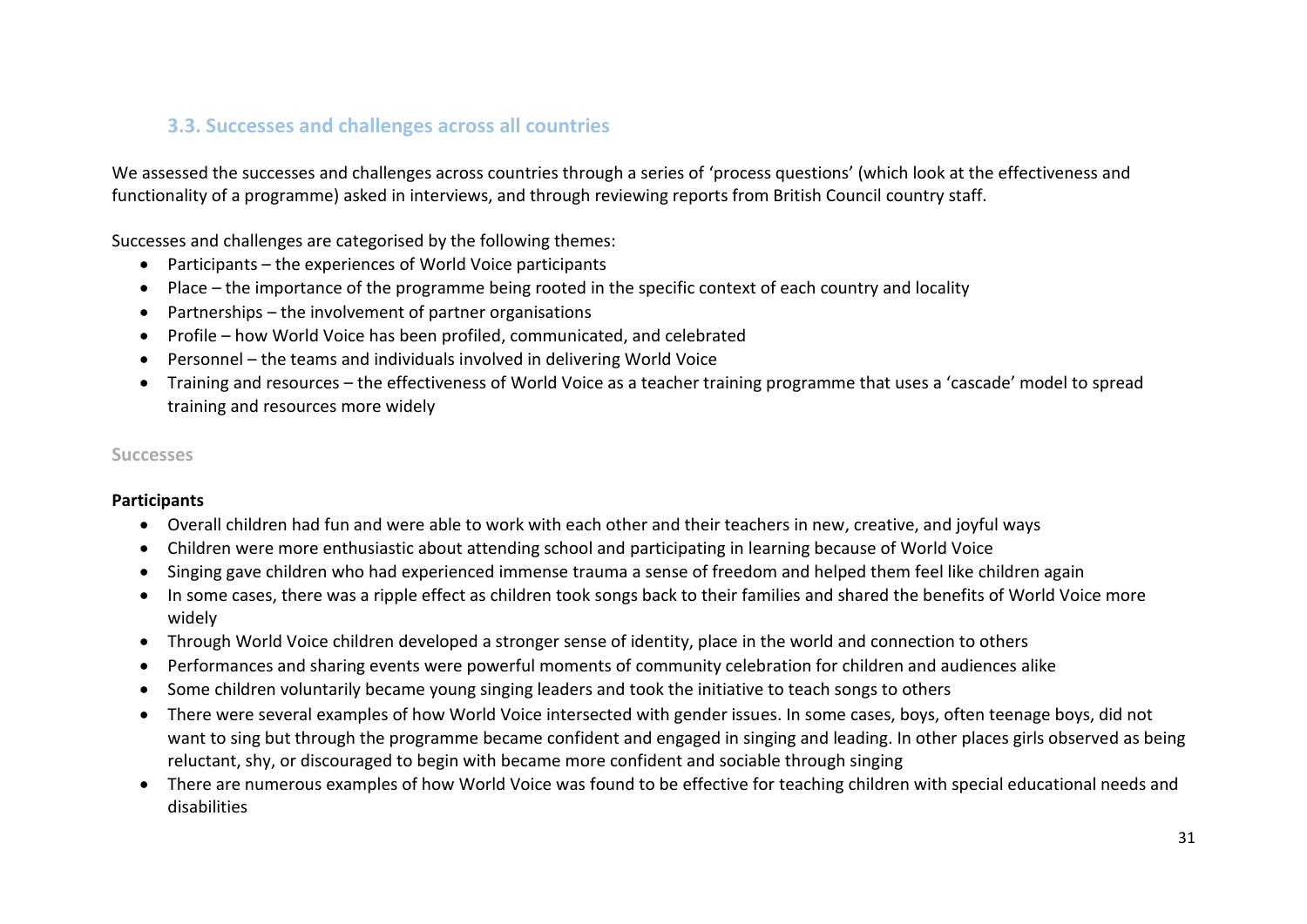### 3.3. Successes and challenges across all countries

We assessed the successes and challenges across countries through a series of 'process questions' (which look at the effectiveness and functionality of a programme) asked in interviews, and through reviewing reports from British Council country staff.

Successes and challenges are categorised by the following themes:

- Participants – the experiences of World Voice participants
- Place – the importance of the programme being rooted in the specific context of each country and locality
- Partnerships – the involvement of partner organisations
- Profile – how World Voice has been profiled, communicated, and celebrated
- Personnel – the teams and individuals involved in delivering World Voice
- Training and resources – the effectiveness of World Voice as a teacher training programme that uses a 'cascade' model to spread training and resources more widely

#### Successes

**Participants**

- Overall children had fun and were able to work with each other and their teachers in new, creative, and joyful ways
- Children were more enthusiastic about attending school and participating in learning because of World Voice
- Singing gave children who had experienced immense trauma a sense of freedom and helped them feel like children again
- In some cases, there was a ripple effect as children took songs back to their families and shared the benefits of World Voice more widely
- Through World Voice children developed a stronger sense of identity, place in the world and connection to others
- Performances and sharing events were powerful moments of community celebration for children and audiences alike
- Some children voluntarily became young singing leaders and took the initiative to teach songs to others
- There were several examples of how World Voice intersected with gender issues. In some cases, boys, often teenage boys, did not want to sing but through the programme became confident and engaged in singing and leading. In other places girls observed as being reluctant, shy, or discouraged to begin with became more confident and sociable through singing
- There are numerous examples of how World Voice was found to be effective for teaching children with special educational needs and disabilities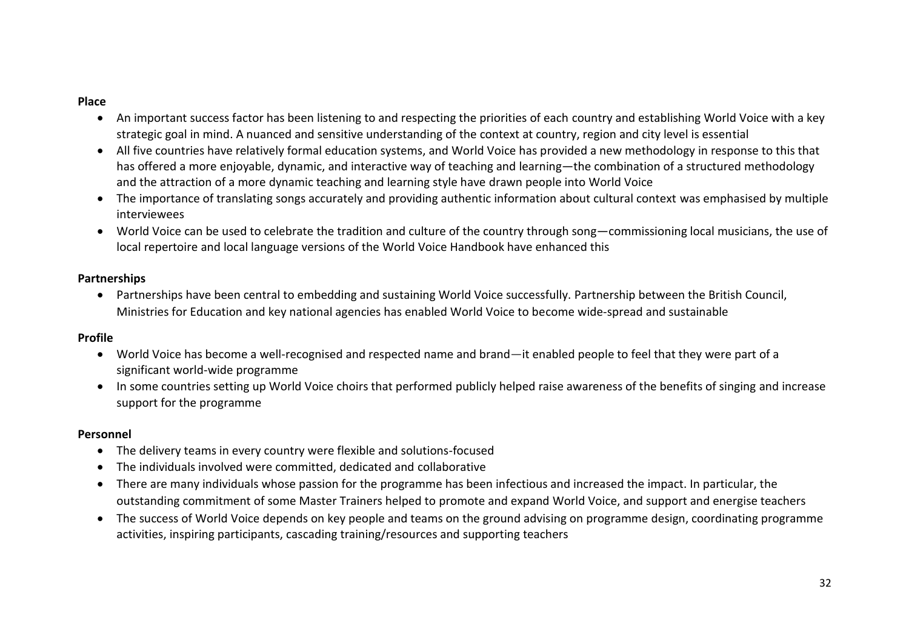**Place**

- An important success factor has been listening to and respecting the priorities of each country and establishing World Voice with a key strategic goal in mind. A nuanced and sensitive understanding of the context at country, region and city level is essential
- All five countries have relatively formal education systems, and World Voice has provided a new methodology in response to this that has offered a more enjoyable, dynamic, and interactive way of teaching and learning—the combination of a structured methodology and the attraction of a more dynamic teaching and learning style have drawn people into World Voice
- The importance of translating songs accurately and providing authentic information about cultural context was emphasised by multiple interviewees
- World Voice can be used to celebrate the tradition and culture of the country through song—commissioning local musicians, the use of local repertoire and local language versions of the World Voice Handbook have enhanced this

**Partnerships**

- Partnerships have been central to embedding and sustaining World Voice successfully. Partnership between the British Council, Ministries for Education and key national agencies has enabled World Voice to become wide-spread and sustainable

**Profile**

- World Voice has become a well-recognised and respected name and brand—it enabled people to feel that they were part of a significant world-wide programme
- In some countries setting up World Voice choirs that performed publicly helped raise awareness of the benefits of singing and increase support for the programme

**Personnel**

- The delivery teams in every country were flexible and solutions-focused
- The individuals involved were committed, dedicated and collaborative
- There are many individuals whose passion for the programme has been infectious and increased the impact. In particular, the outstanding commitment of some Master Trainers helped to promote and expand World Voice, and support and energise teachers
- The success of World Voice depends on key people and teams on the ground advising on programme design, coordinating programme activities, inspiring participants, cascading training/resources and supporting teachers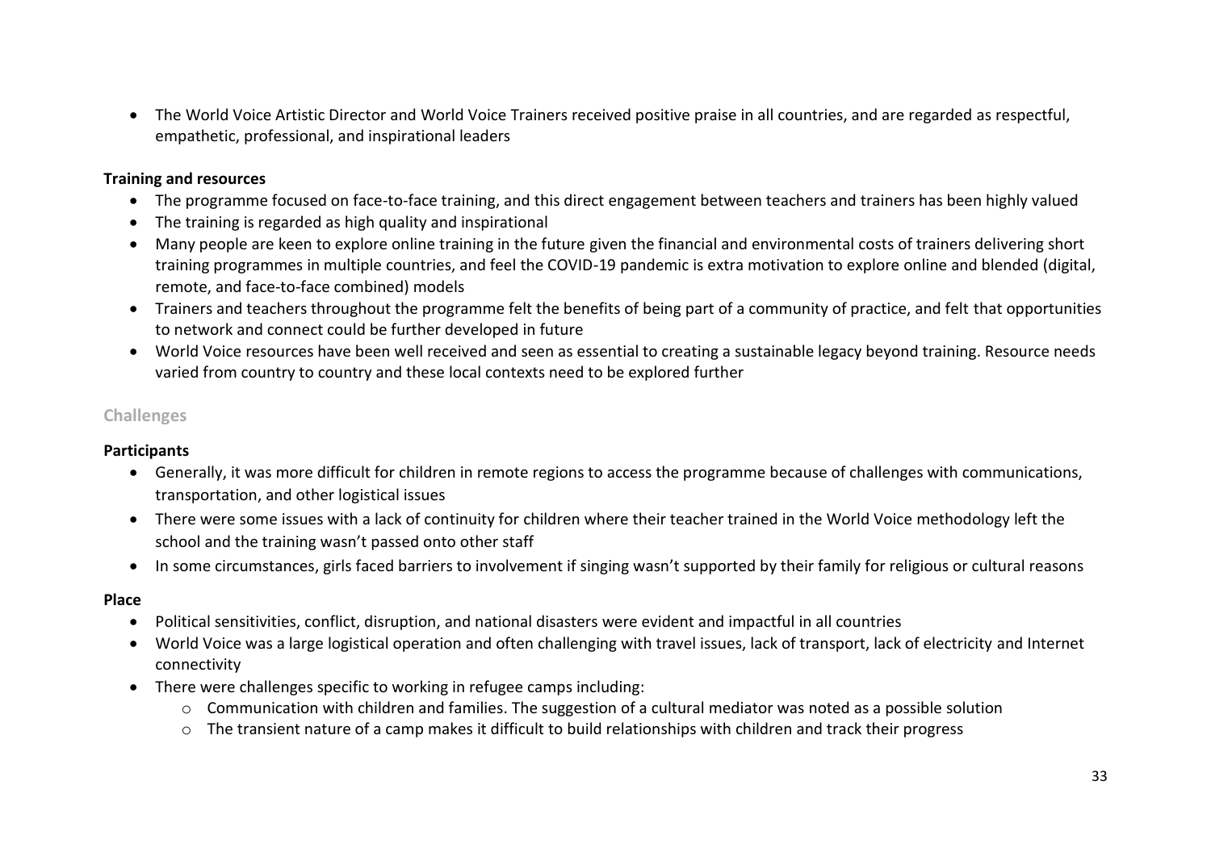- The World Voice Artistic Director and World Voice Trainers received positive praise in all countries, and are regarded as respectful, empathetic, professional, and inspirational leaders

**Training and resources**

- The programme focused on face-to-face training, and this direct engagement between teachers and trainers has been highly valued
- The training is regarded as high quality and inspirational
- Many people are keen to explore online training in the future given the financial and environmental costs of trainers delivering short training programmes in multiple countries, and feel the COVID-19 pandemic is extra motivation to explore online and blended (digital, remote, and face-to-face combined) models
- Trainers and teachers throughout the programme felt the benefits of being part of a community of practice, and felt that opportunities to network and connect could be further developed in future
- World Voice resources have been well received and seen as essential to creating a sustainable legacy beyond training. Resource needs varied from country to country and these local contexts need to be explored further

### Challenges

**Participants**

- Generally, it was more difficult for children in remote regions to access the programme because of challenges with communications, transportation, and other logistical issues
- There were some issues with a lack of continuity for children where their teacher trained in the World Voice methodology left the school and the training wasn't passed onto other staff
- In some circumstances, girls faced barriers to involvement if singing wasn't supported by their family for religious or cultural reasons

**Place**

- Political sensitivities, conflict, disruption, and national disasters were evident and impactful in all countries
- World Voice was a large logistical operation and often challenging with travel issues, lack of transport, lack of electricity and Internet connectivity
- There were challenges specific to working in refugee camps including:
    - Communication with children and families. The suggestion of a cultural mediator was noted as a possible solution
    - The transient nature of a camp makes it difficult to build relationships with children and track their progress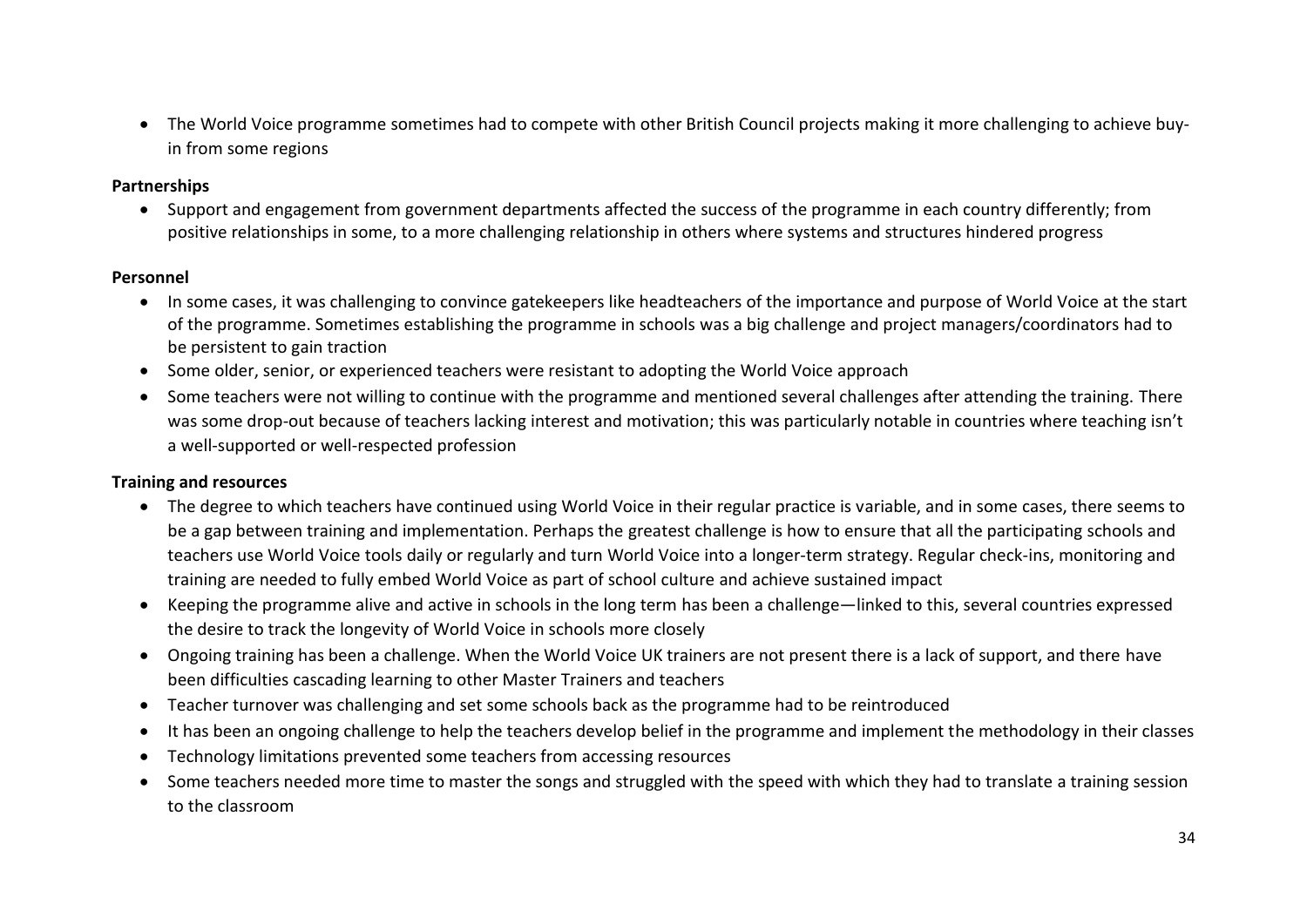- The World Voice programme sometimes had to compete with other British Council projects making it more challenging to achieve buy-in from some regions

**Partnerships**

- Support and engagement from government departments affected the success of the programme in each country differently; from positive relationships in some, to a more challenging relationship in others where systems and structures hindered progress

**Personnel**

- In some cases, it was challenging to convince gatekeepers like headteachers of the importance and purpose of World Voice at the start of the programme. Sometimes establishing the programme in schools was a big challenge and project managers/coordinators had to be persistent to gain traction
- Some older, senior, or experienced teachers were resistant to adopting the World Voice approach
- Some teachers were not willing to continue with the programme and mentioned several challenges after attending the training. There was some drop-out because of teachers lacking interest and motivation; this was particularly notable in countries where teaching isn't a well-supported or well-respected profession

**Training and resources**

- The degree to which teachers have continued using World Voice in their regular practice is variable, and in some cases, there seems to be a gap between training and implementation. Perhaps the greatest challenge is how to ensure that all the participating schools and teachers use World Voice tools daily or regularly and turn World Voice into a longer-term strategy. Regular check-ins, monitoring and training are needed to fully embed World Voice as part of school culture and achieve sustained impact
- Keeping the programme alive and active in schools in the long term has been a challenge—linked to this, several countries expressed the desire to track the longevity of World Voice in schools more closely
- Ongoing training has been a challenge. When the World Voice UK trainers are not present there is a lack of support, and there have been difficulties cascading learning to other Master Trainers and teachers
- Teacher turnover was challenging and set some schools back as the programme had to be reintroduced
- It has been an ongoing challenge to help the teachers develop belief in the programme and implement the methodology in their classes
- Technology limitations prevented some teachers from accessing resources
- Some teachers needed more time to master the songs and struggled with the speed with which they had to translate a training session to the classroom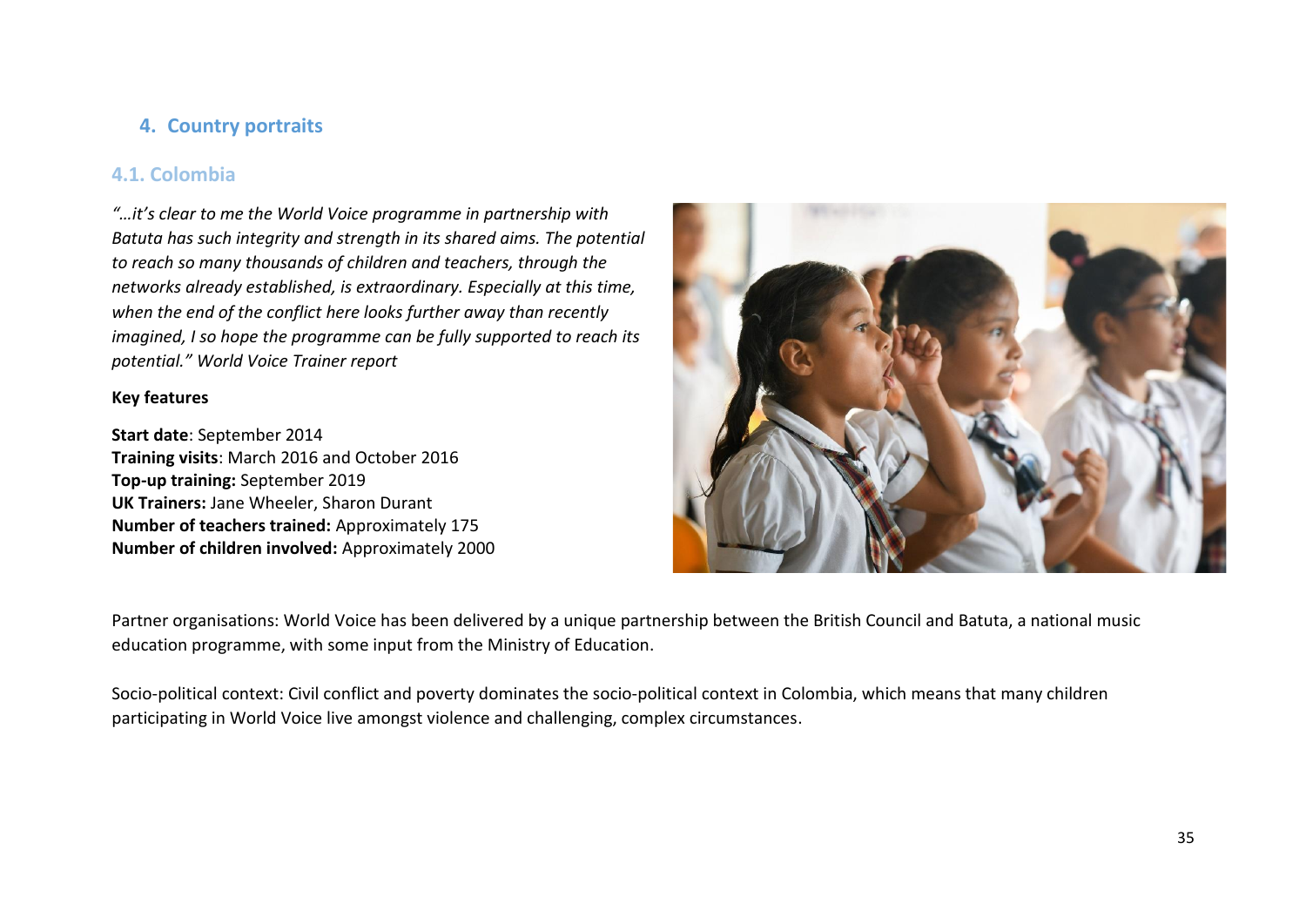# 4. Country portraits

## 4.1. Colombia

*"…it's clear to me the World Voice programme in partnership with Batuta has such integrity and strength in its shared aims. The potential to reach so many thousands of children and teachers, through the networks already established, is extraordinary. Especially at this time, when the end of the conflict here looks further away than recently imagined, I so hope the programme can be fully supported to reach its potential." World Voice Trainer report*

**Key features**

**Start date**: September 2014
**Training visits**: March 2016 and October 2016
**Top-up training:** September 2019
**UK Trainers:** Jane Wheeler, Sharon Durant
**Number of teachers trained:** Approximately 175
**Number of children involved:** Approximately 2000

Partner organisations: World Voice has been delivered by a unique partnership between the British Council and Batuta, a national music education programme, with some input from the Ministry of Education.

Socio-political context: Civil conflict and poverty dominates the socio-political context in Colombia, which means that many children participating in World Voice live amongst violence and challenging, complex circumstances.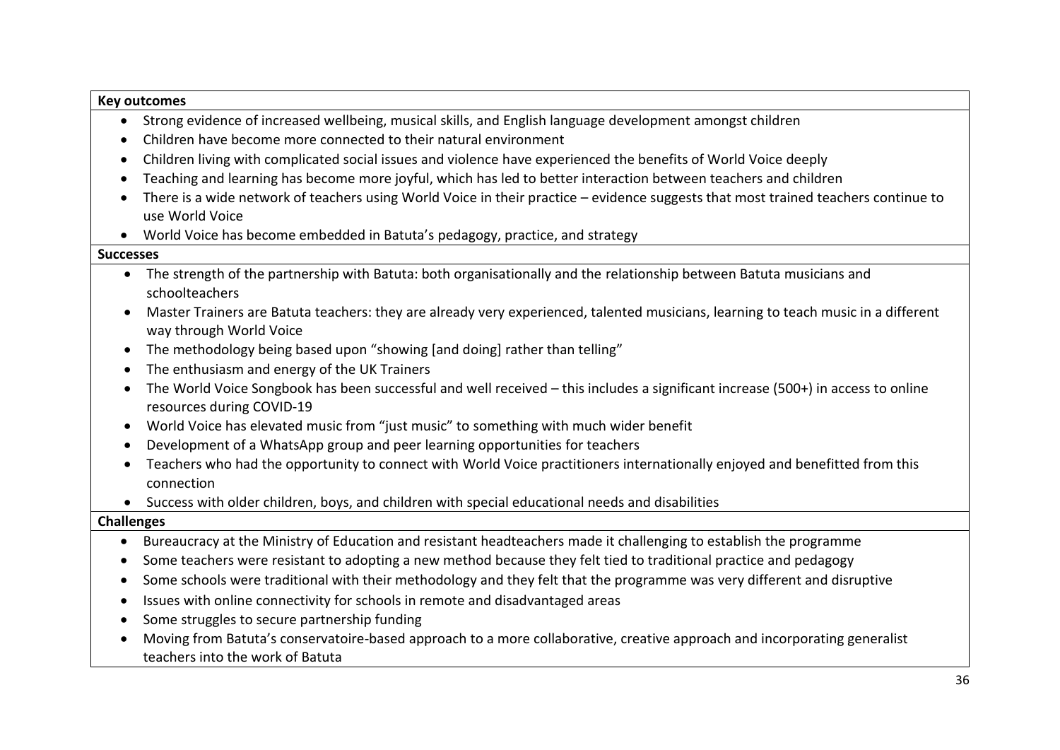**Key outcomes**

- Strong evidence of increased wellbeing, musical skills, and English language development amongst children
- Children have become more connected to their natural environment
- Children living with complicated social issues and violence have experienced the benefits of World Voice deeply
- Teaching and learning has become more joyful, which has led to better interaction between teachers and children
- There is a wide network of teachers using World Voice in their practice – evidence suggests that most trained teachers continue to use World Voice
- World Voice has become embedded in Batuta's pedagogy, practice, and strategy

**Successes**

- The strength of the partnership with Batuta: both organisationally and the relationship between Batuta musicians and schoolteachers
- Master Trainers are Batuta teachers: they are already very experienced, talented musicians, learning to teach music in a different way through World Voice
- The methodology being based upon "showing [and doing] rather than telling"
- The enthusiasm and energy of the UK Trainers
- The World Voice Songbook has been successful and well received – this includes a significant increase (500+) in access to online resources during COVID-19
- World Voice has elevated music from "just music" to something with much wider benefit
- Development of a WhatsApp group and peer learning opportunities for teachers
- Teachers who had the opportunity to connect with World Voice practitioners internationally enjoyed and benefitted from this connection
- Success with older children, boys, and children with special educational needs and disabilities

**Challenges**

- Bureaucracy at the Ministry of Education and resistant headteachers made it challenging to establish the programme
- Some teachers were resistant to adopting a new method because they felt tied to traditional practice and pedagogy
- Some schools were traditional with their methodology and they felt that the programme was very different and disruptive
- Issues with online connectivity for schools in remote and disadvantaged areas
- Some struggles to secure partnership funding
- Moving from Batuta's conservatoire-based approach to a more collaborative, creative approach and incorporating generalist teachers into the work of Batuta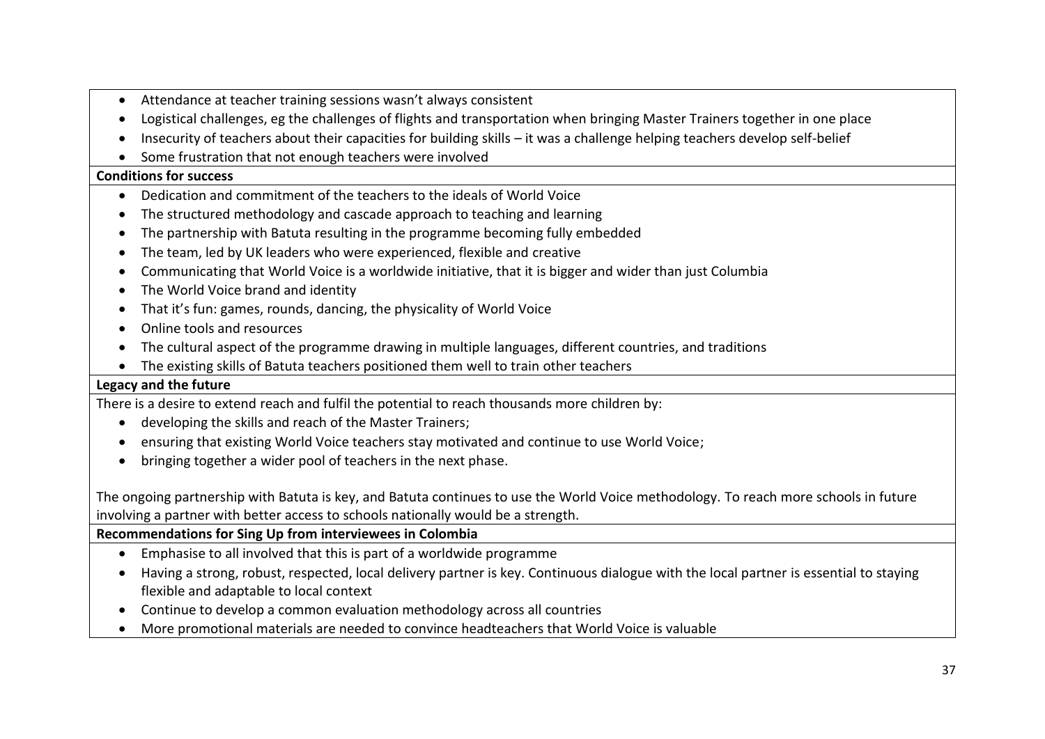- Attendance at teacher training sessions wasn't always consistent
- Logistical challenges, eg the challenges of flights and transportation when bringing Master Trainers together in one place
- Insecurity of teachers about their capacities for building skills – it was a challenge helping teachers develop self-belief
- Some frustration that not enough teachers were involved

**Conditions for success**

- Dedication and commitment of the teachers to the ideals of World Voice
- The structured methodology and cascade approach to teaching and learning
- The partnership with Batuta resulting in the programme becoming fully embedded
- The team, led by UK leaders who were experienced, flexible and creative
- Communicating that World Voice is a worldwide initiative, that it is bigger and wider than just Columbia
- The World Voice brand and identity
- That it's fun: games, rounds, dancing, the physicality of World Voice
- Online tools and resources
- The cultural aspect of the programme drawing in multiple languages, different countries, and traditions
- The existing skills of Batuta teachers positioned them well to train other teachers

**Legacy and the future**

There is a desire to extend reach and fulfil the potential to reach thousands more children by:

- developing the skills and reach of the Master Trainers;
- ensuring that existing World Voice teachers stay motivated and continue to use World Voice;
- bringing together a wider pool of teachers in the next phase.

The ongoing partnership with Batuta is key, and Batuta continues to use the World Voice methodology. To reach more schools in future involving a partner with better access to schools nationally would be a strength.

**Recommendations for Sing Up from interviewees in Colombia**

- Emphasise to all involved that this is part of a worldwide programme
- Having a strong, robust, respected, local delivery partner is key. Continuous dialogue with the local partner is essential to staying flexible and adaptable to local context
- Continue to develop a common evaluation methodology across all countries
- More promotional materials are needed to convince headteachers that World Voice is valuable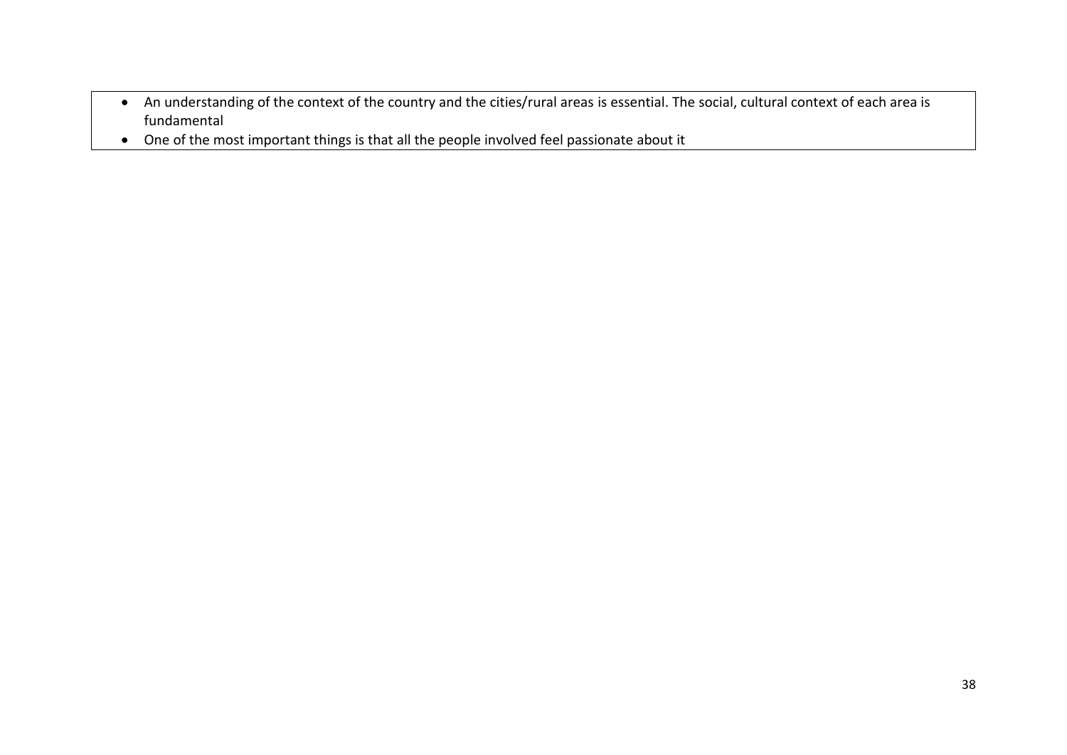- An understanding of the context of the country and the cities/rural areas is essential. The social, cultural context of each area is fundamental
- One of the most important things is that all the people involved feel passionate about it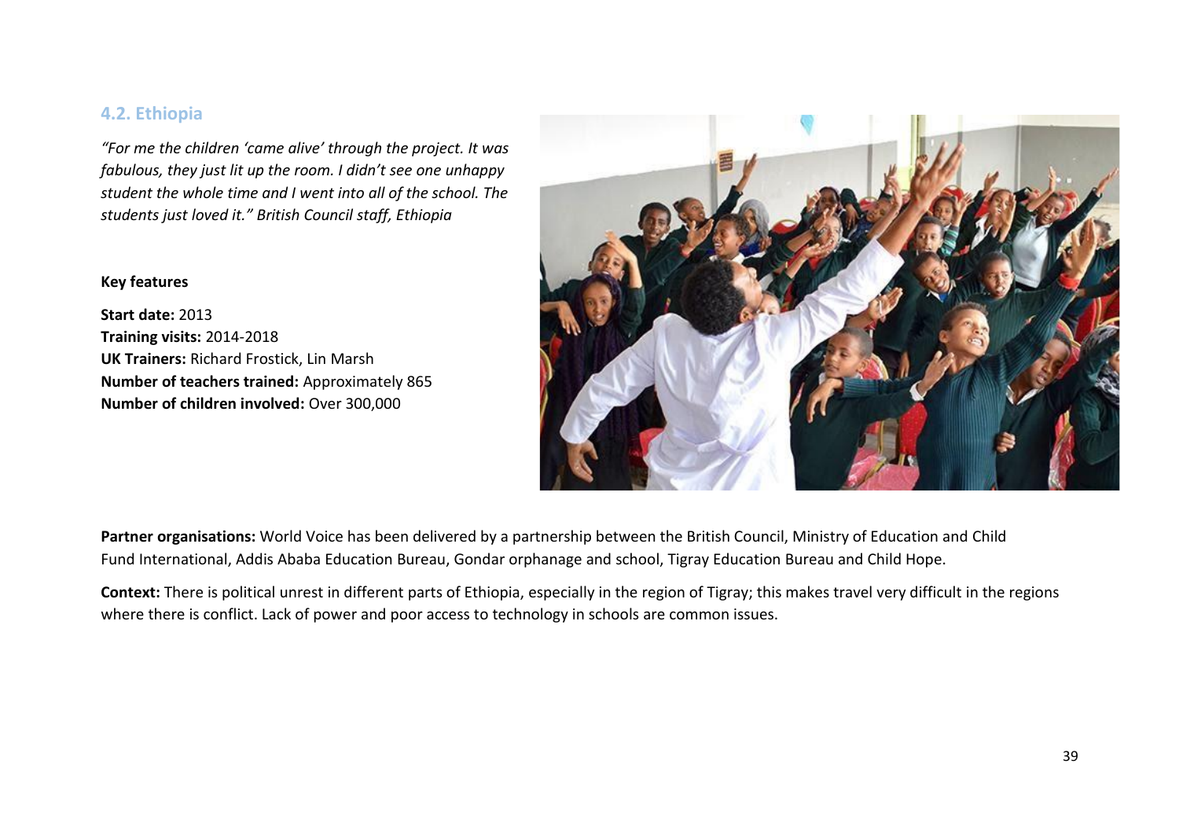## 4.2. Ethiopia

*"For me the children 'came alive' through the project. It was fabulous, they just lit up the room. I didn't see one unhappy student the whole time and I went into all of the school. The students just loved it." British Council staff, Ethiopia*

**Key features**

**Start date:** 2013
**Training visits:** 2014-2018
**UK Trainers:** Richard Frostick, Lin Marsh
**Number of teachers trained:** Approximately 865
**Number of children involved:** Over 300,000

**Partner organisations:** World Voice has been delivered by a partnership between the British Council, Ministry of Education and Child Fund International, Addis Ababa Education Bureau, Gondar orphanage and school, Tigray Education Bureau and Child Hope.

**Context:** There is political unrest in different parts of Ethiopia, especially in the region of Tigray; this makes travel very difficult in the regions where there is conflict. Lack of power and poor access to technology in schools are common issues.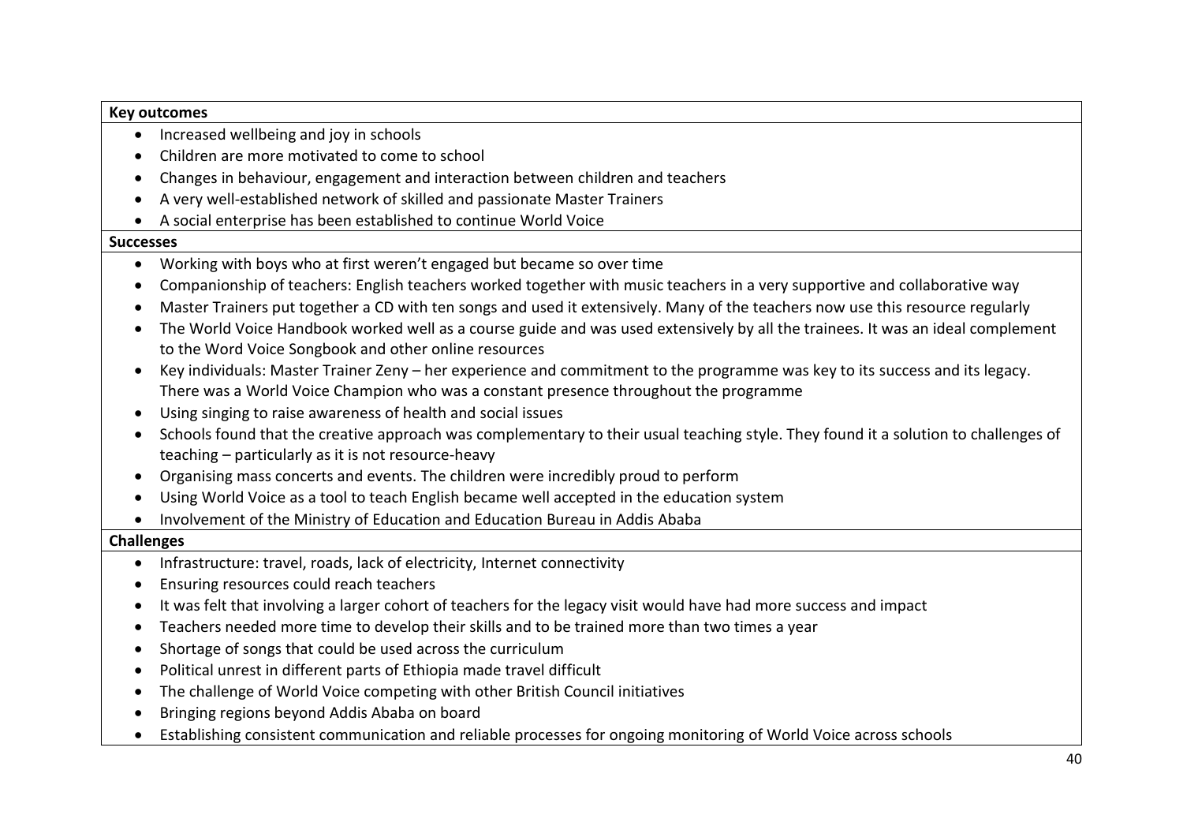**Key outcomes**

- Increased wellbeing and joy in schools
- Children are more motivated to come to school
- Changes in behaviour, engagement and interaction between children and teachers
- A very well-established network of skilled and passionate Master Trainers
- A social enterprise has been established to continue World Voice

**Successes**

- Working with boys who at first weren't engaged but became so over time
- Companionship of teachers: English teachers worked together with music teachers in a very supportive and collaborative way
- Master Trainers put together a CD with ten songs and used it extensively. Many of the teachers now use this resource regularly
- The World Voice Handbook worked well as a course guide and was used extensively by all the trainees. It was an ideal complement to the Word Voice Songbook and other online resources
- Key individuals: Master Trainer Zeny – her experience and commitment to the programme was key to its success and its legacy. There was a World Voice Champion who was a constant presence throughout the programme
- Using singing to raise awareness of health and social issues
- Schools found that the creative approach was complementary to their usual teaching style. They found it a solution to challenges of teaching – particularly as it is not resource-heavy
- Organising mass concerts and events. The children were incredibly proud to perform
- Using World Voice as a tool to teach English became well accepted in the education system
- Involvement of the Ministry of Education and Education Bureau in Addis Ababa

**Challenges**

- Infrastructure: travel, roads, lack of electricity, Internet connectivity
- Ensuring resources could reach teachers
- It was felt that involving a larger cohort of teachers for the legacy visit would have had more success and impact
- Teachers needed more time to develop their skills and to be trained more than two times a year
- Shortage of songs that could be used across the curriculum
- Political unrest in different parts of Ethiopia made travel difficult
- The challenge of World Voice competing with other British Council initiatives
- Bringing regions beyond Addis Ababa on board
- Establishing consistent communication and reliable processes for ongoing monitoring of World Voice across schools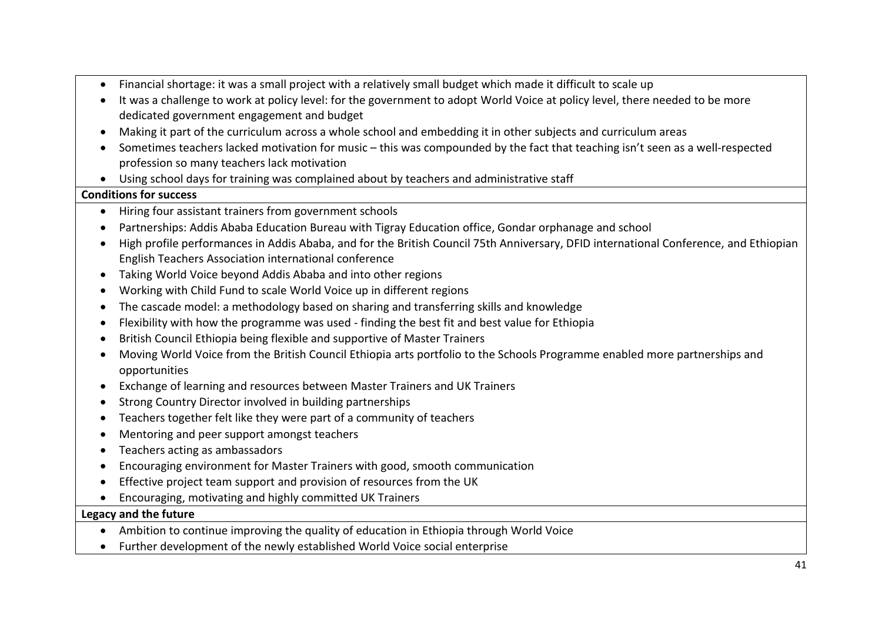- Financial shortage: it was a small project with a relatively small budget which made it difficult to scale up
- It was a challenge to work at policy level: for the government to adopt World Voice at policy level, there needed to be more dedicated government engagement and budget
- Making it part of the curriculum across a whole school and embedding it in other subjects and curriculum areas
- Sometimes teachers lacked motivation for music – this was compounded by the fact that teaching isn't seen as a well-respected profession so many teachers lack motivation
- Using school days for training was complained about by teachers and administrative staff

**Conditions for success**

- Hiring four assistant trainers from government schools
- Partnerships: Addis Ababa Education Bureau with Tigray Education office, Gondar orphanage and school
- High profile performances in Addis Ababa, and for the British Council 75th Anniversary, DFID international Conference, and Ethiopian English Teachers Association international conference
- Taking World Voice beyond Addis Ababa and into other regions
- Working with Child Fund to scale World Voice up in different regions
- The cascade model: a methodology based on sharing and transferring skills and knowledge
- Flexibility with how the programme was used - finding the best fit and best value for Ethiopia
- British Council Ethiopia being flexible and supportive of Master Trainers
- Moving World Voice from the British Council Ethiopia arts portfolio to the Schools Programme enabled more partnerships and opportunities
- Exchange of learning and resources between Master Trainers and UK Trainers
- Strong Country Director involved in building partnerships
- Teachers together felt like they were part of a community of teachers
- Mentoring and peer support amongst teachers
- Teachers acting as ambassadors
- Encouraging environment for Master Trainers with good, smooth communication
- Effective project team support and provision of resources from the UK
- Encouraging, motivating and highly committed UK Trainers

**Legacy and the future**

- Ambition to continue improving the quality of education in Ethiopia through World Voice
- Further development of the newly established World Voice social enterprise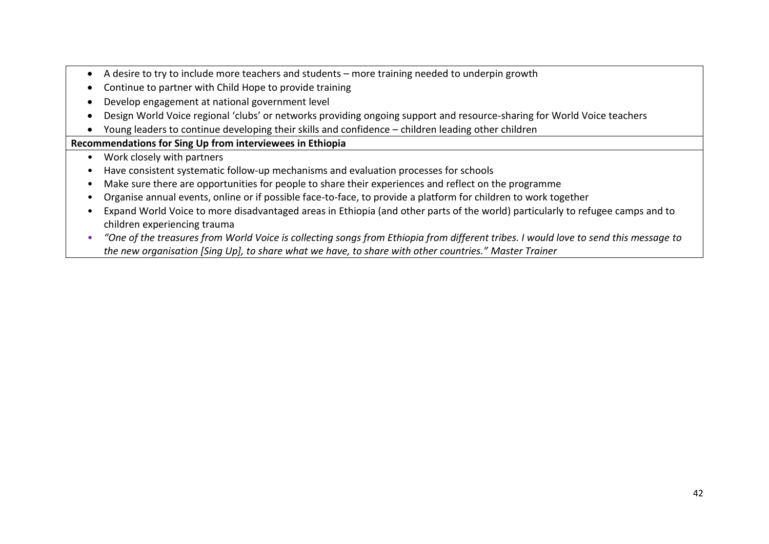- A desire to try to include more teachers and students – more training needed to underpin growth
- Continue to partner with Child Hope to provide training
- Develop engagement at national government level
- Design World Voice regional 'clubs' or networks providing ongoing support and resource-sharing for World Voice teachers
- Young leaders to continue developing their skills and confidence – children leading other children

**Recommendations for Sing Up from interviewees in Ethiopia**

- Work closely with partners
- Have consistent systematic follow-up mechanisms and evaluation processes for schools
- Make sure there are opportunities for people to share their experiences and reflect on the programme
- Organise annual events, online or if possible face-to-face, to provide a platform for children to work together
- Expand World Voice to more disadvantaged areas in Ethiopia (and other parts of the world) particularly to refugee camps and to children experiencing trauma
- *"One of the treasures from World Voice is collecting songs from Ethiopia from different tribes. I would love to send this message to the new organisation [Sing Up], to share what we have, to share with other countries." Master Trainer*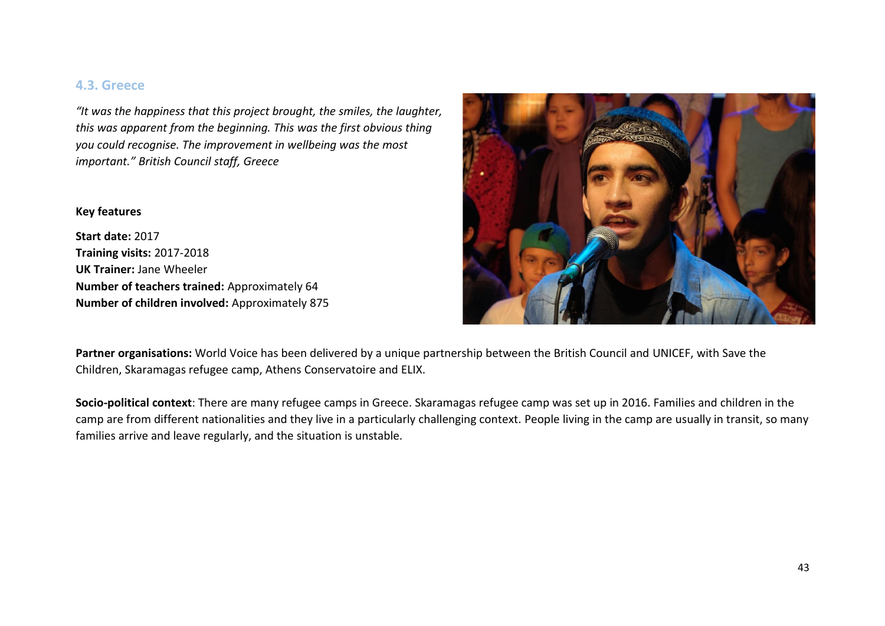### 4.3. Greece

*"It was the happiness that this project brought, the smiles, the laughter, this was apparent from the beginning. This was the first obvious thing you could recognise. The improvement in wellbeing was the most important." British Council staff, Greece*

**Key features**

**Start date:** 2017
**Training visits:** 2017-2018
**UK Trainer:** Jane Wheeler
**Number of teachers trained:** Approximately 64
**Number of children involved:** Approximately 875

**Partner organisations:** World Voice has been delivered by a unique partnership between the British Council and UNICEF, with Save the Children, Skaramagas refugee camp, Athens Conservatoire and ELIX.

**Socio-political context**: There are many refugee camps in Greece. Skaramagas refugee camp was set up in 2016. Families and children in the camp are from different nationalities and they live in a particularly challenging context. People living in the camp are usually in transit, so many families arrive and leave regularly, and the situation is unstable.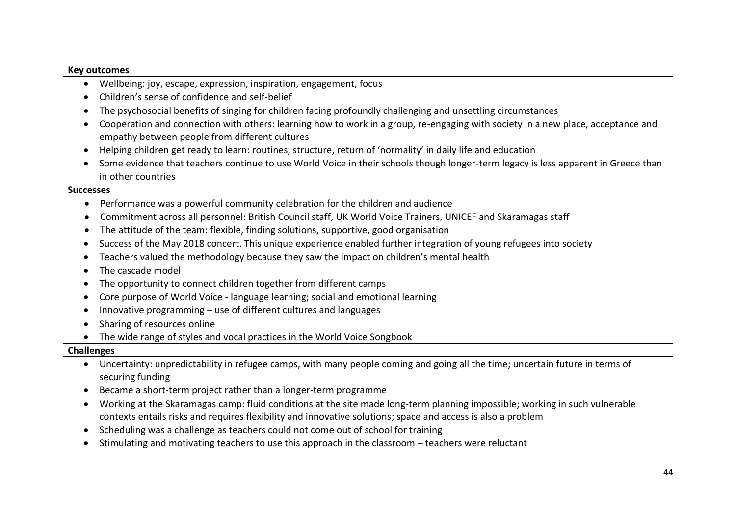| Key outcomes |
| --- |
| <ul><li>Wellbeing: joy, escape, expression, inspiration, engagement, focus</li><li>Children's sense of confidence and self-belief</li><li>The psychosocial benefits of singing for children facing profoundly challenging and unsettling circumstances</li><li>Cooperation and connection with others: learning how to work in a group, re-engaging with society in a new place, acceptance and empathy between people from different cultures</li><li>Helping children get ready to learn: routines, structure, return of 'normality' in daily life and education</li><li>Some evidence that teachers continue to use World Voice in their schools though longer-term legacy is less apparent in Greece than in other countries</li></ul> |
| **Successes** |
| <ul><li>Performance was a powerful community celebration for the children and audience</li><li>Commitment across all personnel: British Council staff, UK World Voice Trainers, UNICEF and Skaramagas staff</li><li>The attitude of the team: flexible, finding solutions, supportive, good organisation</li><li>Success of the May 2018 concert. This unique experience enabled further integration of young refugees into society</li><li>Teachers valued the methodology because they saw the impact on children's mental health</li><li>The cascade model</li><li>The opportunity to connect children together from different camps</li><li>Core purpose of World Voice - language learning; social and emotional learning</li><li>Innovative programming – use of different cultures and languages</li><li>Sharing of resources online</li><li>The wide range of styles and vocal practices in the World Voice Songbook</li></ul> |
| **Challenges** |
| <ul><li>Uncertainty: unpredictability in refugee camps, with many people coming and going all the time; uncertain future in terms of securing funding</li><li>Became a short-term project rather than a longer-term programme</li><li>Working at the Skaramagas camp: fluid conditions at the site made long-term planning impossible; working in such vulnerable contexts entails risks and requires flexibility and innovative solutions; space and access is also a problem</li><li>Scheduling was a challenge as teachers could not come out of school for training</li><li>Stimulating and motivating teachers to use this approach in the classroom – teachers were reluctant</li></ul> |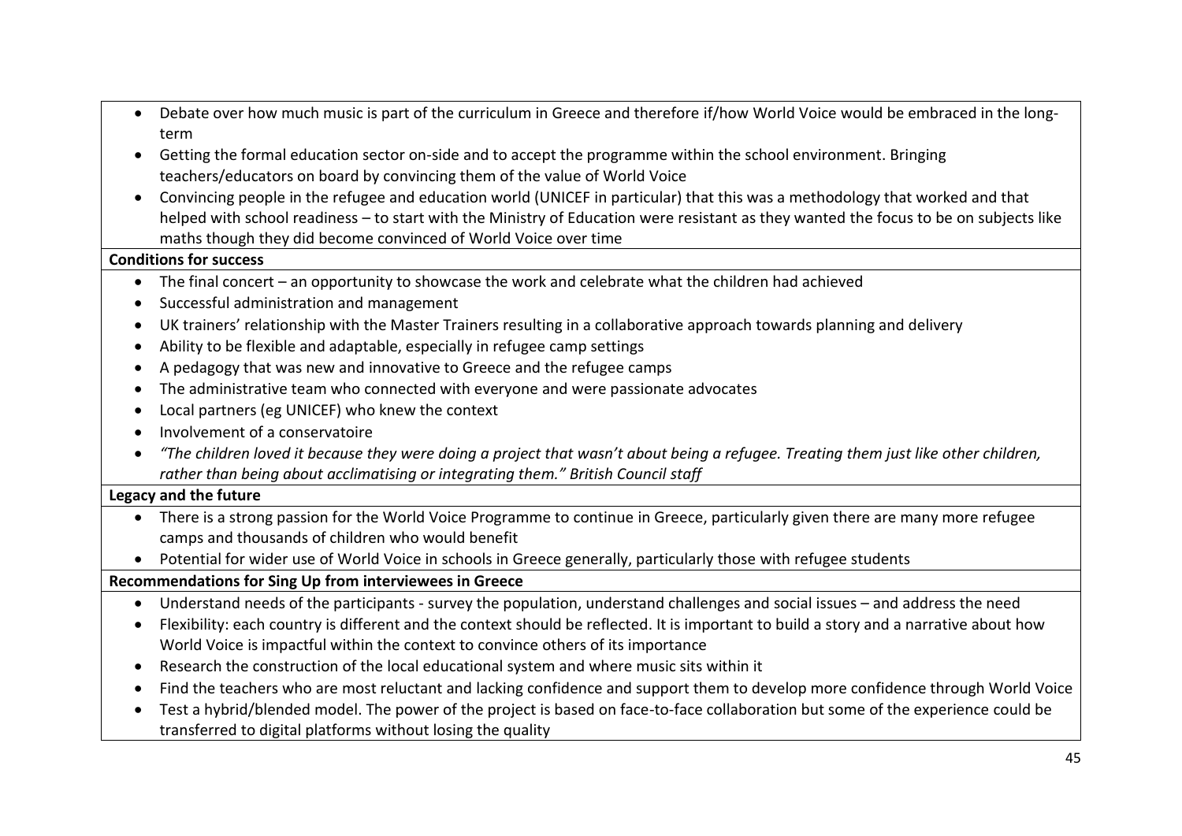- Debate over how much music is part of the curriculum in Greece and therefore if/how World Voice would be embraced in the long-term
- Getting the formal education sector on-side and to accept the programme within the school environment. Bringing teachers/educators on board by convincing them of the value of World Voice
- Convincing people in the refugee and education world (UNICEF in particular) that this was a methodology that worked and that helped with school readiness – to start with the Ministry of Education were resistant as they wanted the focus to be on subjects like maths though they did become convinced of World Voice over time

**Conditions for success**

- The final concert – an opportunity to showcase the work and celebrate what the children had achieved
- Successful administration and management
- UK trainers' relationship with the Master Trainers resulting in a collaborative approach towards planning and delivery
- Ability to be flexible and adaptable, especially in refugee camp settings
- A pedagogy that was new and innovative to Greece and the refugee camps
- The administrative team who connected with everyone and were passionate advocates
- Local partners (eg UNICEF) who knew the context
- Involvement of a conservatoire
- *"The children loved it because they were doing a project that wasn't about being a refugee. Treating them just like other children, rather than being about acclimatising or integrating them." British Council staff*

**Legacy and the future**

- There is a strong passion for the World Voice Programme to continue in Greece, particularly given there are many more refugee camps and thousands of children who would benefit
- Potential for wider use of World Voice in schools in Greece generally, particularly those with refugee students

**Recommendations for Sing Up from interviewees in Greece**

- Understand needs of the participants - survey the population, understand challenges and social issues – and address the need
- Flexibility: each country is different and the context should be reflected. It is important to build a story and a narrative about how World Voice is impactful within the context to convince others of its importance
- Research the construction of the local educational system and where music sits within it
- Find the teachers who are most reluctant and lacking confidence and support them to develop more confidence through World Voice
- Test a hybrid/blended model. The power of the project is based on face-to-face collaboration but some of the experience could be transferred to digital platforms without losing the quality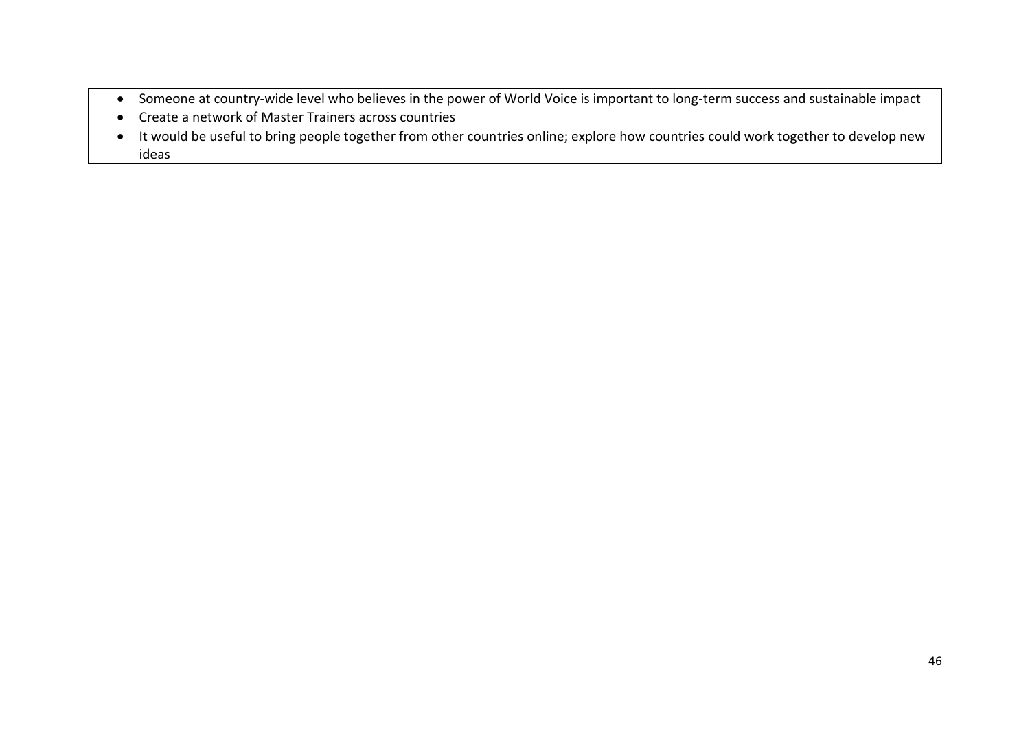- Someone at country-wide level who believes in the power of World Voice is important to long-term success and sustainable impact
- Create a network of Master Trainers across countries
- It would be useful to bring people together from other countries online; explore how countries could work together to develop new ideas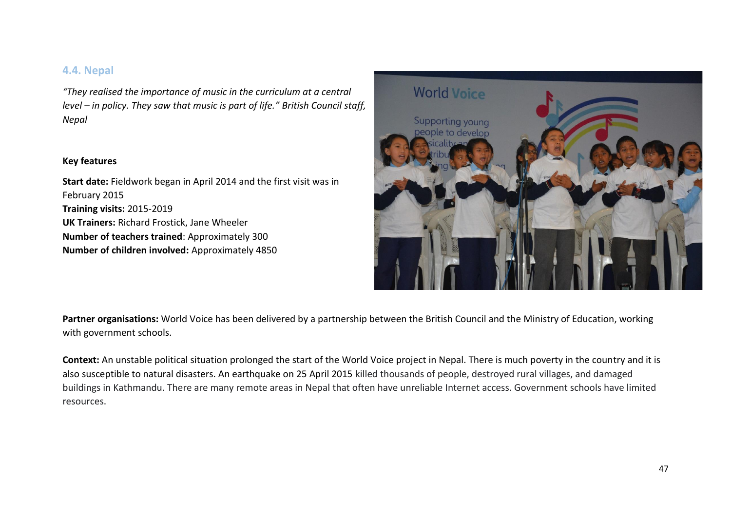## 4.4. Nepal

*"They realised the importance of music in the curriculum at a central level – in policy. They saw that music is part of life." British Council staff, Nepal*

**Key features**

**Start date:** Fieldwork began in April 2014 and the first visit was in February 2015
**Training visits:** 2015-2019
**UK Trainers:** Richard Frostick, Jane Wheeler
**Number of teachers trained**: Approximately 300
**Number of children involved:** Approximately 4850

**Partner organisations:** World Voice has been delivered by a partnership between the British Council and the Ministry of Education, working with government schools.

**Context:** An unstable political situation prolonged the start of the World Voice project in Nepal. There is much poverty in the country and it is also susceptible to natural disasters. An earthquake on 25 April 2015 killed thousands of people, destroyed rural villages, and damaged buildings in Kathmandu. There are many remote areas in Nepal that often have unreliable Internet access. Government schools have limited resources.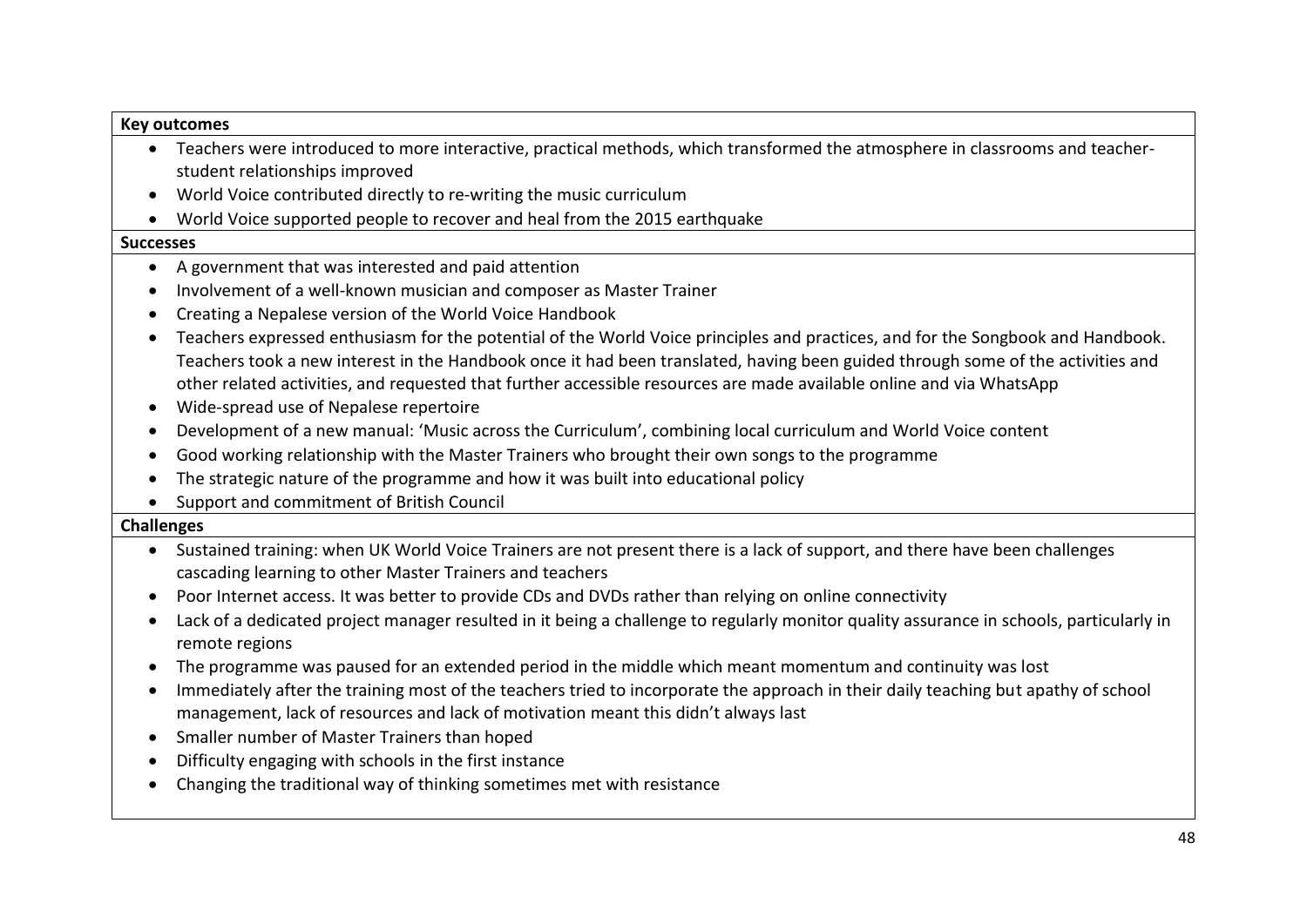**Key outcomes**

- Teachers were introduced to more interactive, practical methods, which transformed the atmosphere in classrooms and teacher-student relationships improved
- World Voice contributed directly to re-writing the music curriculum
- World Voice supported people to recover and heal from the 2015 earthquake

**Successes**

- A government that was interested and paid attention
- Involvement of a well-known musician and composer as Master Trainer
- Creating a Nepalese version of the World Voice Handbook
- Teachers expressed enthusiasm for the potential of the World Voice principles and practices, and for the Songbook and Handbook. Teachers took a new interest in the Handbook once it had been translated, having been guided through some of the activities and other related activities, and requested that further accessible resources are made available online and via WhatsApp
- Wide-spread use of Nepalese repertoire
- Development of a new manual: 'Music across the Curriculum', combining local curriculum and World Voice content
- Good working relationship with the Master Trainers who brought their own songs to the programme
- The strategic nature of the programme and how it was built into educational policy
- Support and commitment of British Council

**Challenges**

- Sustained training: when UK World Voice Trainers are not present there is a lack of support, and there have been challenges cascading learning to other Master Trainers and teachers
- Poor Internet access. It was better to provide CDs and DVDs rather than relying on online connectivity
- Lack of a dedicated project manager resulted in it being a challenge to regularly monitor quality assurance in schools, particularly in remote regions
- The programme was paused for an extended period in the middle which meant momentum and continuity was lost
- Immediately after the training most of the teachers tried to incorporate the approach in their daily teaching but apathy of school management, lack of resources and lack of motivation meant this didn't always last
- Smaller number of Master Trainers than hoped
- Difficulty engaging with schools in the first instance
- Changing the traditional way of thinking sometimes met with resistance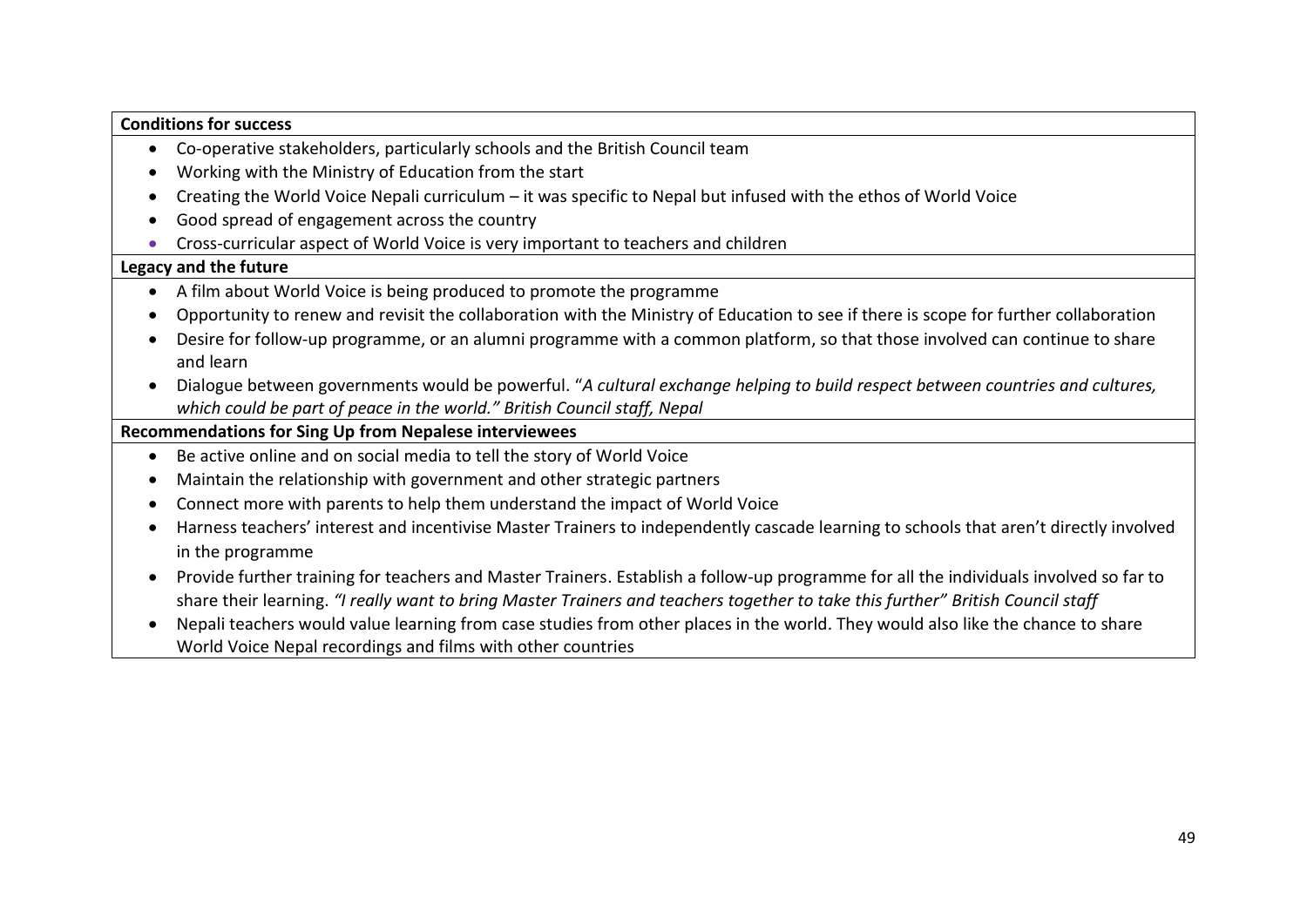**Conditions for success**

- Co-operative stakeholders, particularly schools and the British Council team
- Working with the Ministry of Education from the start
- Creating the World Voice Nepali curriculum – it was specific to Nepal but infused with the ethos of World Voice
- Good spread of engagement across the country
- Cross-curricular aspect of World Voice is very important to teachers and children

**Legacy and the future**

- A film about World Voice is being produced to promote the programme
- Opportunity to renew and revisit the collaboration with the Ministry of Education to see if there is scope for further collaboration
- Desire for follow-up programme, or an alumni programme with a common platform, so that those involved can continue to share and learn
- Dialogue between governments would be powerful. "*A cultural exchange helping to build respect between countries and cultures, which could be part of peace in the world." British Council staff, Nepal*

**Recommendations for Sing Up from Nepalese interviewees**

- Be active online and on social media to tell the story of World Voice
- Maintain the relationship with government and other strategic partners
- Connect more with parents to help them understand the impact of World Voice
- Harness teachers' interest and incentivise Master Trainers to independently cascade learning to schools that aren't directly involved in the programme
- Provide further training for teachers and Master Trainers. Establish a follow-up programme for all the individuals involved so far to share their learning. *"I really want to bring Master Trainers and teachers together to take this further" British Council staff*
- Nepali teachers would value learning from case studies from other places in the world. They would also like the chance to share World Voice Nepal recordings and films with other countries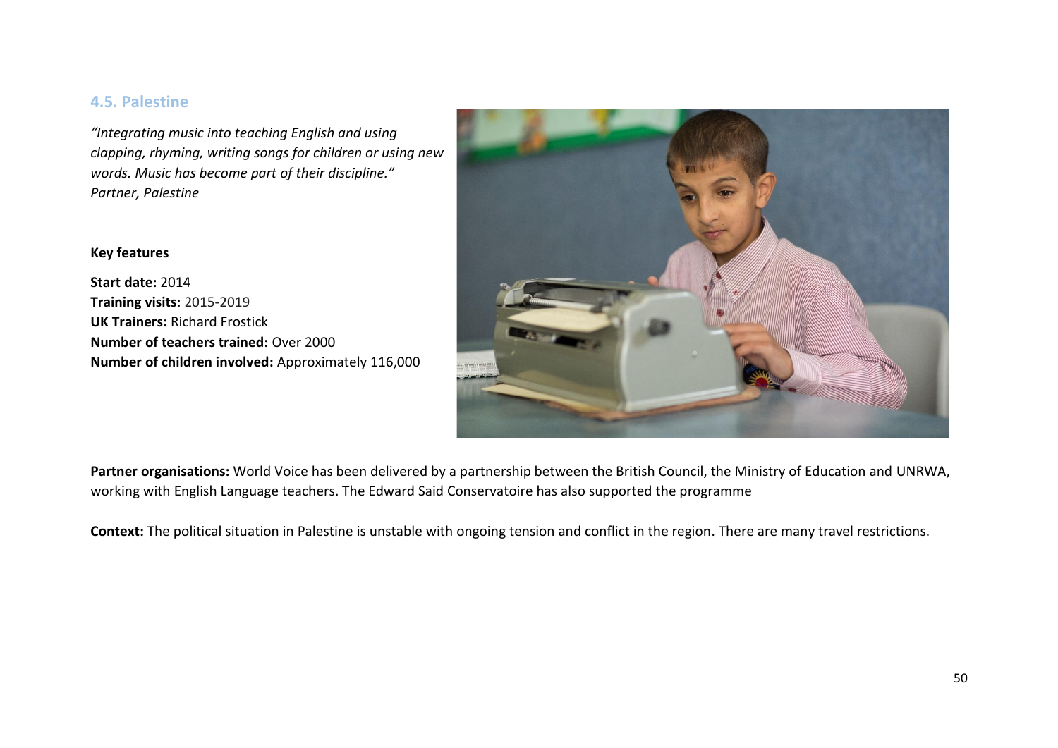### 4.5. Palestine

*"Integrating music into teaching English and using clapping, rhyming, writing songs for children or using new words. Music has become part of their discipline."*
*Partner, Palestine*

**Key features**

**Start date:** 2014
**Training visits:** 2015-2019
**UK Trainers:** Richard Frostick
**Number of teachers trained:** Over 2000
**Number of children involved:** Approximately 116,000

**Partner organisations:** World Voice has been delivered by a partnership between the British Council, the Ministry of Education and UNRWA, working with English Language teachers. The Edward Said Conservatoire has also supported the programme

**Context:** The political situation in Palestine is unstable with ongoing tension and conflict in the region. There are many travel restrictions.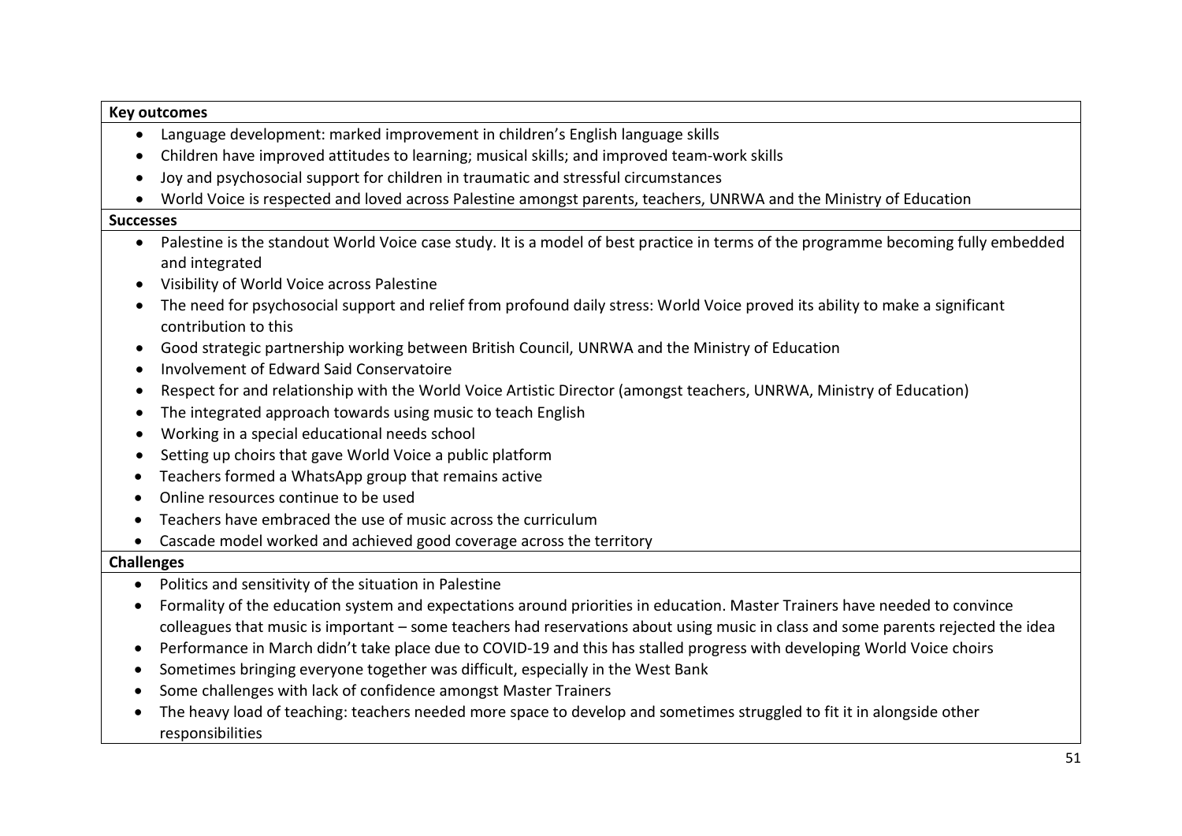**Key outcomes**

- Language development: marked improvement in children's English language skills
- Children have improved attitudes to learning; musical skills; and improved team-work skills
- Joy and psychosocial support for children in traumatic and stressful circumstances
- World Voice is respected and loved across Palestine amongst parents, teachers, UNRWA and the Ministry of Education

**Successes**

- Palestine is the standout World Voice case study. It is a model of best practice in terms of the programme becoming fully embedded and integrated
- Visibility of World Voice across Palestine
- The need for psychosocial support and relief from profound daily stress: World Voice proved its ability to make a significant contribution to this
- Good strategic partnership working between British Council, UNRWA and the Ministry of Education
- Involvement of Edward Said Conservatoire
- Respect for and relationship with the World Voice Artistic Director (amongst teachers, UNRWA, Ministry of Education)
- The integrated approach towards using music to teach English
- Working in a special educational needs school
- Setting up choirs that gave World Voice a public platform
- Teachers formed a WhatsApp group that remains active
- Online resources continue to be used
- Teachers have embraced the use of music across the curriculum
- Cascade model worked and achieved good coverage across the territory

**Challenges**

- Politics and sensitivity of the situation in Palestine
- Formality of the education system and expectations around priorities in education. Master Trainers have needed to convince colleagues that music is important – some teachers had reservations about using music in class and some parents rejected the idea
- Performance in March didn't take place due to COVID-19 and this has stalled progress with developing World Voice choirs
- Sometimes bringing everyone together was difficult, especially in the West Bank
- Some challenges with lack of confidence amongst Master Trainers
- The heavy load of teaching: teachers needed more space to develop and sometimes struggled to fit it in alongside other responsibilities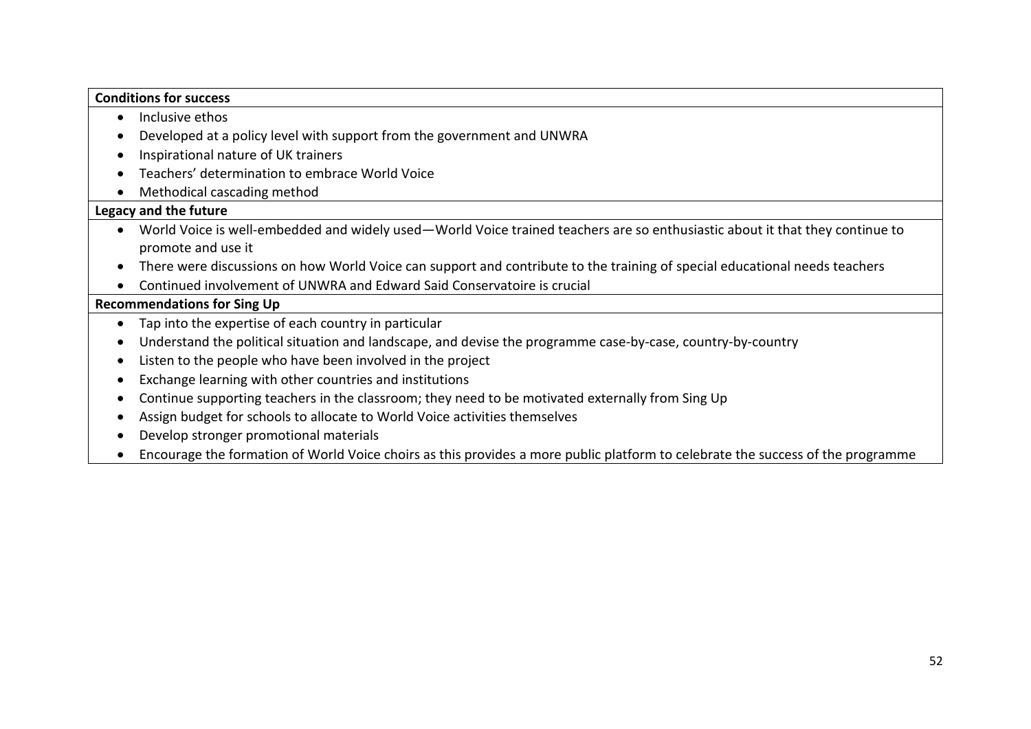| **Conditions for success** |
|---|
| <ul><li>Inclusive ethos</li><li>Developed at a policy level with support from the government and UNWRA</li><li>Inspirational nature of UK trainers</li><li>Teachers' determination to embrace World Voice</li><li>Methodical cascading method</li></ul> |
| **Legacy and the future** |
| <ul><li>World Voice is well-embedded and widely used—World Voice trained teachers are so enthusiastic about it that they continue to promote and use it</li><li>There were discussions on how World Voice can support and contribute to the training of special educational needs teachers</li><li>Continued involvement of UNWRA and Edward Said Conservatoire is crucial</li></ul> |
| **Recommendations for Sing Up** |
| <ul><li>Tap into the expertise of each country in particular</li><li>Understand the political situation and landscape, and devise the programme case-by-case, country-by-country</li><li>Listen to the people who have been involved in the project</li><li>Exchange learning with other countries and institutions</li><li>Continue supporting teachers in the classroom; they need to be motivated externally from Sing Up</li><li>Assign budget for schools to allocate to World Voice activities themselves</li><li>Develop stronger promotional materials</li><li>Encourage the formation of World Voice choirs as this provides a more public platform to celebrate the success of the programme</li></ul> |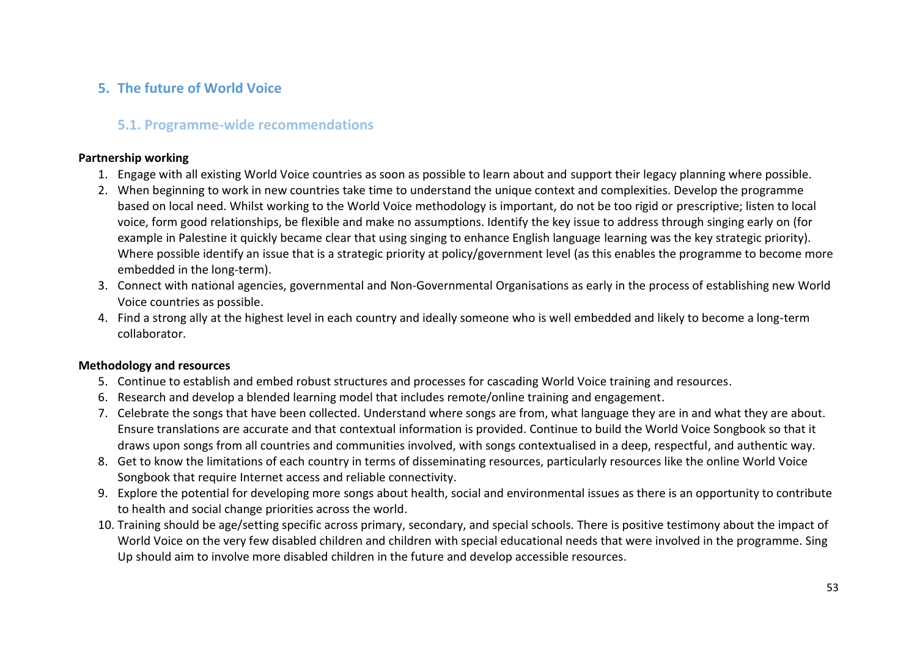## 5. The future of World Voice

### 5.1. Programme-wide recommendations

**Partnership working**

1. Engage with all existing World Voice countries as soon as possible to learn about and support their legacy planning where possible.
2. When beginning to work in new countries take time to understand the unique context and complexities. Develop the programme based on local need. Whilst working to the World Voice methodology is important, do not be too rigid or prescriptive; listen to local voice, form good relationships, be flexible and make no assumptions. Identify the key issue to address through singing early on (for example in Palestine it quickly became clear that using singing to enhance English language learning was the key strategic priority). Where possible identify an issue that is a strategic priority at policy/government level (as this enables the programme to become more embedded in the long-term).
3. Connect with national agencies, governmental and Non-Governmental Organisations as early in the process of establishing new World Voice countries as possible.
4. Find a strong ally at the highest level in each country and ideally someone who is well embedded and likely to become a long-term collaborator.

**Methodology and resources**

5. Continue to establish and embed robust structures and processes for cascading World Voice training and resources.
6. Research and develop a blended learning model that includes remote/online training and engagement.
7. Celebrate the songs that have been collected. Understand where songs are from, what language they are in and what they are about. Ensure translations are accurate and that contextual information is provided. Continue to build the World Voice Songbook so that it draws upon songs from all countries and communities involved, with songs contextualised in a deep, respectful, and authentic way.
8. Get to know the limitations of each country in terms of disseminating resources, particularly resources like the online World Voice Songbook that require Internet access and reliable connectivity.
9. Explore the potential for developing more songs about health, social and environmental issues as there is an opportunity to contribute to health and social change priorities across the world.
10. Training should be age/setting specific across primary, secondary, and special schools. There is positive testimony about the impact of World Voice on the very few disabled children and children with special educational needs that were involved in the programme. Sing Up should aim to involve more disabled children in the future and develop accessible resources.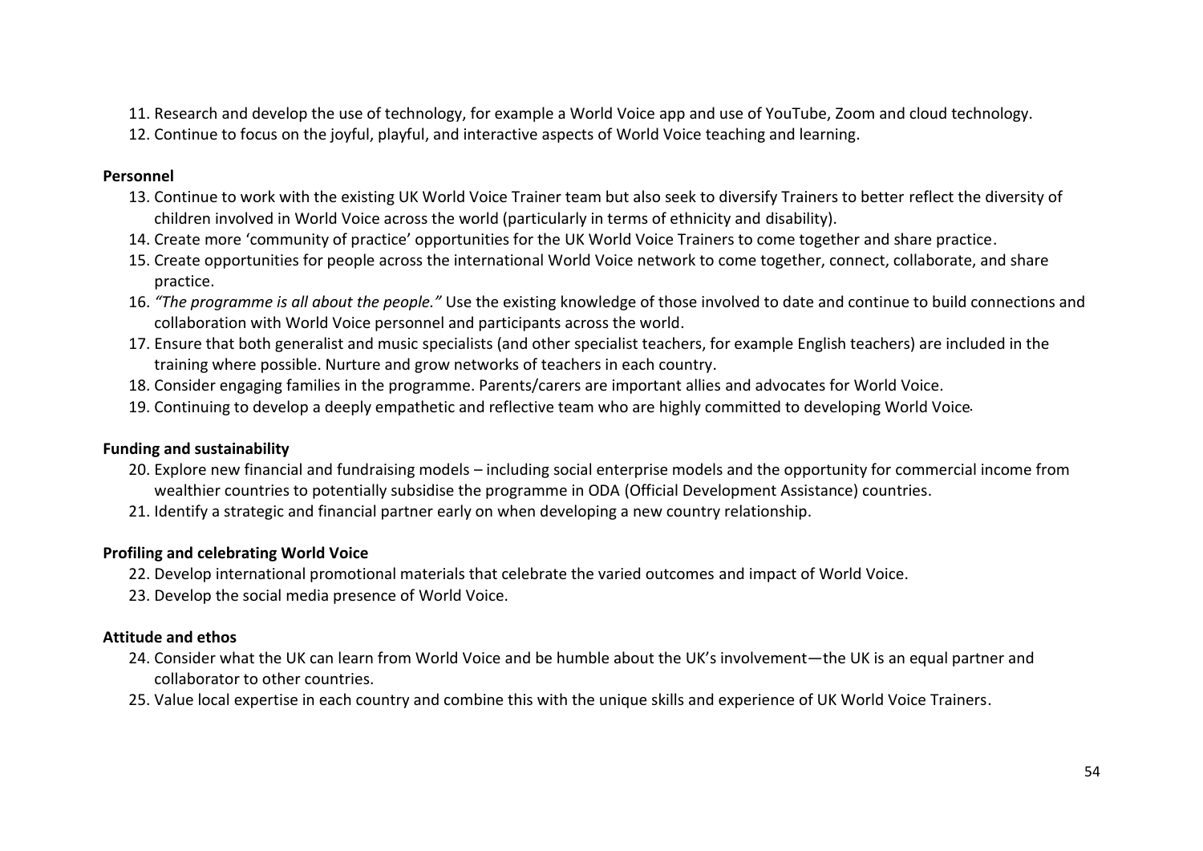11. Research and develop the use of technology, for example a World Voice app and use of YouTube, Zoom and cloud technology.
12. Continue to focus on the joyful, playful, and interactive aspects of World Voice teaching and learning.

**Personnel**

13. Continue to work with the existing UK World Voice Trainer team but also seek to diversify Trainers to better reflect the diversity of children involved in World Voice across the world (particularly in terms of ethnicity and disability).
14. Create more 'community of practice' opportunities for the UK World Voice Trainers to come together and share practice.
15. Create opportunities for people across the international World Voice network to come together, connect, collaborate, and share practice.
16. *"The programme is all about the people."* Use the existing knowledge of those involved to date and continue to build connections and collaboration with World Voice personnel and participants across the world.
17. Ensure that both generalist and music specialists (and other specialist teachers, for example English teachers) are included in the training where possible. Nurture and grow networks of teachers in each country.
18. Consider engaging families in the programme. Parents/carers are important allies and advocates for World Voice.
19. Continuing to develop a deeply empathetic and reflective team who are highly committed to developing World Voice.

**Funding and sustainability**

20. Explore new financial and fundraising models – including social enterprise models and the opportunity for commercial income from wealthier countries to potentially subsidise the programme in ODA (Official Development Assistance) countries.
21. Identify a strategic and financial partner early on when developing a new country relationship.

**Profiling and celebrating World Voice**

22. Develop international promotional materials that celebrate the varied outcomes and impact of World Voice.
23. Develop the social media presence of World Voice.

**Attitude and ethos**

24. Consider what the UK can learn from World Voice and be humble about the UK's involvement—the UK is an equal partner and collaborator to other countries.
25. Value local expertise in each country and combine this with the unique skills and experience of UK World Voice Trainers.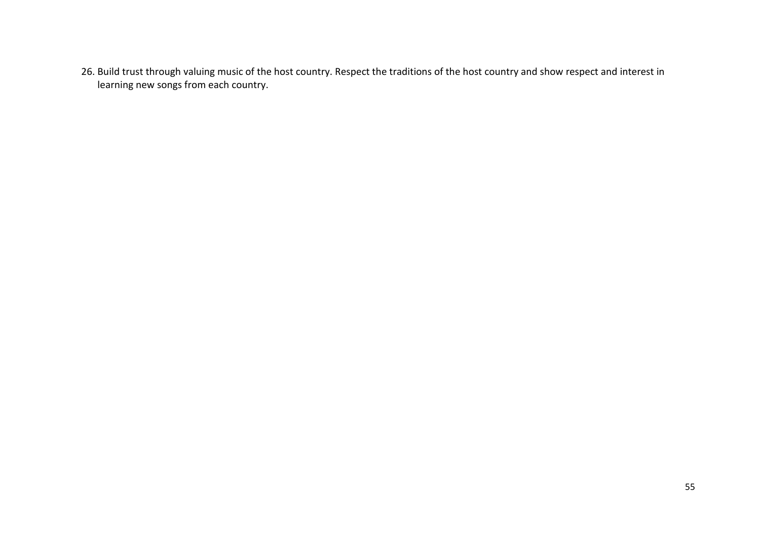26. Build trust through valuing music of the host country. Respect the traditions of the host country and show respect and interest in learning new songs from each country.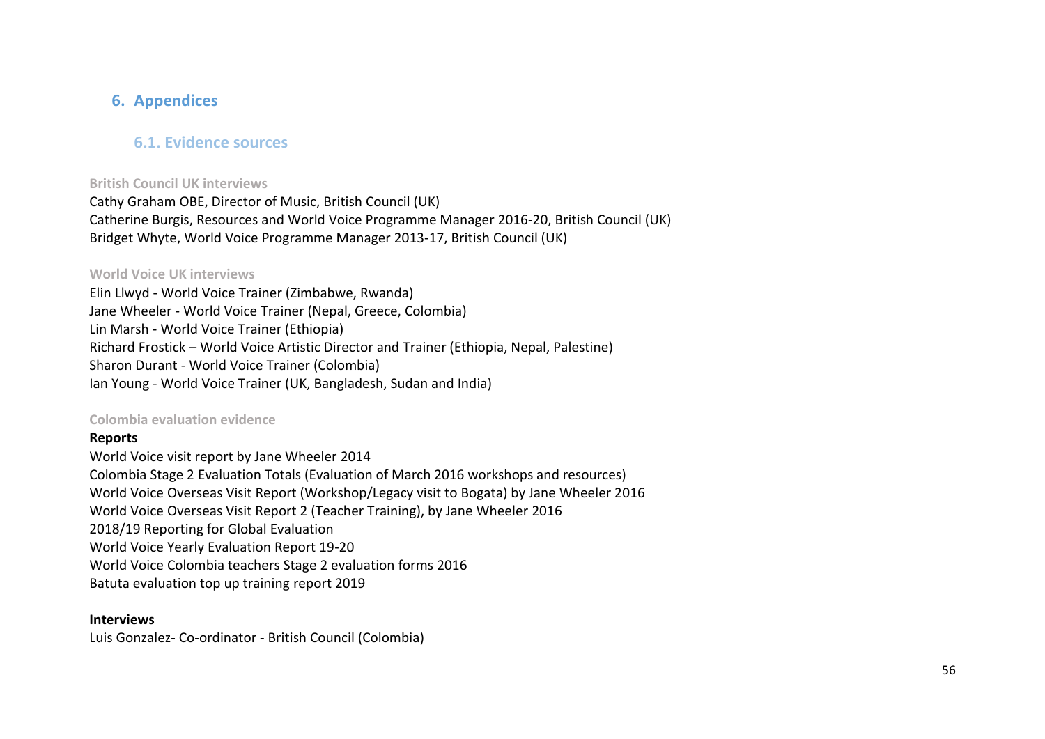# 6. Appendices

## 6.1. Evidence sources

### British Council UK interviews

Cathy Graham OBE, Director of Music, British Council (UK)
Catherine Burgis, Resources and World Voice Programme Manager 2016-20, British Council (UK)
Bridget Whyte, World Voice Programme Manager 2013-17, British Council (UK)

### World Voice UK interviews

Elin Llwyd - World Voice Trainer (Zimbabwe, Rwanda)
Jane Wheeler - World Voice Trainer (Nepal, Greece, Colombia)
Lin Marsh - World Voice Trainer (Ethiopia)
Richard Frostick – World Voice Artistic Director and Trainer (Ethiopia, Nepal, Palestine)
Sharon Durant - World Voice Trainer (Colombia)
Ian Young - World Voice Trainer (UK, Bangladesh, Sudan and India)

### Colombia evaluation evidence

**Reports**

World Voice visit report by Jane Wheeler 2014
Colombia Stage 2 Evaluation Totals (Evaluation of March 2016 workshops and resources)
World Voice Overseas Visit Report (Workshop/Legacy visit to Bogata) by Jane Wheeler 2016
World Voice Overseas Visit Report 2 (Teacher Training), by Jane Wheeler 2016
2018/19 Reporting for Global Evaluation
World Voice Yearly Evaluation Report 19-20
World Voice Colombia teachers Stage 2 evaluation forms 2016
Batuta evaluation top up training report 2019

**Interviews**

Luis Gonzalez- Co-ordinator - British Council (Colombia)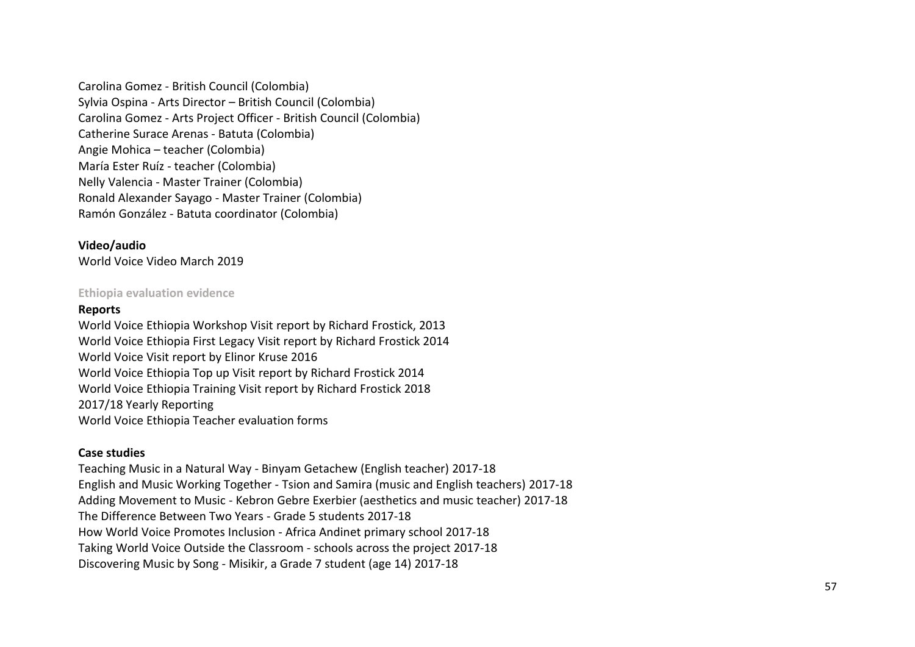Carolina Gomez - British Council (Colombia)
Sylvia Ospina - Arts Director – British Council (Colombia)
Carolina Gomez - Arts Project Officer - British Council (Colombia)
Catherine Surace Arenas - Batuta (Colombia)
Angie Mohica – teacher (Colombia)
María Ester Ruíz - teacher (Colombia)
Nelly Valencia - Master Trainer (Colombia)
Ronald Alexander Sayago - Master Trainer (Colombia)
Ramón González - Batuta coordinator (Colombia)

**Video/audio**

World Voice Video March 2019

### Ethiopia evaluation evidence

**Reports**

World Voice Ethiopia Workshop Visit report by Richard Frostick, 2013
World Voice Ethiopia First Legacy Visit report by Richard Frostick 2014
World Voice Visit report by Elinor Kruse 2016
World Voice Ethiopia Top up Visit report by Richard Frostick 2014
World Voice Ethiopia Training Visit report by Richard Frostick 2018
2017/18 Yearly Reporting
World Voice Ethiopia Teacher evaluation forms

**Case studies**

Teaching Music in a Natural Way - Binyam Getachew (English teacher) 2017-18
English and Music Working Together - Tsion and Samira (music and English teachers) 2017-18
Adding Movement to Music - Kebron Gebre Exerbier (aesthetics and music teacher) 2017-18
The Difference Between Two Years - Grade 5 students 2017-18
How World Voice Promotes Inclusion - Africa Andinet primary school 2017-18
Taking World Voice Outside the Classroom - schools across the project 2017-18
Discovering Music by Song - Misikir, a Grade 7 student (age 14) 2017-18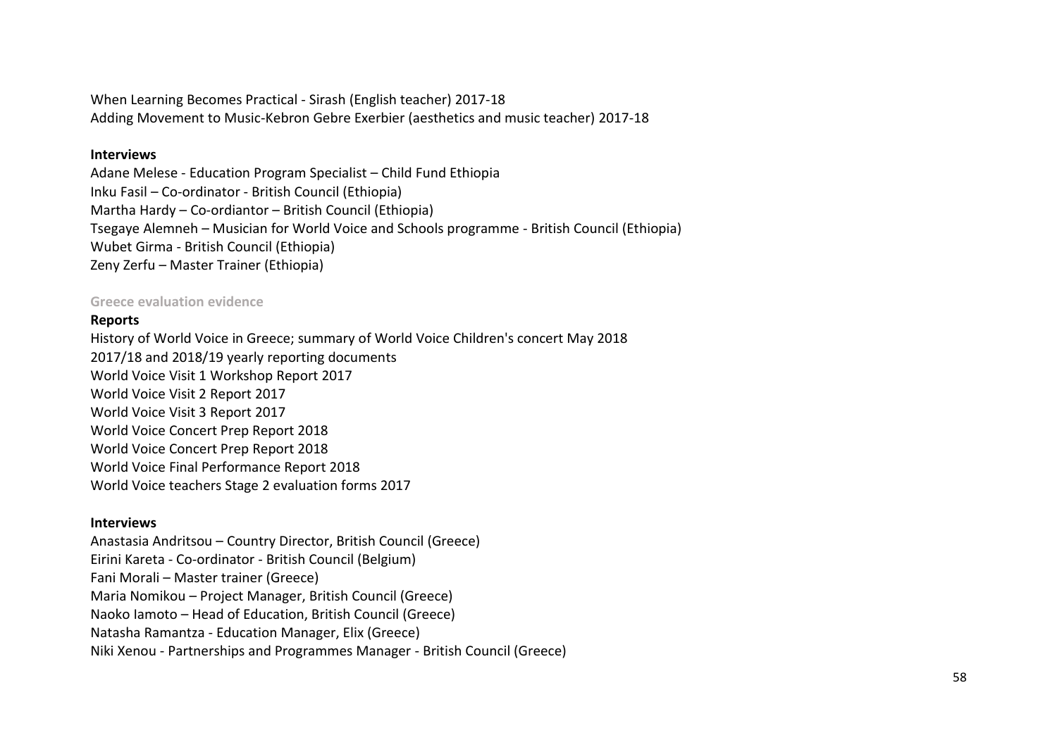When Learning Becomes Practical - Sirash (English teacher) 2017-18
Adding Movement to Music-Kebron Gebre Exerbier (aesthetics and music teacher) 2017-18

**Interviews**

Adane Melese - Education Program Specialist – Child Fund Ethiopia
Inku Fasil – Co-ordinator - British Council (Ethiopia)
Martha Hardy – Co-ordiantor – British Council (Ethiopia)
Tsegaye Alemneh – Musician for World Voice and Schools programme - British Council (Ethiopia)
Wubet Girma - British Council (Ethiopia)
Zeny Zerfu – Master Trainer (Ethiopia)

### Greece evaluation evidence

**Reports**

History of World Voice in Greece; summary of World Voice Children's concert May 2018
2017/18 and 2018/19 yearly reporting documents
World Voice Visit 1 Workshop Report 2017
World Voice Visit 2 Report 2017
World Voice Visit 3 Report 2017
World Voice Concert Prep Report 2018
World Voice Concert Prep Report 2018
World Voice Final Performance Report 2018
World Voice teachers Stage 2 evaluation forms 2017

**Interviews**

Anastasia Andritsou – Country Director, British Council (Greece)
Eirini Kareta - Co-ordinator - British Council (Belgium)
Fani Morali – Master trainer (Greece)
Maria Nomikou – Project Manager, British Council (Greece)
Naoko Iamoto – Head of Education, British Council (Greece)
Natasha Ramantza - Education Manager, Elix (Greece)
Niki Xenou - Partnerships and Programmes Manager - British Council (Greece)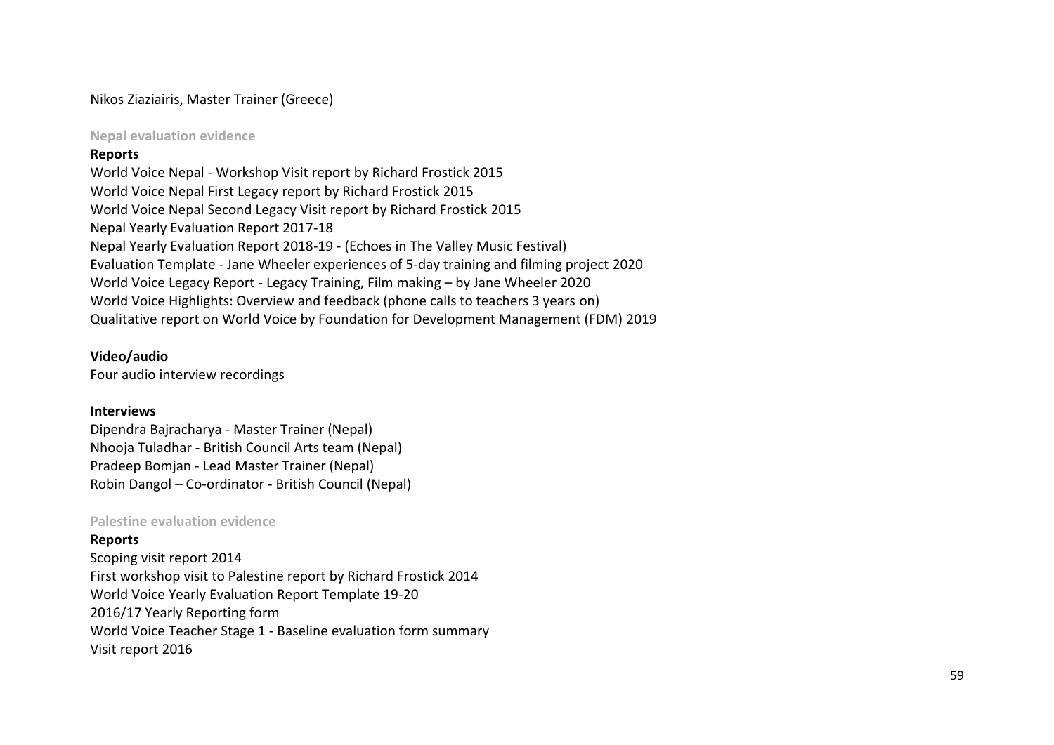Nikos Ziaziairis, Master Trainer (Greece)

### Nepal evaluation evidence

**Reports**

World Voice Nepal - Workshop Visit report by Richard Frostick 2015
World Voice Nepal First Legacy report by Richard Frostick 2015
World Voice Nepal Second Legacy Visit report by Richard Frostick 2015
Nepal Yearly Evaluation Report 2017-18
Nepal Yearly Evaluation Report 2018-19 - (Echoes in The Valley Music Festival)
Evaluation Template - Jane Wheeler experiences of 5-day training and filming project 2020
World Voice Legacy Report - Legacy Training, Film making – by Jane Wheeler 2020
World Voice Highlights: Overview and feedback (phone calls to teachers 3 years on)
Qualitative report on World Voice by Foundation for Development Management (FDM) 2019

**Video/audio**

Four audio interview recordings

**Interviews**

Dipendra Bajracharya - Master Trainer (Nepal)
Nhooja Tuladhar - British Council Arts team (Nepal)
Pradeep Bomjan - Lead Master Trainer (Nepal)
Robin Dangol – Co-ordinator - British Council (Nepal)

### Palestine evaluation evidence

**Reports**

Scoping visit report 2014
First workshop visit to Palestine report by Richard Frostick 2014
World Voice Yearly Evaluation Report Template 19-20
2016/17 Yearly Reporting form
World Voice Teacher Stage 1 - Baseline evaluation form summary
Visit report 2016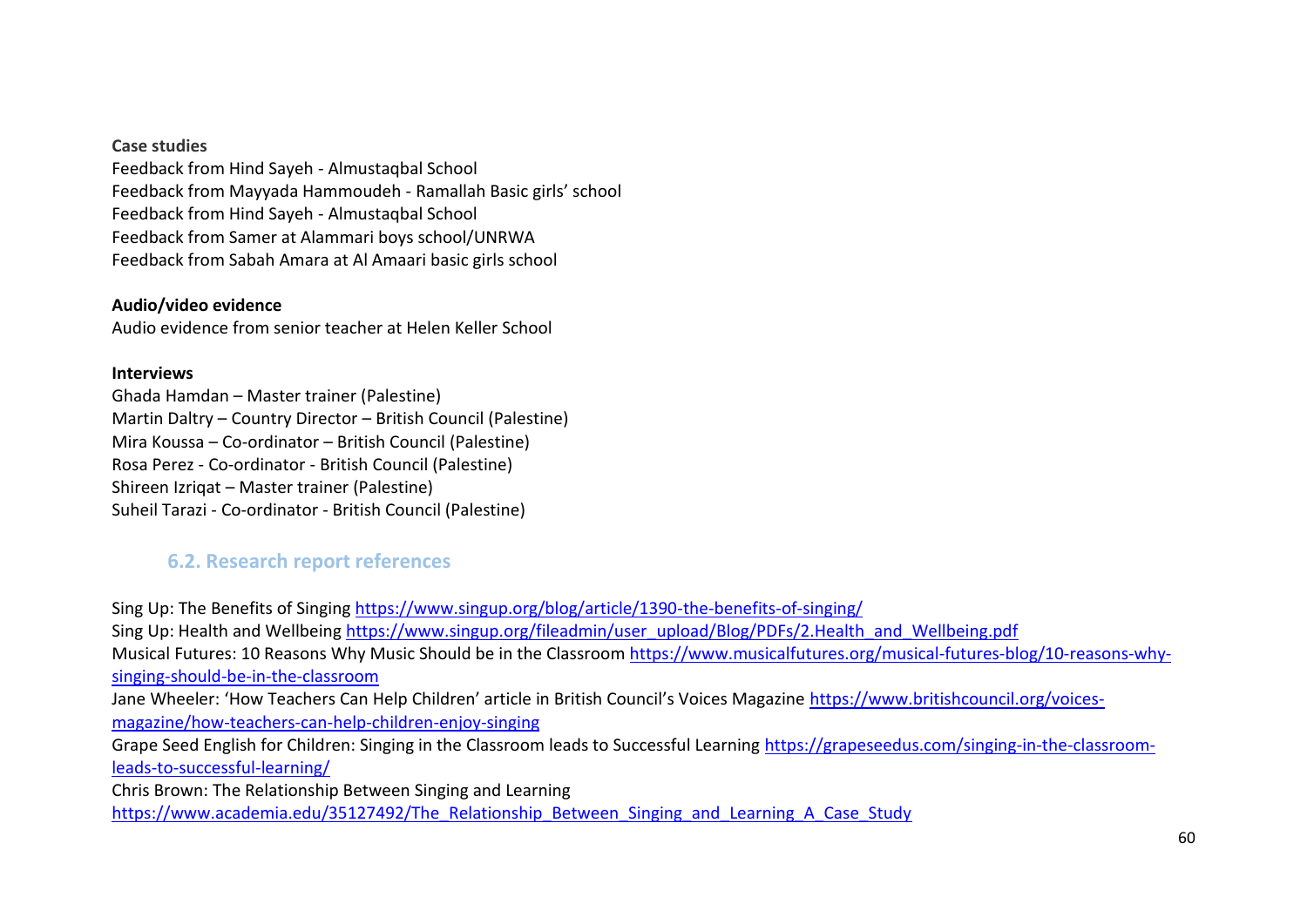**Case studies**

Feedback from Hind Sayeh - Almustaqbal School
Feedback from Mayyada Hammoudeh - Ramallah Basic girls' school
Feedback from Hind Sayeh - Almustaqbal School
Feedback from Samer at Alammari boys school/UNRWA
Feedback from Sabah Amara at Al Amaari basic girls school

**Audio/video evidence**

Audio evidence from senior teacher at Helen Keller School

**Interviews**

Ghada Hamdan – Master trainer (Palestine)
Martin Daltry – Country Director – British Council (Palestine)
Mira Koussa – Co-ordinator – British Council (Palestine)
Rosa Perez - Co-ordinator - British Council (Palestine)
Shireen Izriqat – Master trainer (Palestine)
Suheil Tarazi - Co-ordinator - British Council (Palestine)

### 6.2. Research report references

Sing Up: The Benefits of Singing https://www.singup.org/blog/article/1390-the-benefits-of-singing/
Sing Up: Health and Wellbeing https://www.singup.org/fileadmin/user_upload/Blog/PDFs/2.Health_and_Wellbeing.pdf
Musical Futures: 10 Reasons Why Music Should be in the Classroom https://www.musicalfutures.org/musical-futures-blog/10-reasons-why-singing-should-be-in-the-classroom
Jane Wheeler: 'How Teachers Can Help Children' article in British Council's Voices Magazine https://www.britishcouncil.org/voices-magazine/how-teachers-can-help-children-enjoy-singing
Grape Seed English for Children: Singing in the Classroom leads to Successful Learning https://grapeseedus.com/singing-in-the-classroom-leads-to-successful-learning/
Chris Brown: The Relationship Between Singing and Learning
https://www.academia.edu/35127492/The_Relationship_Between_Singing_and_Learning_A_Case_Study